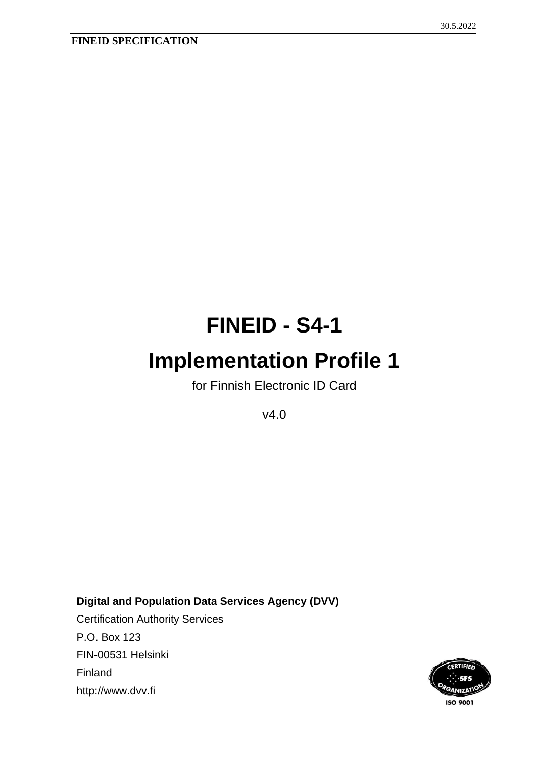# FINEID - S4-1

# Implementation Profile 1

for Finnish Electronic ID Card

v4.0

**Digital and Population Data Services Agency (DVV)**

Certification Authority Services

P.O. Box 123

FIN-00531 Helsinki

Finland

http://www.dvv.fi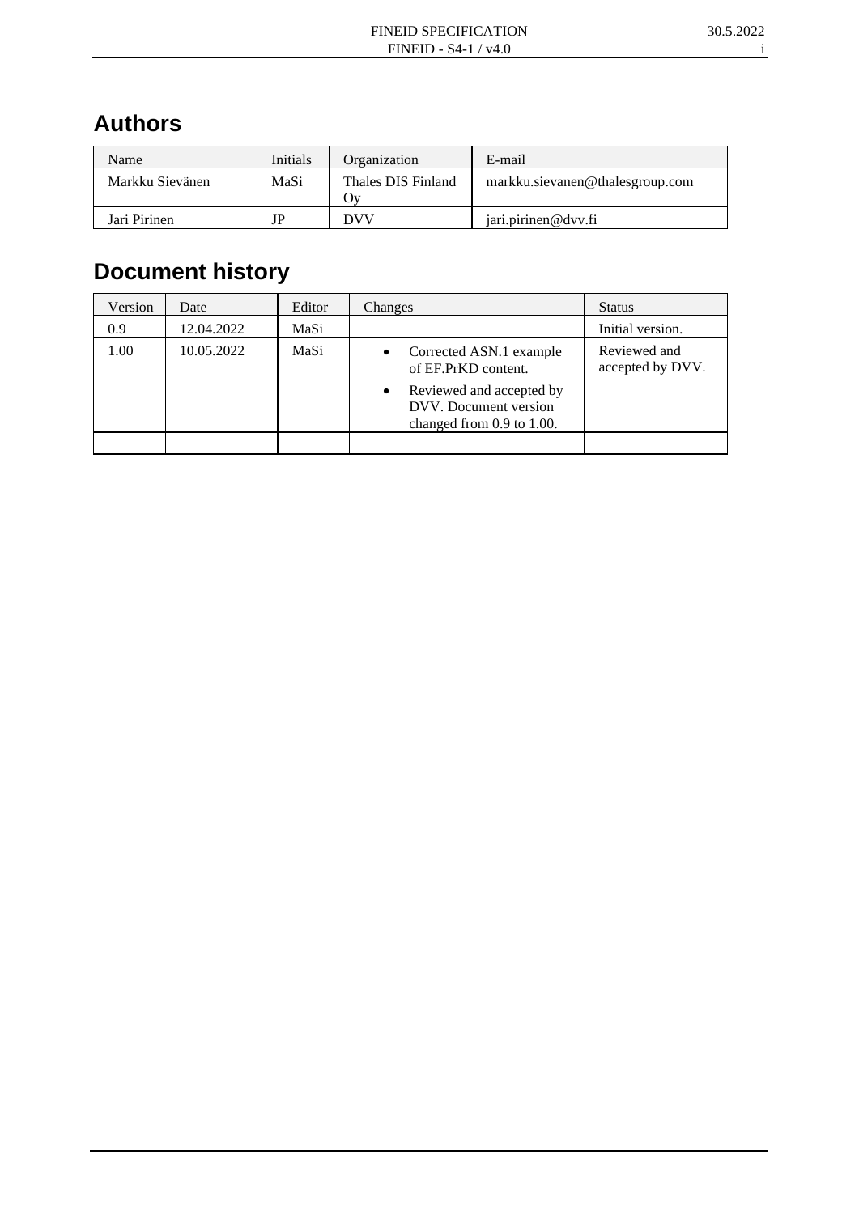## Authors

| Name | Initials | Organization | E-mail |
|---|---|---|---|
| Markku Sievänen | MaSi | Thales DIS Finland Oy | markku.sievanen@thalesgroup.com |
| Jari Pirinen | JP | DVV | jari.pirinen@dvv.fi |

## Document history

| Version | Date | Editor | Changes | Status |
|---|---|---|---|---|
| 0.9 | 12.04.2022 | MaSi | | Initial version. |
| 1.00 | 10.05.2022 | MaSi | • Corrected ASN.1 example of EF.PrKD content.<br>• Reviewed and accepted by DVV. Document version changed from 0.9 to 1.00. | Reviewed and accepted by DVV. |
| | | | | |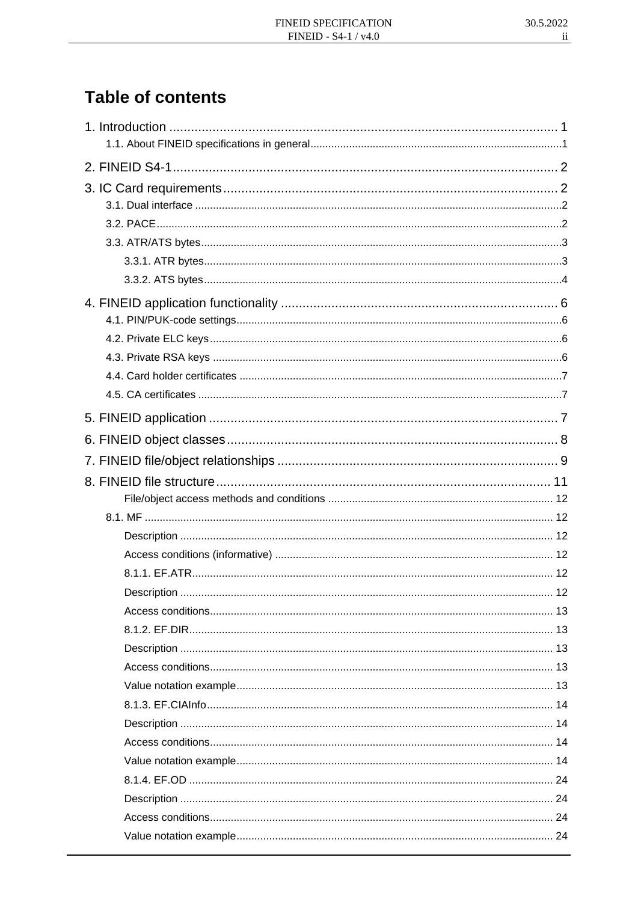# Table of contents

1. Introduction ............................................................ 1
   - 1.1. About FINEID specifications in general ............................................................ 1
2. FINEID S4-1 ............................................................ 2
3. IC Card requirements ............................................................ 2
   - 3.1. Dual interface ............................................................ 2
   - 3.2. PACE ............................................................ 2
   - 3.3. ATR/ATS bytes ............................................................ 3
     - 3.3.1. ATR bytes ............................................................ 3
     - 3.3.2. ATS bytes ............................................................ 4
4. FINEID application functionality ............................................................ 6
   - 4.1. PIN/PUK-code settings ............................................................ 6
   - 4.2. Private ELC keys ............................................................ 6
   - 4.3. Private RSA keys ............................................................ 6
   - 4.4. Card holder certificates ............................................................ 7
   - 4.5. CA certificates ............................................................ 7
5. FINEID application ............................................................ 7
6. FINEID object classes ............................................................ 8
7. FINEID file/object relationships ............................................................ 9
8. FINEID file structure ............................................................ 11
     - File/object access methods and conditions ............................................................ 12
   - 8.1. MF ............................................................ 12
     - Description ............................................................ 12
     - Access conditions (informative) ............................................................ 12
     - 8.1.1. EF.ATR ............................................................ 12
     - Description ............................................................ 12
     - Access conditions ............................................................ 13
     - 8.1.2. EF.DIR ............................................................ 13
     - Description ............................................................ 13
     - Access conditions ............................................................ 13
     - Value notation example ............................................................ 13
     - 8.1.3. EF.CIAInfo ............................................................ 14
     - Description ............................................................ 14
     - Access conditions ............................................................ 14
     - Value notation example ............................................................ 14
     - 8.1.4. EF.OD ............................................................ 24
     - Description ............................................................ 24
     - Access conditions ............................................................ 24
     - Value notation example ............................................................ 24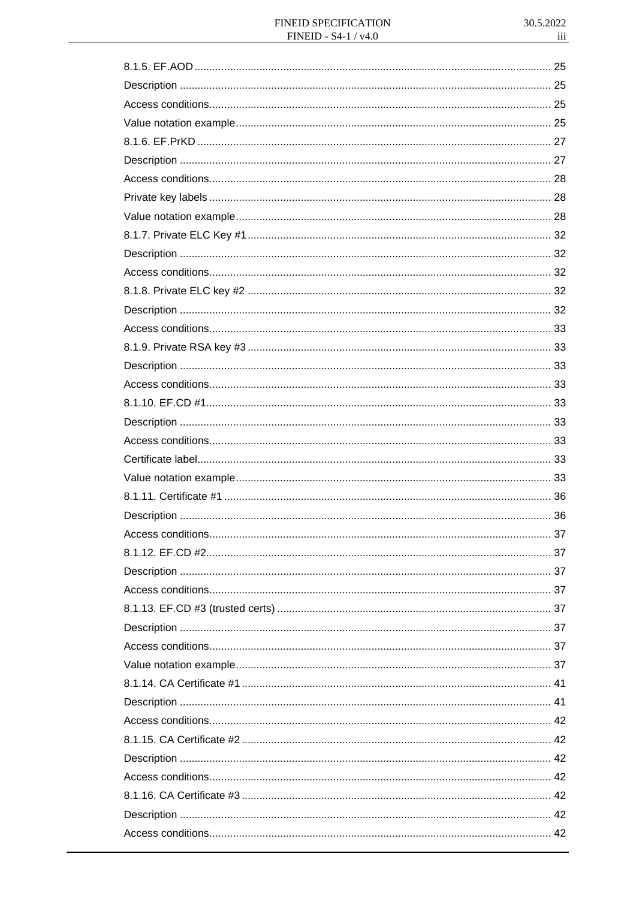8.1.5. EF.AOD ........ 25
Description ........ 25
Access conditions........ 25
Value notation example........ 25
8.1.6. EF.PrKD ........ 27
Description ........ 27
Access conditions........ 28
Private key labels ........ 28
Value notation example........ 28
8.1.7. Private ELC Key #1........ 32
Description ........ 32
Access conditions........ 32
8.1.8. Private ELC key #2 ........ 32
Description ........ 32
Access conditions........ 33
8.1.9. Private RSA key #3 ........ 33
Description ........ 33
Access conditions........ 33
8.1.10. EF.CD #1........ 33
Description ........ 33
Access conditions........ 33
Certificate label........ 33
Value notation example........ 33
8.1.11. Certificate #1 ........ 36
Description ........ 36
Access conditions........ 37
8.1.12. EF.CD #2........ 37
Description ........ 37
Access conditions........ 37
8.1.13. EF.CD #3 (trusted certs) ........ 37
Description ........ 37
Access conditions........ 37
Value notation example........ 37
8.1.14. CA Certificate #1 ........ 41
Description ........ 41
Access conditions........ 42
8.1.15. CA Certificate #2 ........ 42
Description ........ 42
Access conditions........ 42
8.1.16. CA Certificate #3 ........ 42
Description ........ 42
Access conditions........ 42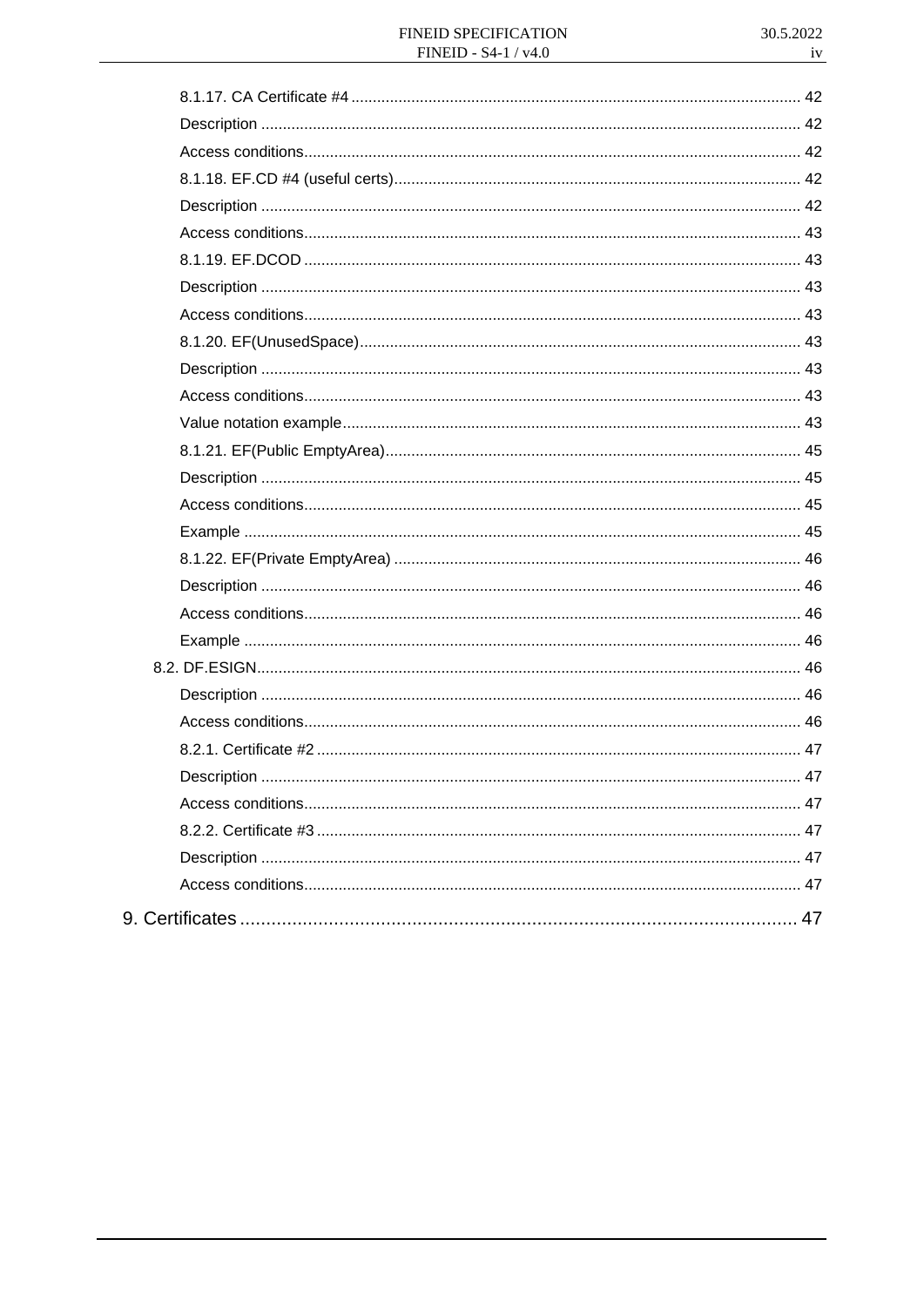8.1.17. CA Certificate #4 ........................................................................................................ 42
Description ............................................................................................................................ 42
Access conditions.................................................................................................................. 42
8.1.18. EF.CD #4 (useful certs)............................................................................................... 42
Description ............................................................................................................................ 42
Access conditions.................................................................................................................. 43
8.1.19. EF.DCOD .................................................................................................................... 43
Description ............................................................................................................................ 43
Access conditions.................................................................................................................. 43
8.1.20. EF(UnusedSpace)....................................................................................................... 43
Description ............................................................................................................................ 43
Access conditions.................................................................................................................. 43
Value notation example.......................................................................................................... 43
8.1.21. EF(Public EmptyArea)................................................................................................. 45
Description ............................................................................................................................ 45
Access conditions.................................................................................................................. 45
Example ................................................................................................................................ 45
8.1.22. EF(Private EmptyArea) ............................................................................................... 46
Description ............................................................................................................................ 46
Access conditions.................................................................................................................. 46
Example ................................................................................................................................ 46
8.2. DF.ESIGN.............................................................................................................................. 46
Description ............................................................................................................................ 46
Access conditions.................................................................................................................. 46
8.2.1. Certificate #2 ................................................................................................................ 47
Description ............................................................................................................................ 47
Access conditions.................................................................................................................. 47
8.2.2. Certificate #3 ................................................................................................................ 47
Description ............................................................................................................................ 47
Access conditions.................................................................................................................. 47

9. Certificates ............................................................................................................. 47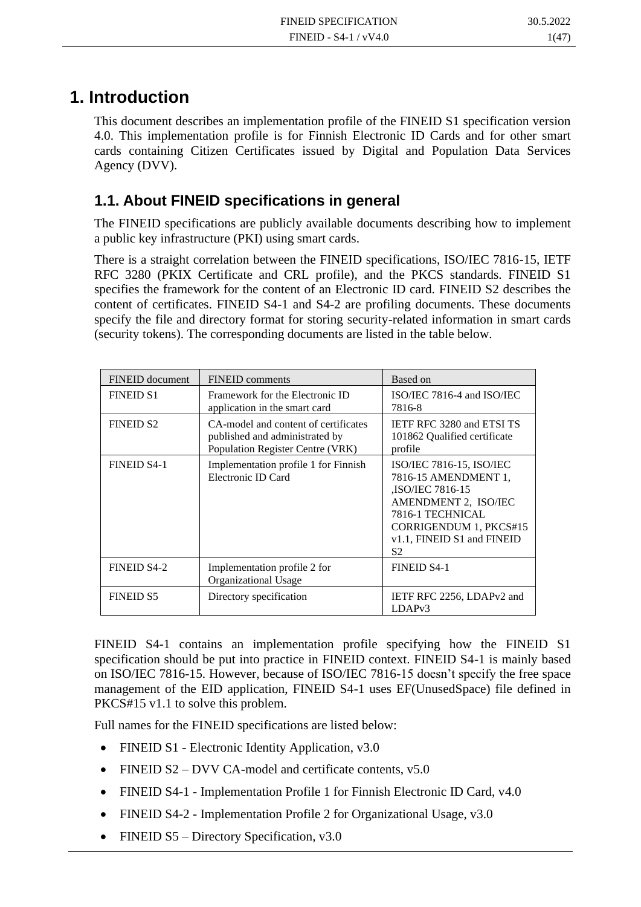# 1. Introduction

This document describes an implementation profile of the FINEID S1 specification version 4.0. This implementation profile is for Finnish Electronic ID Cards and for other smart cards containing Citizen Certificates issued by Digital and Population Data Services Agency (DVV).

## 1.1. About FINEID specifications in general

The FINEID specifications are publicly available documents describing how to implement a public key infrastructure (PKI) using smart cards.

There is a straight correlation between the FINEID specifications, ISO/IEC 7816-15, IETF RFC 3280 (PKIX Certificate and CRL profile), and the PKCS standards. FINEID S1 specifies the framework for the content of an Electronic ID card. FINEID S2 describes the content of certificates. FINEID S4-1 and S4-2 are profiling documents. These documents specify the file and directory format for storing security-related information in smart cards (security tokens). The corresponding documents are listed in the table below.

| FINEID document | FINEID comments | Based on |
|---|---|---|
| FINEID S1 | Framework for the Electronic ID application in the smart card | ISO/IEC 7816-4 and ISO/IEC 7816-8 |
| FINEID S2 | CA-model and content of certificates published and administrated by Population Register Centre (VRK) | IETF RFC 3280 and ETSI TS 101862 Qualified certificate profile |
| FINEID S4-1 | Implementation profile 1 for Finnish Electronic ID Card | ISO/IEC 7816-15, ISO/IEC 7816-15 AMENDMENT 1, ,ISO/IEC 7816-15 AMENDMENT 2, ISO/IEC 7816-1 TECHNICAL CORRIGENDUM 1, PKCS#15 v1.1, FINEID S1 and FINEID S2 |
| FINEID S4-2 | Implementation profile 2 for Organizational Usage | FINEID S4-1 |
| FINEID S5 | Directory specification | IETF RFC 2256, LDAPv2 and LDAPv3 |

FINEID S4-1 contains an implementation profile specifying how the FINEID S1 specification should be put into practice in FINEID context. FINEID S4-1 is mainly based on ISO/IEC 7816-15. However, because of ISO/IEC 7816-15 doesn't specify the free space management of the EID application, FINEID S4-1 uses EF(UnusedSpace) file defined in PKCS#15 v1.1 to solve this problem.

Full names for the FINEID specifications are listed below:

- FINEID S1 - Electronic Identity Application, v3.0
- FINEID S2 – DVV CA-model and certificate contents, v5.0
- FINEID S4-1 - Implementation Profile 1 for Finnish Electronic ID Card, v4.0
- FINEID S4-2 - Implementation Profile 2 for Organizational Usage, v3.0
- FINEID S5 – Directory Specification, v3.0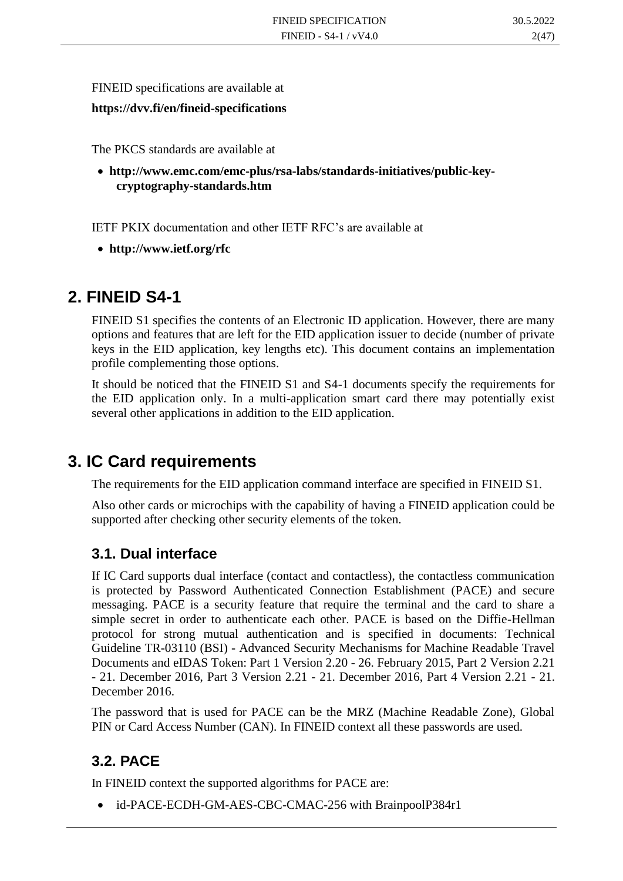FINEID specifications are available at

**https://dvv.fi/en/fineid-specifications**

The PKCS standards are available at

- **http://www.emc.com/emc-plus/rsa-labs/standards-initiatives/public-key-cryptography-standards.htm**

IETF PKIX documentation and other IETF RFC's are available at

- **http://www.ietf.org/rfc**

# 2. FINEID S4-1

FINEID S1 specifies the contents of an Electronic ID application. However, there are many options and features that are left for the EID application issuer to decide (number of private keys in the EID application, key lengths etc). This document contains an implementation profile complementing those options.

It should be noticed that the FINEID S1 and S4-1 documents specify the requirements for the EID application only. In a multi-application smart card there may potentially exist several other applications in addition to the EID application.

# 3. IC Card requirements

The requirements for the EID application command interface are specified in FINEID S1.

Also other cards or microchips with the capability of having a FINEID application could be supported after checking other security elements of the token.

## 3.1. Dual interface

If IC Card supports dual interface (contact and contactless), the contactless communication is protected by Password Authenticated Connection Establishment (PACE) and secure messaging. PACE is a security feature that require the terminal and the card to share a simple secret in order to authenticate each other. PACE is based on the Diffie-Hellman protocol for strong mutual authentication and is specified in documents: Technical Guideline TR-03110 (BSI) - Advanced Security Mechanisms for Machine Readable Travel Documents and eIDAS Token: Part 1 Version 2.20 - 26. February 2015, Part 2 Version 2.21 - 21. December 2016, Part 3 Version 2.21 - 21. December 2016, Part 4 Version 2.21 - 21. December 2016.

The password that is used for PACE can be the MRZ (Machine Readable Zone), Global PIN or Card Access Number (CAN). In FINEID context all these passwords are used.

## 3.2. PACE

In FINEID context the supported algorithms for PACE are:

- id-PACE-ECDH-GM-AES-CBC-CMAC-256 with BrainpoolP384r1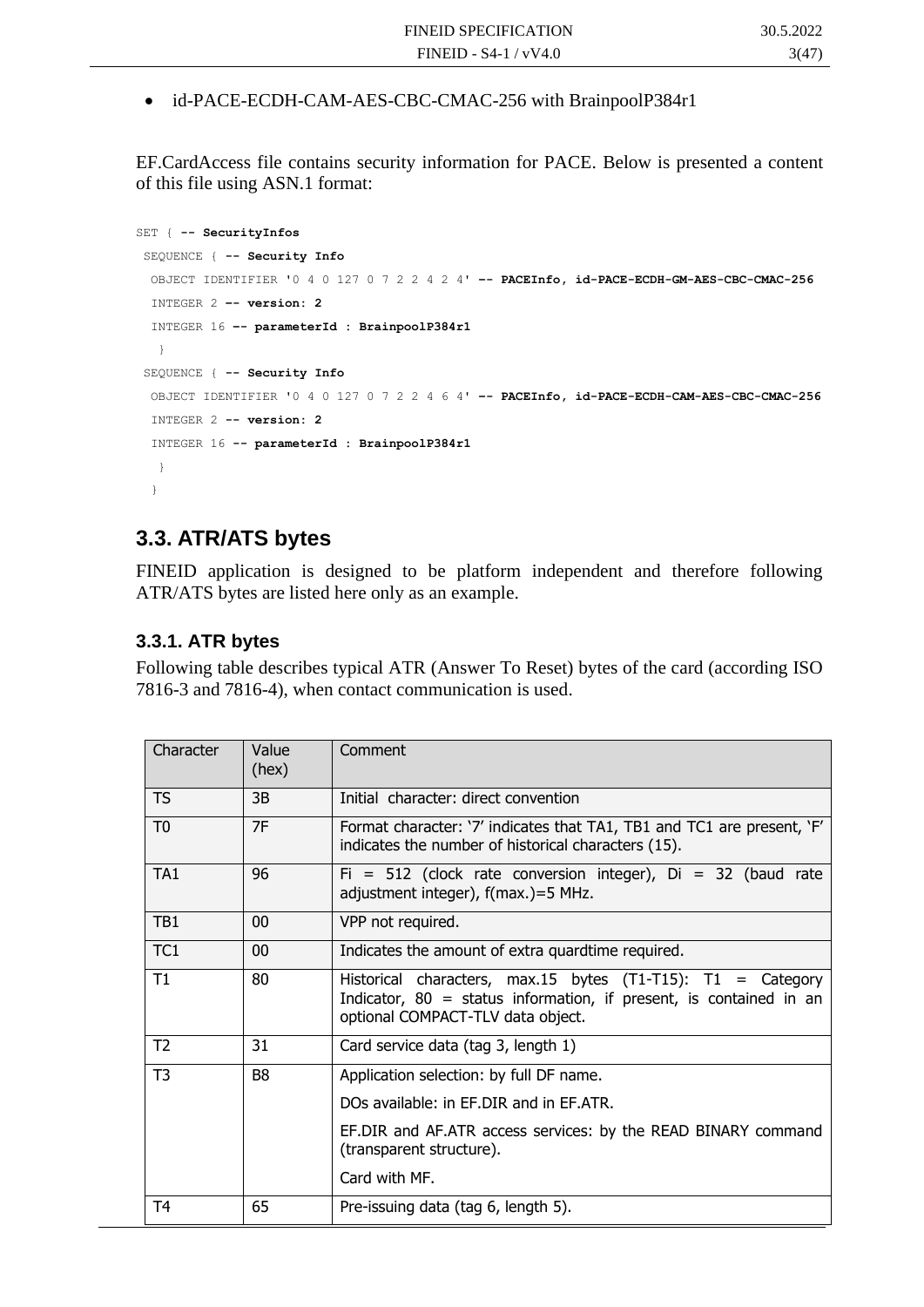- id-PACE-ECDH-CAM-AES-CBC-CMAC-256 with BrainpoolP384r1

EF.CardAccess file contains security information for PACE. Below is presented a content of this file using ASN.1 format:

```
SET { -- SecurityInfos
 SEQUENCE { -- Security Info
  OBJECT IDENTIFIER '0 4 0 127 0 7 2 2 4 2 4' -- PACEInfo, id-PACE-ECDH-GM-AES-CBC-CMAC-256
  INTEGER 2 -- version: 2
  INTEGER 16 -- parameterId : BrainpoolP384r1
   }
 SEQUENCE { -- Security Info
  OBJECT IDENTIFIER '0 4 0 127 0 7 2 2 4 6 4' -- PACEInfo, id-PACE-ECDH-CAM-AES-CBC-CMAC-256
  INTEGER 2 -- version: 2
  INTEGER 16 -- parameterId : BrainpoolP384r1
   }
  }
```

## 3.3. ATR/ATS bytes

FINEID application is designed to be platform independent and therefore following ATR/ATS bytes are listed here only as an example.

### 3.3.1. ATR bytes

Following table describes typical ATR (Answer To Reset) bytes of the card (according ISO 7816-3 and 7816-4), when contact communication is used.

| Character | Value (hex) | Comment |
|---|---|---|
| TS | 3B | Initial character: direct convention |
| T0 | 7F | Format character: '7' indicates that TA1, TB1 and TC1 are present, 'F' indicates the number of historical characters (15). |
| TA1 | 96 | Fi = 512 (clock rate conversion integer), Di = 32 (baud rate adjustment integer), f(max.)=5 MHz. |
| TB1 | 00 | VPP not required. |
| TC1 | 00 | Indicates the amount of extra quardtime required. |
| T1 | 80 | Historical characters, max.15 bytes (T1-T15): T1 = Category Indicator, 80 = status information, if present, is contained in an optional COMPACT-TLV data object. |
| T2 | 31 | Card service data (tag 3, length 1) |
| T3 | B8 | Application selection: by full DF name.<br>DOs available: in EF.DIR and in EF.ATR.<br>EF.DIR and AF.ATR access services: by the READ BINARY command (transparent structure).<br>Card with MF. |
| T4 | 65 | Pre-issuing data (tag 6, length 5). |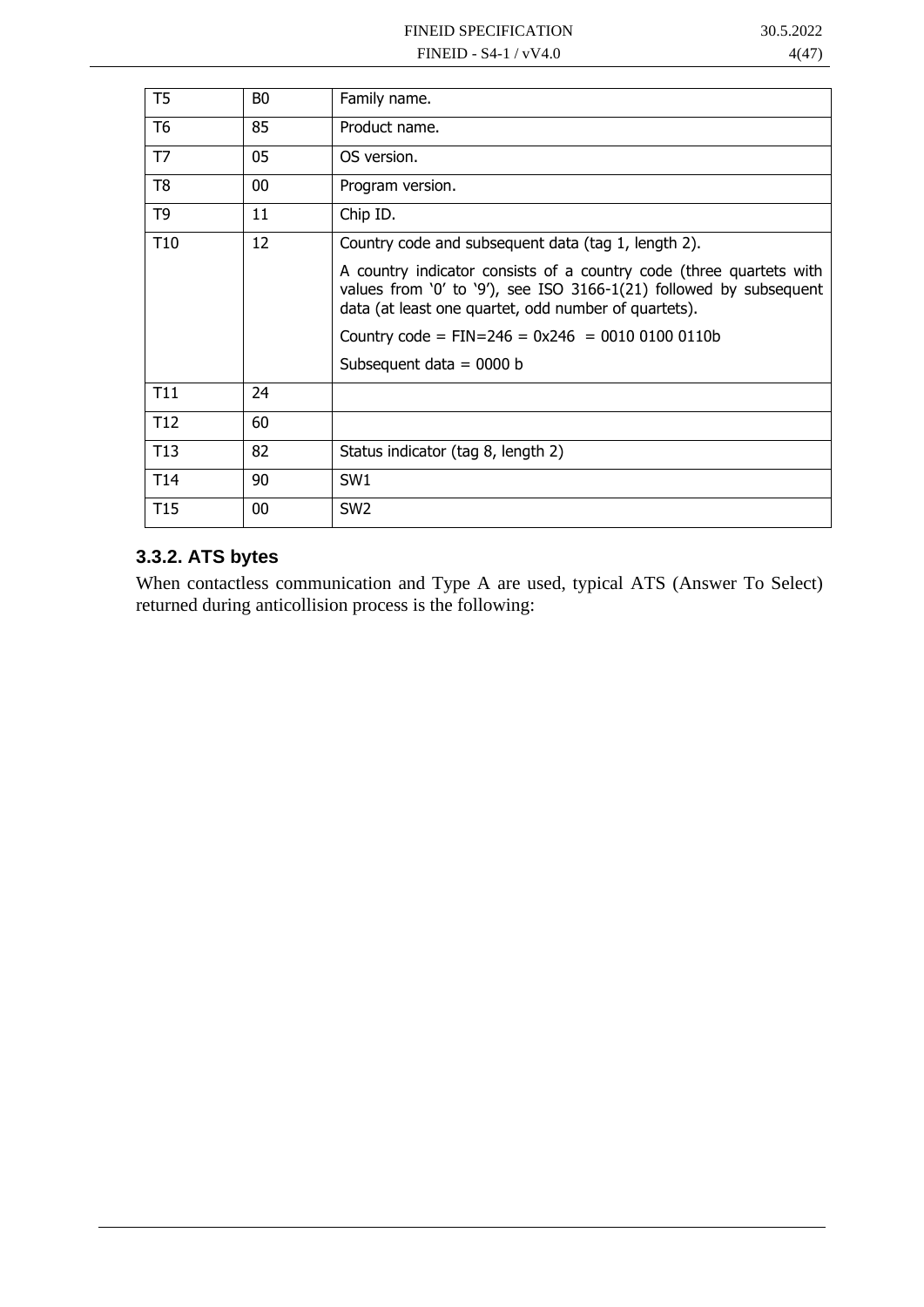| T5 | B0 | Family name. |
|---|---|---|
| T6 | 85 | Product name. |
| T7 | 05 | OS version. |
| T8 | 00 | Program version. |
| T9 | 11 | Chip ID. |
| T10 | 12 | Country code and subsequent data (tag 1, length 2).<br><br>A country indicator consists of a country code (three quartets with values from ‘0’ to ‘9’), see ISO 3166-1(21) followed by subsequent data (at least one quartet, odd number of quartets).<br><br>Country code = FIN=246 = 0x246 = 0010 0100 0110b<br><br>Subsequent data = 0000 b |
| T11 | 24 | |
| T12 | 60 | |
| T13 | 82 | Status indicator (tag 8, length 2) |
| T14 | 90 | SW1 |
| T15 | 00 | SW2 |

### 3.3.2. ATS bytes

When contactless communication and Type A are used, typical ATS (Answer To Select) returned during anticollision process is the following: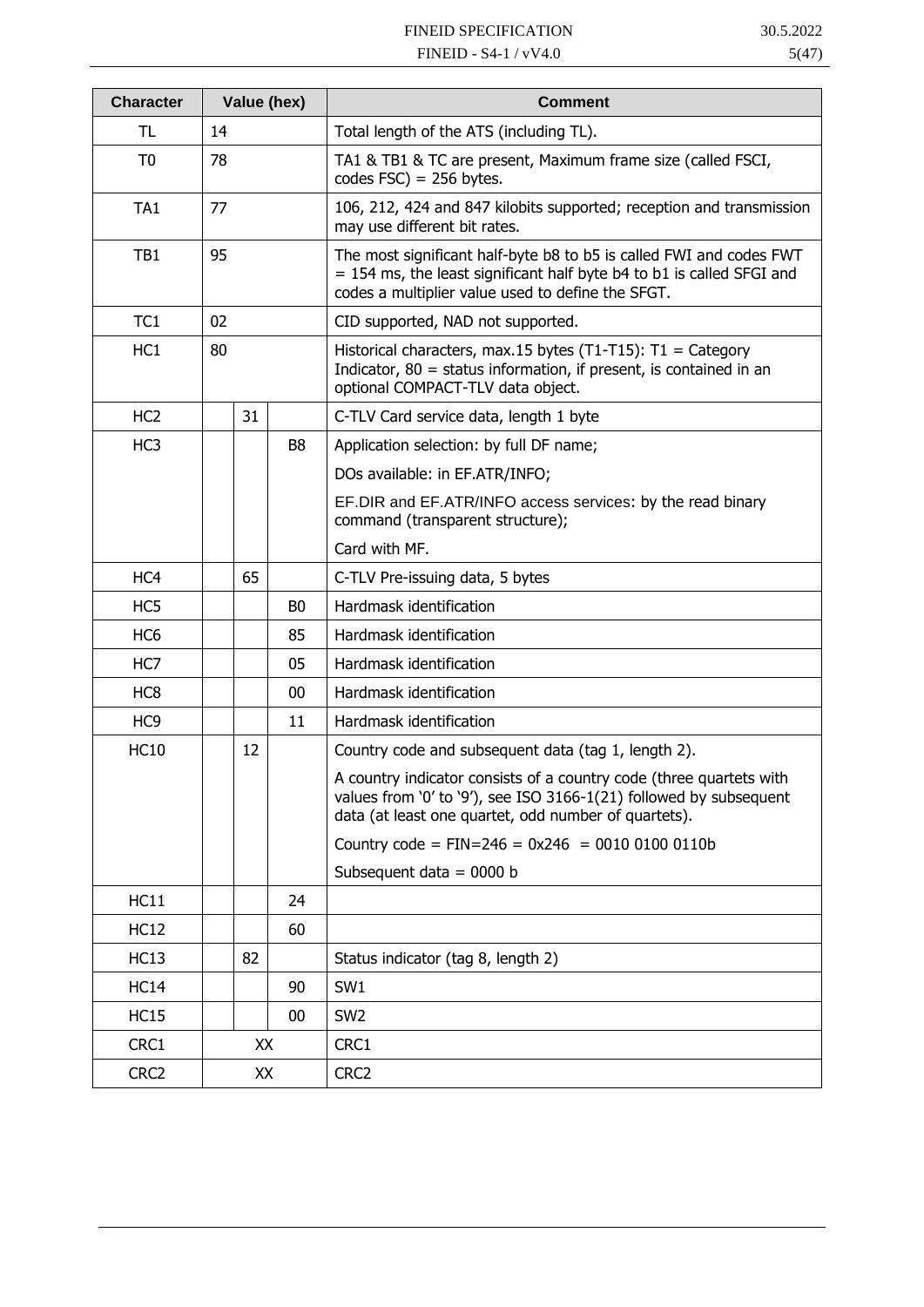| Character | Value (hex) | | | Comment |
|---|---|---|---|---|
| TL | 14 | | | Total length of the ATS (including TL). |
| T0 | 78 | | | TA1 & TB1 & TC are present, Maximum frame size (called FSCI, codes FSC) = 256 bytes. |
| TA1 | 77 | | | 106, 212, 424 and 847 kilobits supported; reception and transmission may use different bit rates. |
| TB1 | 95 | | | The most significant half-byte b8 to b5 is called FWI and codes FWT = 154 ms, the least significant half byte b4 to b1 is called SFGI and codes a multiplier value used to define the SFGT. |
| TC1 | 02 | | | CID supported, NAD not supported. |
| HC1 | 80 | | | Historical characters, max.15 bytes (T1-T15): T1 = Category Indicator, 80 = status information, if present, is contained in an optional COMPACT-TLV data object. |
| HC2 | | 31 | | C-TLV Card service data, length 1 byte |
| HC3 | | | B8 | Application selection: by full DF name; |
| | | | | DOs available: in EF.ATR/INFO; |
| | | | | EF.DIR and EF.ATR/INFO access services: by the read binary command (transparent structure); |
| | | | | Card with MF. |
| HC4 | | 65 | | C-TLV Pre-issuing data, 5 bytes |
| HC5 | | | B0 | Hardmask identification |
| HC6 | | | 85 | Hardmask identification |
| HC7 | | | 05 | Hardmask identification |
| HC8 | | | 00 | Hardmask identification |
| HC9 | | | 11 | Hardmask identification |
| HC10 | | 12 | | Country code and subsequent data (tag 1, length 2). |
| | | | | A country indicator consists of a country code (three quartets with values from '0' to '9'), see ISO 3166-1(21) followed by subsequent data (at least one quartet, odd number of quartets). |
| | | | | Country code = FIN=246 = 0x246 = 0010 0100 0110b |
| | | | | Subsequent data = 0000 b |
| HC11 | | | 24 | |
| HC12 | | | 60 | |
| HC13 | | 82 | | Status indicator (tag 8, length 2) |
| HC14 | | | 90 | SW1 |
| HC15 | | | 00 | SW2 |
| CRC1 | XX | | | CRC1 |
| CRC2 | XX | | | CRC2 |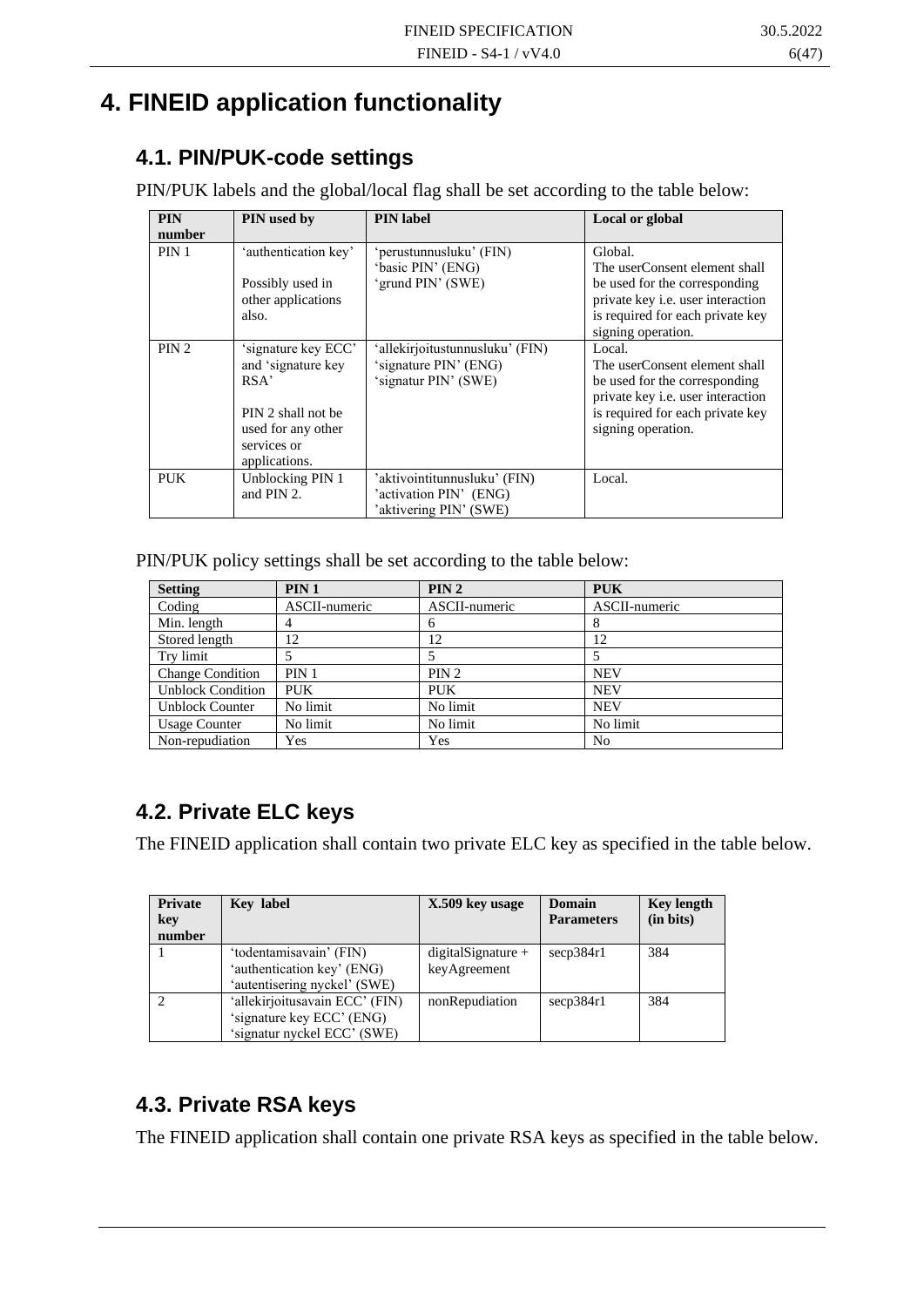# 4. FINEID application functionality

## 4.1. PIN/PUK-code settings

PIN/PUK labels and the global/local flag shall be set according to the table below:

| PIN number | PIN used by | PIN label | Local or global |
|---|---|---|---|
| PIN 1 | 'authentication key'<br><br>Possibly used in other applications also. | 'perustunnusluku' (FIN)<br>'basic PIN' (ENG)<br>'grund PIN' (SWE) | Global.<br>The userConsent element shall be used for the corresponding private key i.e. user interaction is required for each private key signing operation. |
| PIN 2 | 'signature key ECC' and 'signature key RSA'<br><br>PIN 2 shall not be used for any other services or applications. | 'allekirjoitustunnusluku' (FIN)<br>'signature PIN' (ENG)<br>'signatur PIN' (SWE) | Local.<br>The userConsent element shall be used for the corresponding private key i.e. user interaction is required for each private key signing operation. |
| PUK | Unblocking PIN 1 and PIN 2. | 'aktivointitunnusluku' (FIN)<br>'activation PIN' (ENG)<br>'aktivering PIN' (SWE) | Local. |

PIN/PUK policy settings shall be set according to the table below:

| Setting | PIN 1 | PIN 2 | PUK |
|---|---|---|---|
| Coding | ASCII-numeric | ASCII-numeric | ASCII-numeric |
| Min. length | 4 | 6 | 8 |
| Stored length | 12 | 12 | 12 |
| Try limit | 5 | 5 | 5 |
| Change Condition | PIN 1 | PIN 2 | NEV |
| Unblock Condition | PUK | PUK | NEV |
| Unblock Counter | No limit | No limit | NEV |
| Usage Counter | No limit | No limit | No limit |
| Non-repudiation | Yes | Yes | No |

## 4.2. Private ELC keys

The FINEID application shall contain two private ELC key as specified in the table below.

| Private key number | Key label | X.509 key usage | Domain Parameters | Key length (in bits) |
|---|---|---|---|---|
| 1 | 'todentamisavain' (FIN)<br>'authentication key' (ENG)<br>'autentisering nyckel' (SWE) | digitalSignature + keyAgreement | secp384r1 | 384 |
| 2 | 'allekirjoitusavain ECC' (FIN)<br>'signature key ECC' (ENG)<br>'signatur nyckel ECC' (SWE) | nonRepudiation | secp384r1 | 384 |

## 4.3. Private RSA keys

The FINEID application shall contain one private RSA keys as specified in the table below.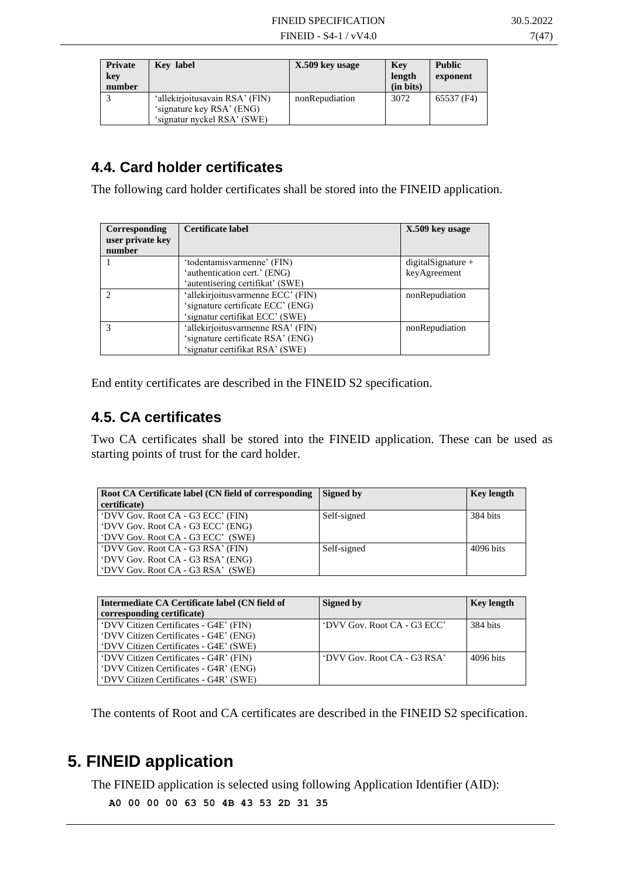| Private key number | Key label | X.509 key usage | Key length (in bits) | Public exponent |
|---|---|---|---|---|
| 3 | 'allekirjoitusavain RSA' (FIN)<br>'signature key RSA' (ENG)<br>'signatur nyckel RSA' (SWE) | nonRepudiation | 3072 | 65537 (F4) |

## 4.4. Card holder certificates

The following card holder certificates shall be stored into the FINEID application.

| Corresponding user private key number | Certificate label | X.509 key usage |
|---|---|---|
| 1 | 'todentamisvarmenne' (FIN)<br>'authentication cert.' (ENG)<br>'autentisering certifikat' (SWE) | digitalSignature + keyAgreement |
| 2 | 'allekirjoitusvarmenne ECC' (FIN)<br>'signature certificate ECC' (ENG)<br>'signatur certifikat ECC' (SWE) | nonRepudiation |
| 3 | 'allekirjoitusvarmenne RSA' (FIN)<br>'signature certificate RSA' (ENG)<br>'signatur certifikat RSA' (SWE) | nonRepudiation |

End entity certificates are described in the FINEID S2 specification.

## 4.5. CA certificates

Two CA certificates shall be stored into the FINEID application. These can be used as starting points of trust for the card holder.

| Root CA Certificate label (CN field of corresponding certificate) | Signed by | Key length |
|---|---|---|
| 'DVV Gov. Root CA - G3 ECC' (FIN)<br>'DVV Gov. Root CA - G3 ECC' (ENG)<br>'DVV Gov. Root CA - G3 ECC' (SWE) | Self-signed | 384 bits |
| 'DVV Gov. Root CA - G3 RSA' (FIN)<br>'DVV Gov. Root CA - G3 RSA' (ENG)<br>'DVV Gov. Root CA - G3 RSA' (SWE) | Self-signed | 4096 bits |

| Intermediate CA Certificate label (CN field of corresponding certificate) | Signed by | Key length |
|---|---|---|
| 'DVV Citizen Certificates - G4E' (FIN)<br>'DVV Citizen Certificates - G4E' (ENG)<br>'DVV Citizen Certificates - G4E' (SWE) | 'DVV Gov. Root CA - G3 ECC' | 384 bits |
| 'DVV Citizen Certificates - G4R' (FIN)<br>'DVV Citizen Certificates - G4R' (ENG)<br>'DVV Citizen Certificates - G4R' (SWE) | 'DVV Gov. Root CA - G3 RSA' | 4096 bits |

The contents of Root and CA certificates are described in the FINEID S2 specification.

# 5. FINEID application

The FINEID application is selected using following Application Identifier (AID):

```
A0 00 00 00 63 50 4B 43 53 2D 31 35
```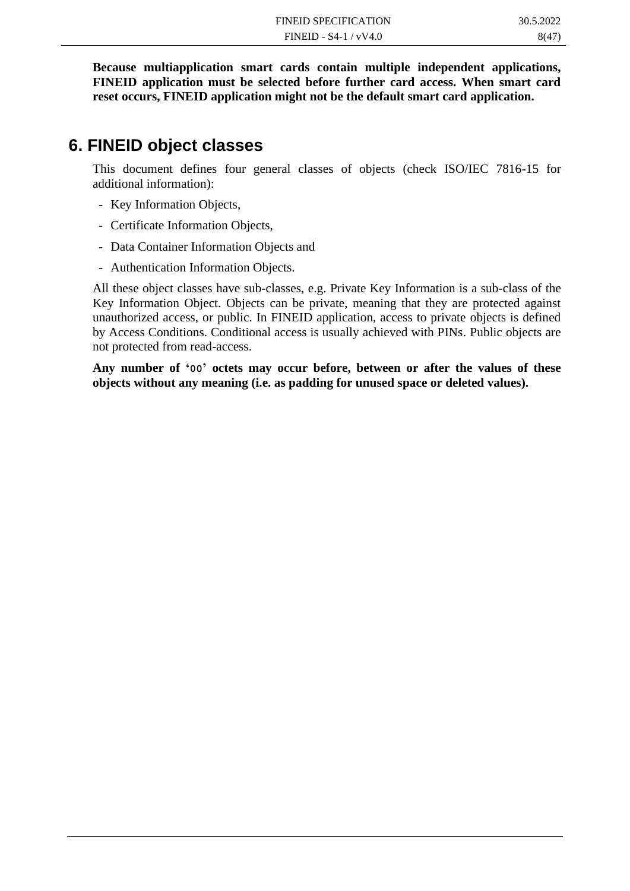**Because multiapplication smart cards contain multiple independent applications, FINEID application must be selected before further card access. When smart card reset occurs, FINEID application might not be the default smart card application.**

# 6. FINEID object classes

This document defines four general classes of objects (check ISO/IEC 7816-15 for additional information):

- Key Information Objects,
- Certificate Information Objects,
- Data Container Information Objects and
- Authentication Information Objects.

All these object classes have sub-classes, e.g. Private Key Information is a sub-class of the Key Information Object. Objects can be private, meaning that they are protected against unauthorized access, or public. In FINEID application, access to private objects is defined by Access Conditions. Conditional access is usually achieved with PINs. Public objects are not protected from read-access.

**Any number of '00' octets may occur before, between or after the values of these objects without any meaning (i.e. as padding for unused space or deleted values).**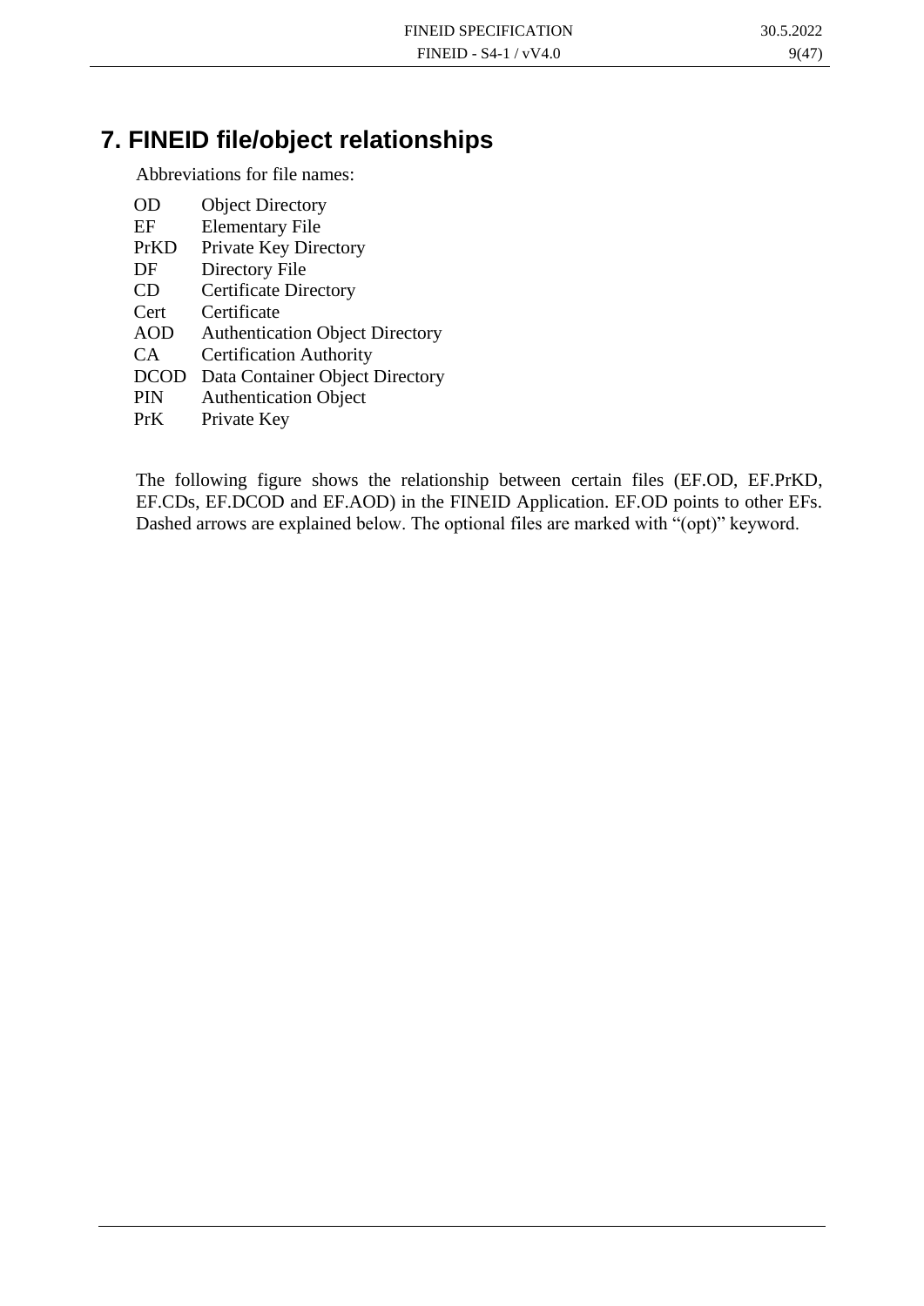# 7. FINEID file/object relationships

Abbreviations for file names:

| | |
|---|---|
| OD | Object Directory |
| EF | Elementary File |
| PrKD | Private Key Directory |
| DF | Directory File |
| CD | Certificate Directory |
| Cert | Certificate |
| AOD | Authentication Object Directory |
| CA | Certification Authority |
| DCOD | Data Container Object Directory |
| PIN | Authentication Object |
| PrK | Private Key |

The following figure shows the relationship between certain files (EF.OD, EF.PrKD, EF.CDs, EF.DCOD and EF.AOD) in the FINEID Application. EF.OD points to other EFs. Dashed arrows are explained below. The optional files are marked with "(opt)" keyword.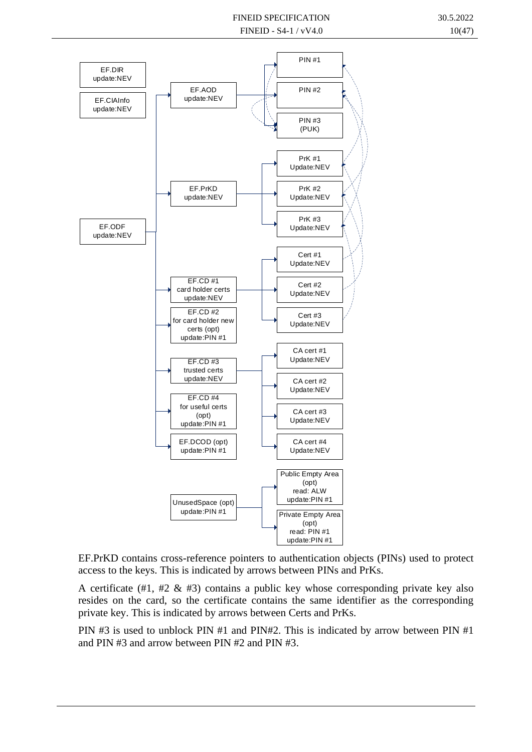EF.PrKD contains cross-reference pointers to authentication objects (PINs) used to protect access to the keys. This is indicated by arrows between PINs and PrKs.

A certificate (#1, #2 & #3) contains a public key whose corresponding private key also resides on the card, so the certificate contains the same identifier as the corresponding private key. This is indicated by arrows between Certs and PrKs.

PIN #3 is used to unblock PIN #1 and PIN#2. This is indicated by arrow between PIN #1 and PIN #3 and arrow between PIN #2 and PIN #3.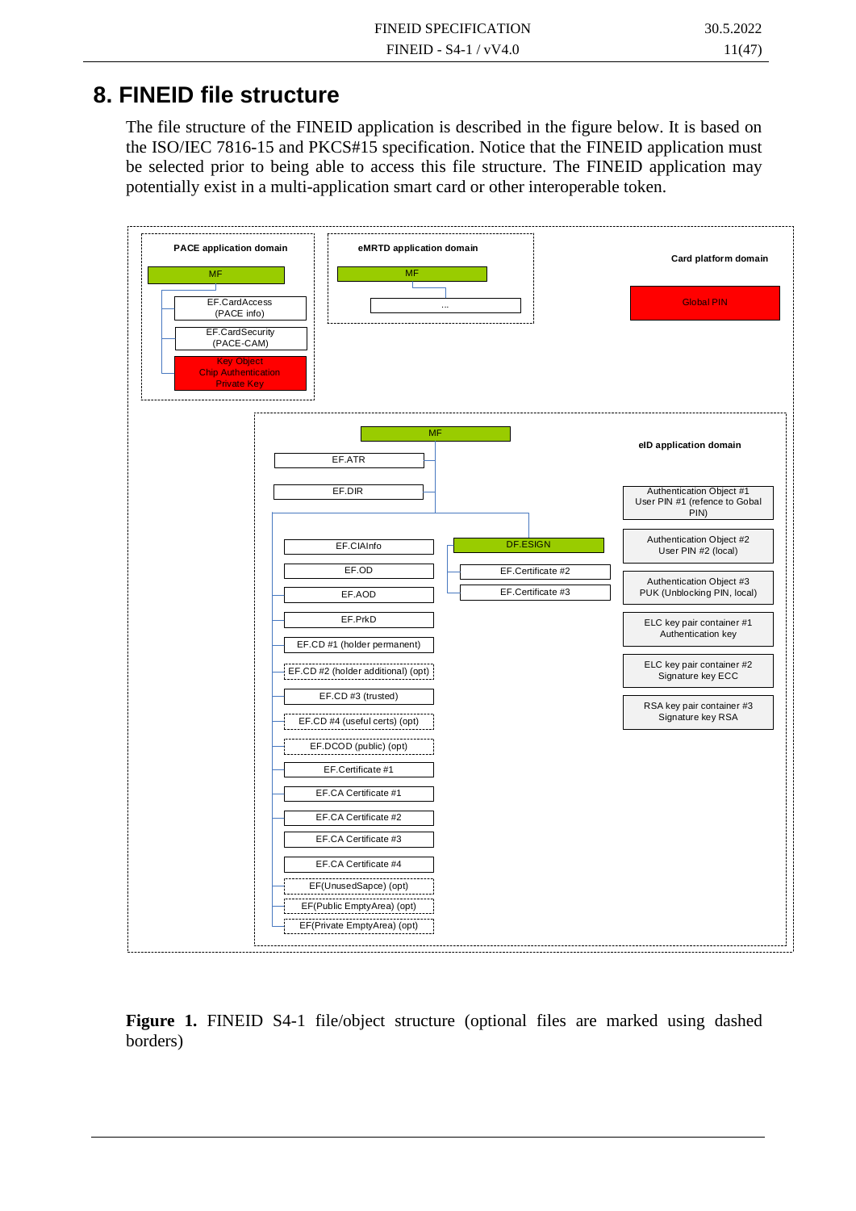# 8. FINEID file structure

The file structure of the FINEID application is described in the figure below. It is based on the ISO/IEC 7816-15 and PKCS#15 specification. Notice that the FINEID application must be selected prior to being able to access this file structure. The FINEID application may potentially exist in a multi-application smart card or other interoperable token.

PACE application domain

- MF
  - EF.CardAccess (PACE info)
  - EF.CardSecurity (PACE-CAM)
  - Key Object Chip Authentication Private Key

eMRTD application domain

- MF
  - ...

Card platform domain

- Global PIN

eID application domain

- MF
  - EF.ATR
  - EF.DIR
  - EF.CIAInfo
  - EF.OD
  - EF.AOD
  - EF.PrkD
  - EF.CD #1 (holder permanent)
  - EF.CD #2 (holder additional) (opt)
  - EF.CD #3 (trusted)
  - EF.CD #4 (useful certs) (opt)
  - EF.DCOD (public) (opt)
  - EF.Certificate #1
  - EF.CA Certificate #1
  - EF.CA Certificate #2
  - EF.CA Certificate #3
  - EF.CA Certificate #4
  - EF(UnusedSapce) (opt)
  - EF(Public EmptyArea) (opt)
  - EF(Private EmptyArea) (opt)
  - DF.ESIGN
    - EF.Certificate #2
    - EF.Certificate #3
- Authentication Object #1 User PIN #1 (refence to Gobal PIN)
- Authentication Object #2 User PIN #2 (local)
- Authentication Object #3 PUK (Unblocking PIN, local)
- ELC key pair container #1 Authentication key
- ELC key pair container #2 Signature key ECC
- RSA key pair container #3 Signature key RSA

**Figure 1.** FINEID S4-1 file/object structure (optional files are marked using dashed borders)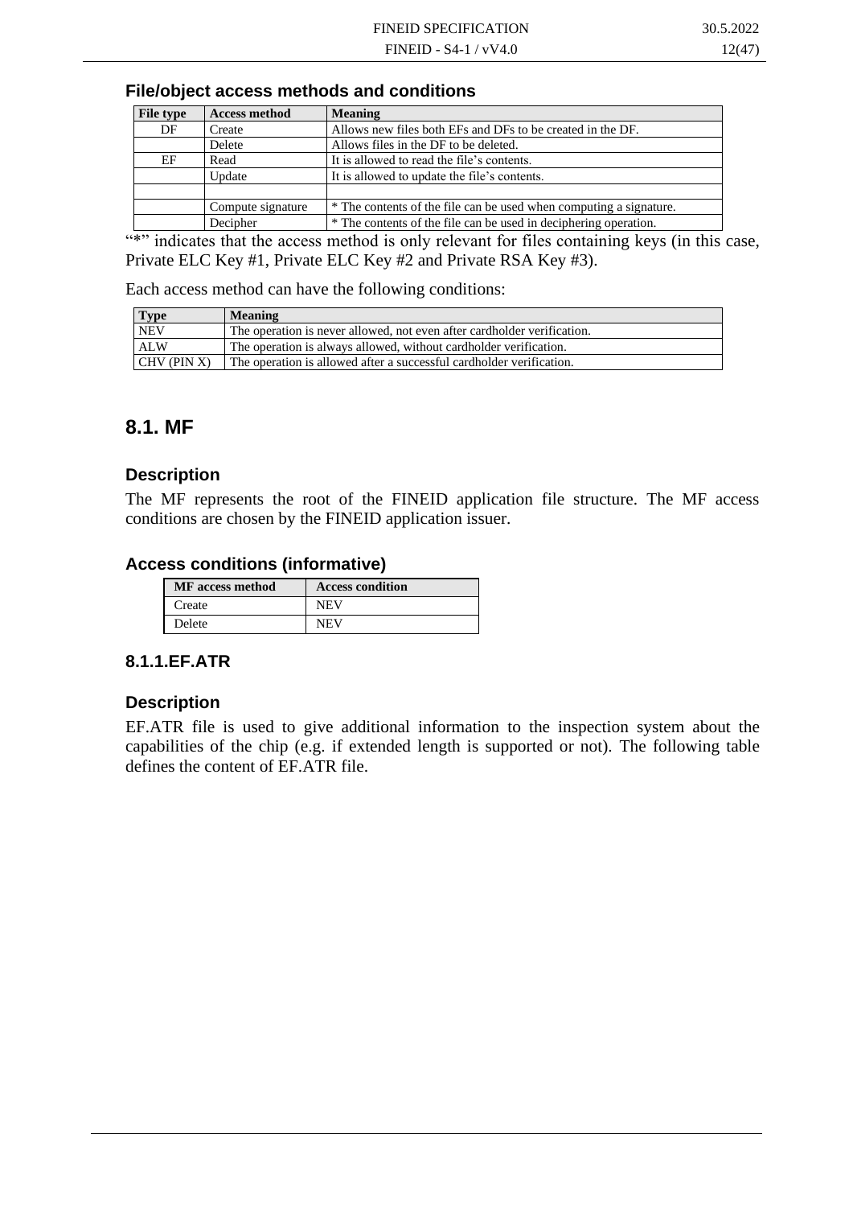### File/object access methods and conditions

| File type | Access method | Meaning |
|---|---|---|
| DF | Create | Allows new files both EFs and DFs to be created in the DF. |
| | Delete | Allows files in the DF to be deleted. |
| EF | Read | It is allowed to read the file's contents. |
| | Update | It is allowed to update the file's contents. |
| | | |
| | Compute signature | * The contents of the file can be used when computing a signature. |
| | Decipher | * The contents of the file can be used in deciphering operation. |

"*" indicates that the access method is only relevant for files containing keys (in this case, Private ELC Key #1, Private ELC Key #2 and Private RSA Key #3).

Each access method can have the following conditions:

| Type | Meaning |
|---|---|
| NEV | The operation is never allowed, not even after cardholder verification. |
| ALW | The operation is always allowed, without cardholder verification. |
| CHV (PIN X) | The operation is allowed after a successful cardholder verification. |

## 8.1. MF

### Description

The MF represents the root of the FINEID application file structure. The MF access conditions are chosen by the FINEID application issuer.

### Access conditions (informative)

| MF access method | Access condition |
|---|---|
| Create | NEV |
| Delete | NEV |

### 8.1.1.EF.ATR

### Description

EF.ATR file is used to give additional information to the inspection system about the capabilities of the chip (e.g. if extended length is supported or not). The following table defines the content of EF.ATR file.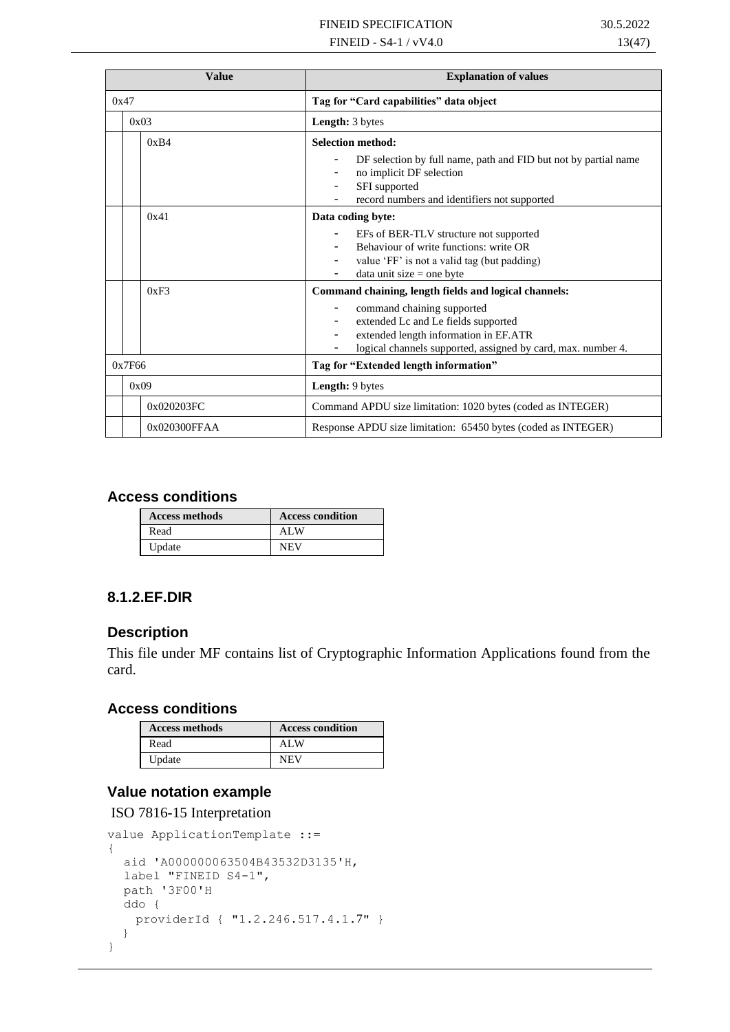| Value | | | Explanation of values |
|---|---|---|---|
| 0x47 | | | **Tag for "Card capabilities" data object** |
| | 0x03 | | **Length:** 3 bytes |
| | | 0xB4 | **Selection method:**<br>- DF selection by full name, path and FID but not by partial name<br>- no implicit DF selection<br>- SFI supported<br>- record numbers and identifiers not supported |
| | | 0x41 | **Data coding byte:**<br>- EFs of BER-TLV structure not supported<br>- Behaviour of write functions: write OR<br>- value 'FF' is not a valid tag (but padding)<br>- data unit size = one byte |
| | | 0xF3 | **Command chaining, length fields and logical channels:**<br>- command chaining supported<br>- extended Lc and Le fields supported<br>- extended length information in EF.ATR<br>- logical channels supported, assigned by card, max. number 4. |
| 0x7F66 | | | **Tag for "Extended length information"** |
| | 0x09 | | **Length:** 9 bytes |
| | | 0x020203FC | Command APDU size limitation: 1020 bytes (coded as INTEGER) |
| | | 0x020300FFAA | Response APDU size limitation: 65450 bytes (coded as INTEGER) |

### Access conditions

| Access methods | Access condition |
|---|---|
| Read | ALW |
| Update | NEV |

## 8.1.2.EF.DIR

### Description

This file under MF contains list of Cryptographic Information Applications found from the card.

### Access conditions

| Access methods | Access condition |
|---|---|
| Read | ALW |
| Update | NEV |

### Value notation example

ISO 7816-15 Interpretation

```
value ApplicationTemplate ::=
{
  aid 'A000000063504B43532D3135'H,
  label "FINEID S4-1",
  path '3F00'H
  ddo {
    providerId { "1.2.246.517.4.1.7" }
  }
}
```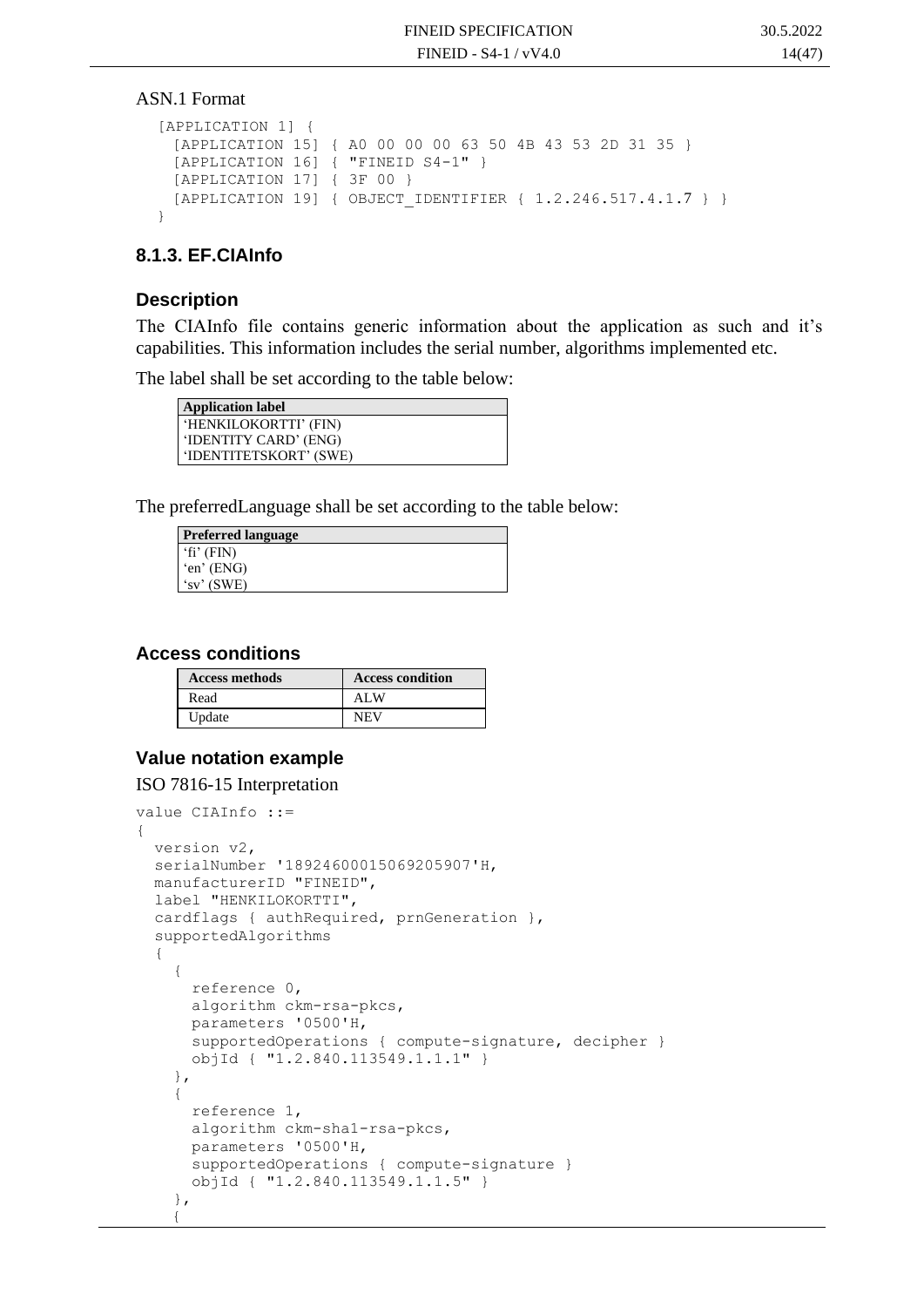ASN.1 Format

```
[APPLICATION 1] {
  [APPLICATION 15] { A0 00 00 00 63 50 4B 43 53 2D 31 35 }
  [APPLICATION 16] { "FINEID S4-1" }
  [APPLICATION 17] { 3F 00 }
  [APPLICATION 19] { OBJECT_IDENTIFIER { 1.2.246.517.4.1.7 } }
}
```

### 8.1.3. EF.CIAInfo

#### Description

The CIAInfo file contains generic information about the application as such and it's capabilities. This information includes the serial number, algorithms implemented etc.

The label shall be set according to the table below:

| Application label |
|---|
| 'HENKILOKORTTI' (FIN) |
| 'IDENTITY CARD' (ENG) |
| 'IDENTITETSKORT' (SWE) |

The preferredLanguage shall be set according to the table below:

| Preferred language |
|---|
| 'fi' (FIN) |
| 'en' (ENG) |
| 'sv' (SWE) |

#### Access conditions

| Access methods | Access condition |
|---|---|
| Read | ALW |
| Update | NEV |

#### Value notation example

ISO 7816-15 Interpretation

```
value CIAInfo ::=
{
  version v2,
  serialNumber '18924600015069205907'H,
  manufacturerID "FINEID",
  label "HENKILOKORTTI",
  cardflags { authRequired, prnGeneration },
  supportedAlgorithms
  {
    {
      reference 0,
      algorithm ckm-rsa-pkcs,
      parameters '0500'H,
      supportedOperations { compute-signature, decipher }
      objId { "1.2.840.113549.1.1.1" }
    },
    {
      reference 1,
      algorithm ckm-sha1-rsa-pkcs,
      parameters '0500'H,
      supportedOperations { compute-signature }
      objId { "1.2.840.113549.1.1.5" }
    },
    {
```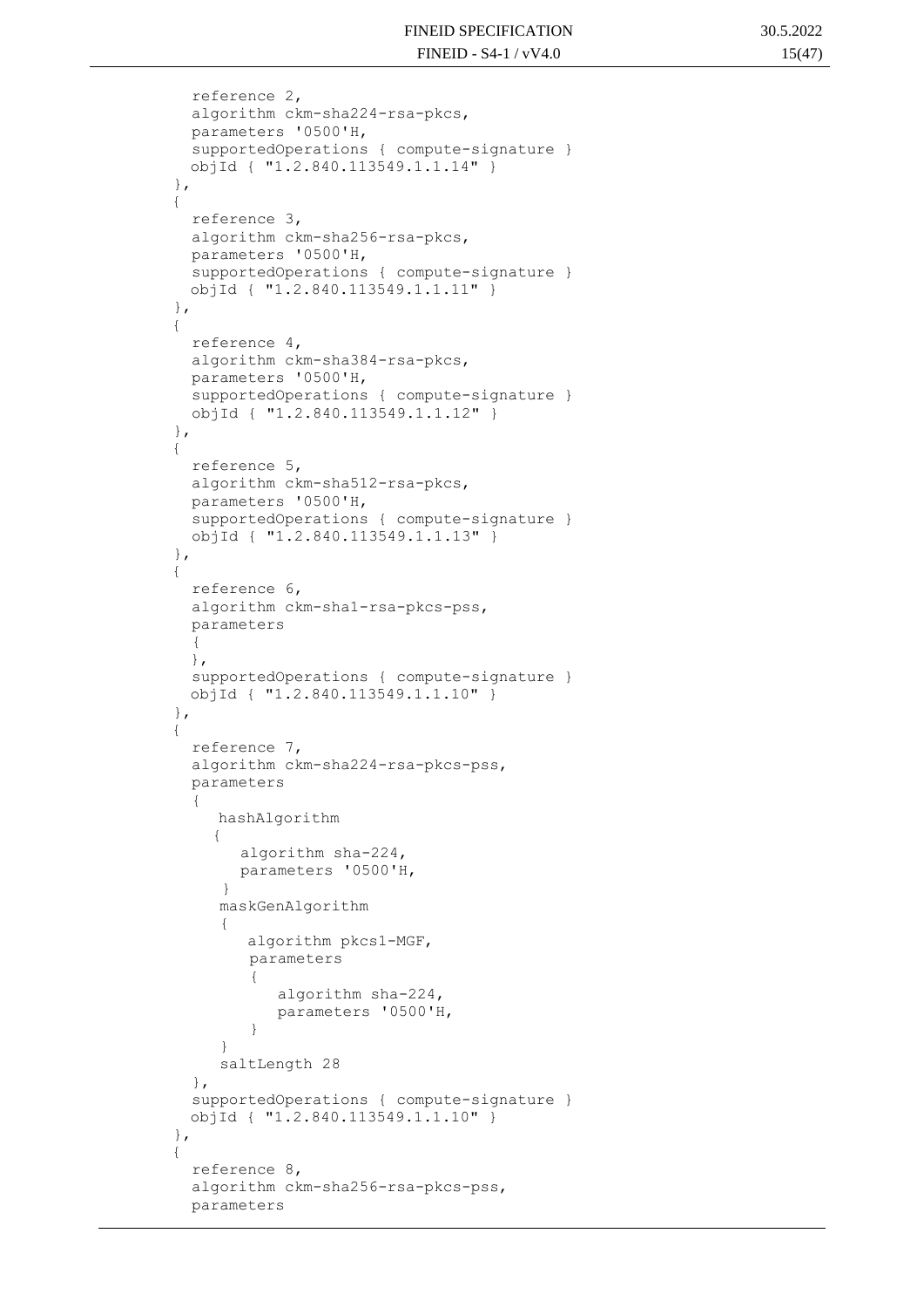```
    reference 2,
    algorithm ckm-sha224-rsa-pkcs,
    parameters '0500'H,
    supportedOperations { compute-signature }
    objId { "1.2.840.113549.1.1.14" }
  },
  {
    reference 3,
    algorithm ckm-sha256-rsa-pkcs,
    parameters '0500'H,
    supportedOperations { compute-signature }
    objId { "1.2.840.113549.1.1.11" }
  },
  {
    reference 4,
    algorithm ckm-sha384-rsa-pkcs,
    parameters '0500'H,
    supportedOperations { compute-signature }
    objId { "1.2.840.113549.1.1.12" }
  },
  {
    reference 5,
    algorithm ckm-sha512-rsa-pkcs,
    parameters '0500'H,
    supportedOperations { compute-signature }
    objId { "1.2.840.113549.1.1.13" }
  },
  {
    reference 6,
    algorithm ckm-sha1-rsa-pkcs-pss,
    parameters
    {
    },
    supportedOperations { compute-signature }
    objId { "1.2.840.113549.1.1.10" }
  },
  {
    reference 7,
    algorithm ckm-sha224-rsa-pkcs-pss,
    parameters
    {
       hashAlgorithm
       {
          algorithm sha-224,
          parameters '0500'H,
        }
       maskGenAlgorithm
       {
          algorithm pkcs1-MGF,
          parameters
          {
             algorithm sha-224,
             parameters '0500'H,
          }
       }
       saltLength 28
    },
    supportedOperations { compute-signature }
    objId { "1.2.840.113549.1.1.10" }
  },
  {
    reference 8,
    algorithm ckm-sha256-rsa-pkcs-pss,
    parameters
```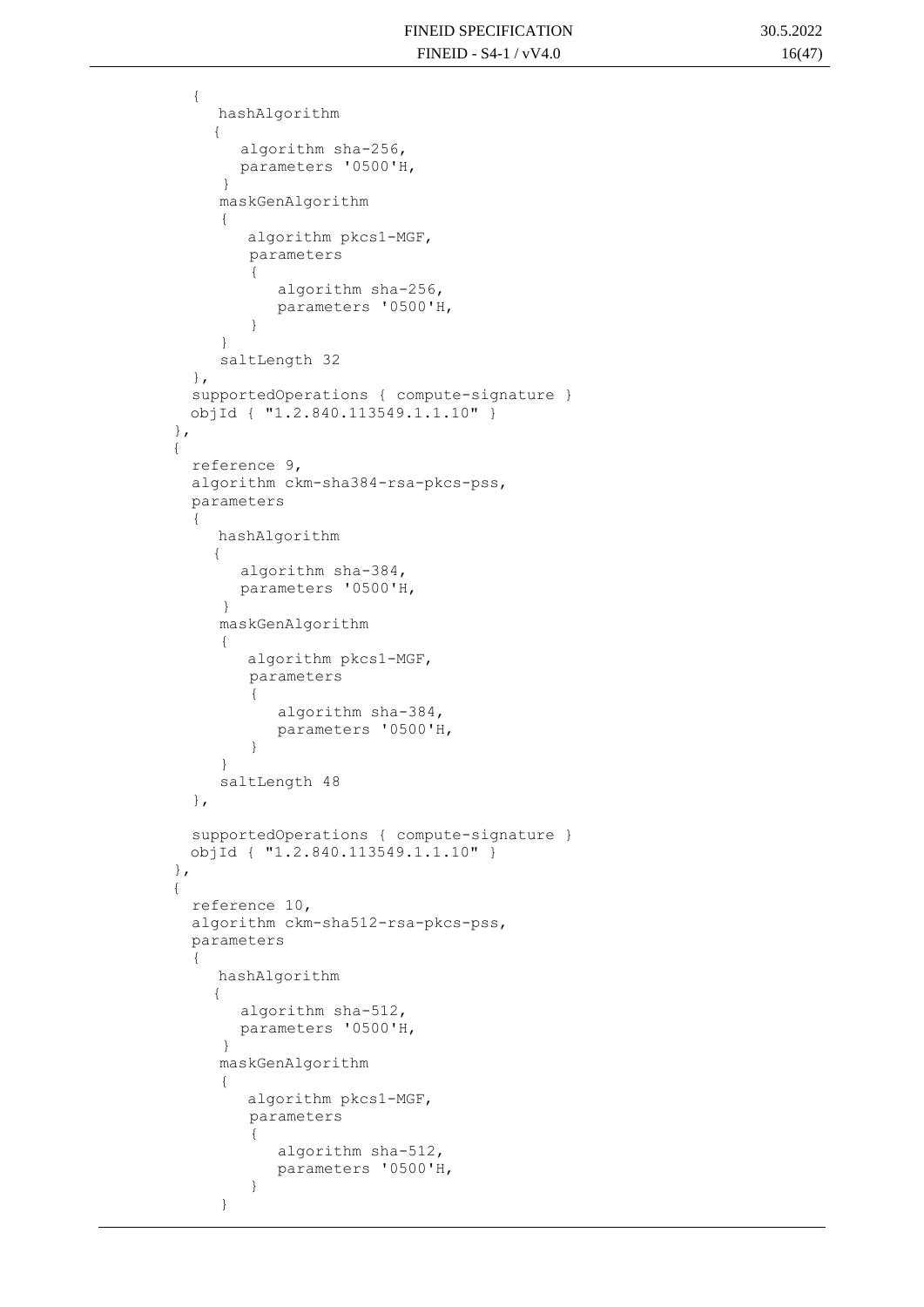```
  {
     hashAlgorithm
    {
       algorithm sha-256,
       parameters '0500'H,
     }
     maskGenAlgorithm
     {
        algorithm pkcs1-MGF,
        parameters
        {
           algorithm sha-256,
           parameters '0500'H,
        }
     }
     saltLength 32
  },
  supportedOperations { compute-signature }
  objId { "1.2.840.113549.1.1.10" }
},
{
  reference 9,
  algorithm ckm-sha384-rsa-pkcs-pss,
  parameters
  {
     hashAlgorithm
    {
       algorithm sha-384,
       parameters '0500'H,
     }
     maskGenAlgorithm
     {
        algorithm pkcs1-MGF,
        parameters
        {
           algorithm sha-384,
           parameters '0500'H,
        }
     }
     saltLength 48
  },

  supportedOperations { compute-signature }
  objId { "1.2.840.113549.1.1.10" }
},
{
  reference 10,
  algorithm ckm-sha512-rsa-pkcs-pss,
  parameters
  {
     hashAlgorithm
    {
       algorithm sha-512,
       parameters '0500'H,
     }
     maskGenAlgorithm
     {
        algorithm pkcs1-MGF,
        parameters
        {
           algorithm sha-512,
           parameters '0500'H,
        }
     }
```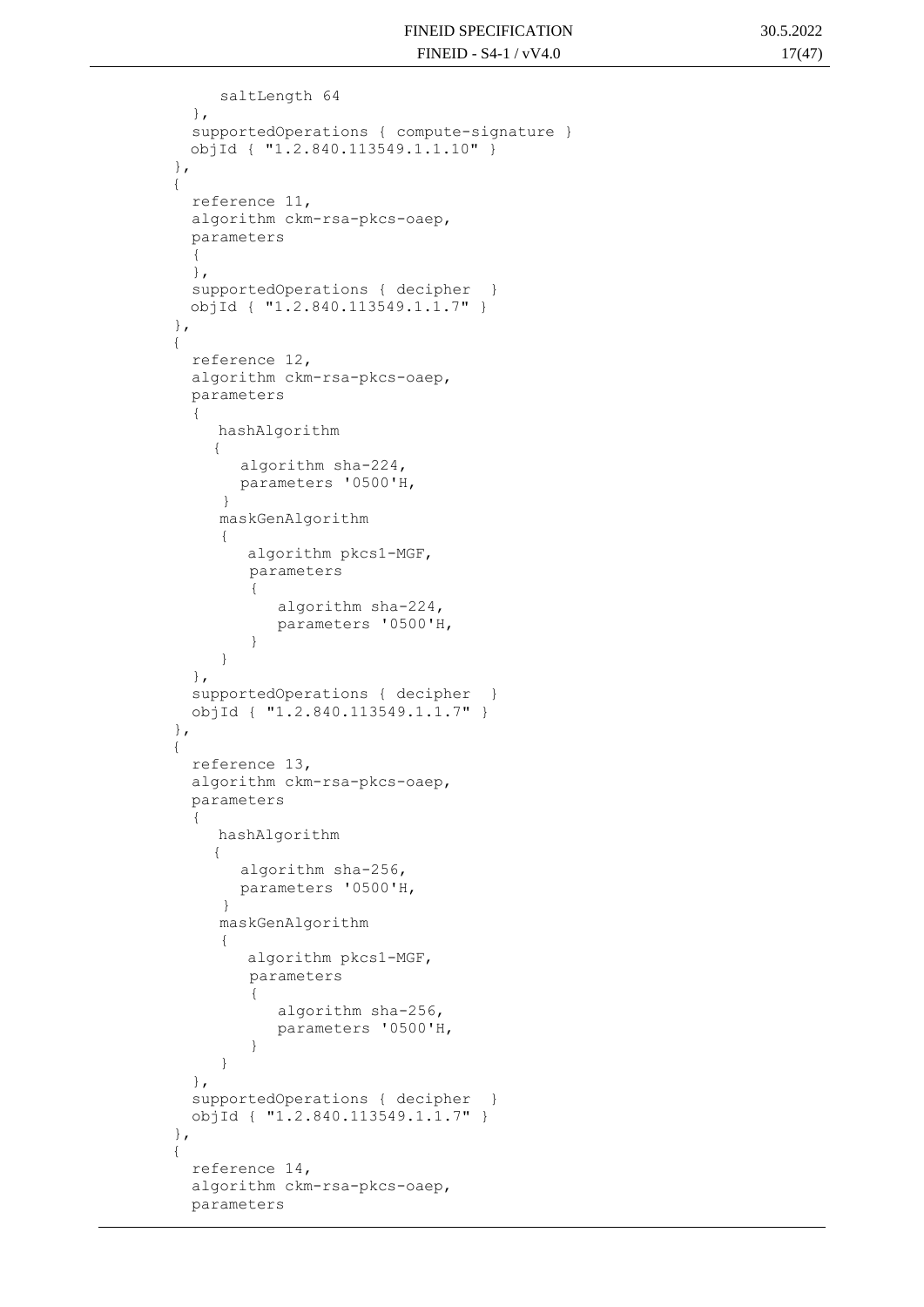```
      saltLength 64
    },
    supportedOperations { compute-signature }
    objId { "1.2.840.113549.1.1.10" }
  },
  {
    reference 11,
    algorithm ckm-rsa-pkcs-oaep,
    parameters
    {
    },
    supportedOperations { decipher  }
    objId { "1.2.840.113549.1.1.7" }
  },
  {
    reference 12,
    algorithm ckm-rsa-pkcs-oaep,
    parameters
    {
       hashAlgorithm
       {
          algorithm sha-224,
          parameters '0500'H,
       }
       maskGenAlgorithm
       {
          algorithm pkcs1-MGF,
          parameters
          {
             algorithm sha-224,
             parameters '0500'H,
          }
       }
    },
    supportedOperations { decipher  }
    objId { "1.2.840.113549.1.1.7" }
  },
  {
    reference 13,
    algorithm ckm-rsa-pkcs-oaep,
    parameters
    {
       hashAlgorithm
       {
          algorithm sha-256,
          parameters '0500'H,
       }
       maskGenAlgorithm
       {
          algorithm pkcs1-MGF,
          parameters
          {
             algorithm sha-256,
             parameters '0500'H,
          }
       }
    },
    supportedOperations { decipher  }
    objId { "1.2.840.113549.1.1.7" }
  },
  {
    reference 14,
    algorithm ckm-rsa-pkcs-oaep,
    parameters
```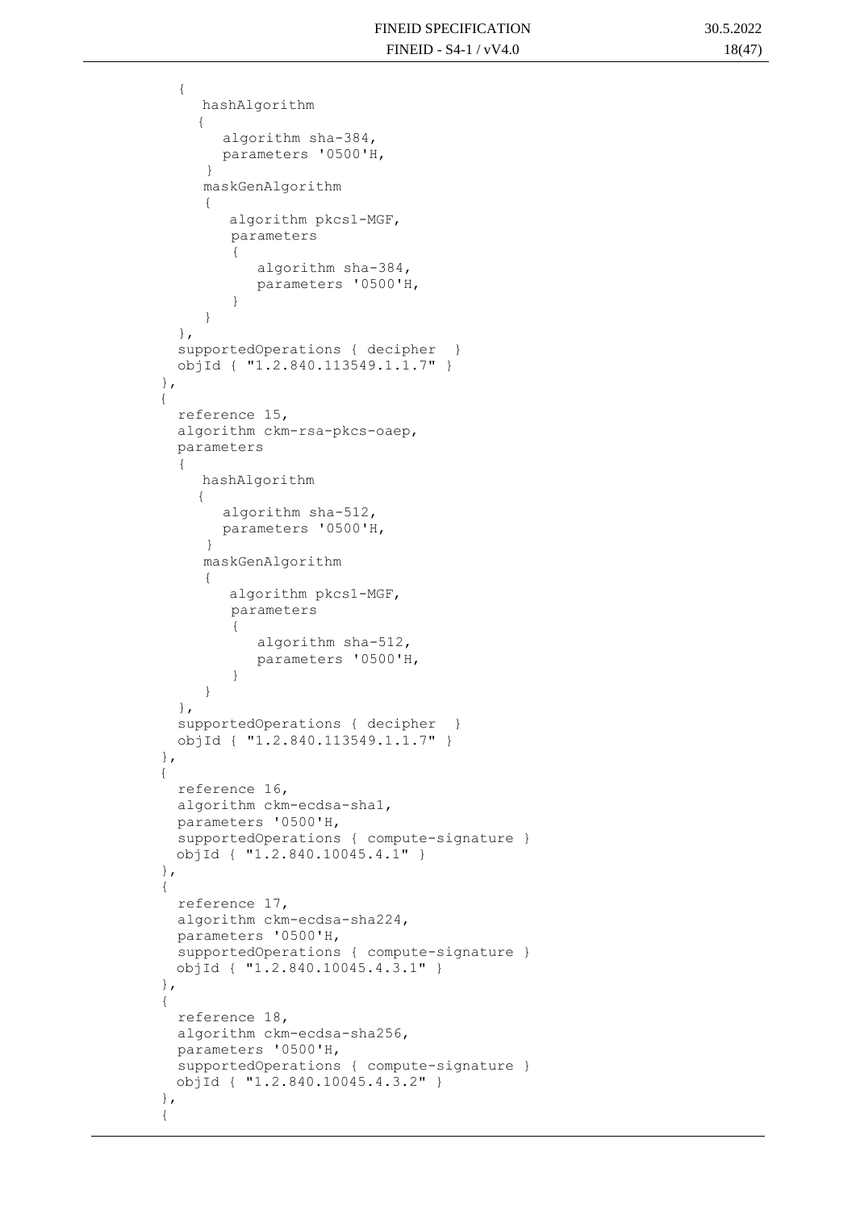```
      {
         hashAlgorithm
        {
           algorithm sha-384,
           parameters '0500'H,
         }
         maskGenAlgorithm
         {
            algorithm pkcs1-MGF,
            parameters
            {
               algorithm sha-384,
               parameters '0500'H,
            }
         }
      },
      supportedOperations { decipher  }
      objId { "1.2.840.113549.1.1.7" }
    },
    {
      reference 15,
      algorithm ckm-rsa-pkcs-oaep,
      parameters
      {
         hashAlgorithm
        {
           algorithm sha-512,
           parameters '0500'H,
         }
         maskGenAlgorithm
         {
            algorithm pkcs1-MGF,
            parameters
            {
               algorithm sha-512,
               parameters '0500'H,
            }
         }
      },
      supportedOperations { decipher  }
      objId { "1.2.840.113549.1.1.7" }
    },
    {
      reference 16,
      algorithm ckm-ecdsa-sha1,
      parameters '0500'H,
      supportedOperations { compute-signature }
      objId { "1.2.840.10045.4.1" }
    },
    {
      reference 17,
      algorithm ckm-ecdsa-sha224,
      parameters '0500'H,
      supportedOperations { compute-signature }
      objId { "1.2.840.10045.4.3.1" }
    },
    {
      reference 18,
      algorithm ckm-ecdsa-sha256,
      parameters '0500'H,
      supportedOperations { compute-signature }
      objId { "1.2.840.10045.4.3.2" }
    },
    {
```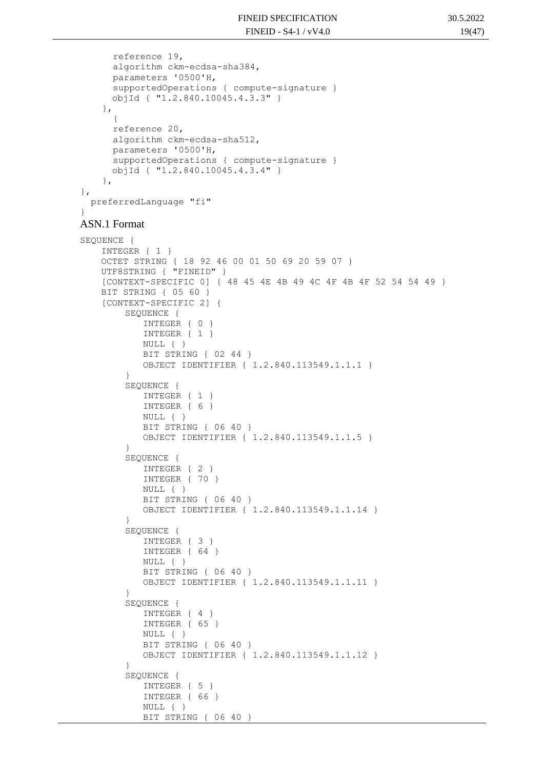```
        reference 19,
        algorithm ckm-ecdsa-sha384,
        parameters '0500'H,
        supportedOperations { compute-signature }
        objId { "1.2.840.10045.4.3.3" }
      },
        {
        reference 20,
        algorithm ckm-ecdsa-sha512,
        parameters '0500'H,
        supportedOperations { compute-signature }
        objId { "1.2.840.10045.4.3.4" }
      },
  },
    preferredLanguage "fi"
}
```

## ASN.1 Format

```
SEQUENCE {
    INTEGER { 1 }
    OCTET STRING { 18 92 46 00 01 50 69 20 59 07 }
    UTF8STRING { "FINEID" }
    [CONTEXT-SPECIFIC 0] { 48 45 4E 4B 49 4C 4F 4B 4F 52 54 54 49 }
    BIT STRING { 05 60 }
    [CONTEXT-SPECIFIC 2] {
        SEQUENCE {
            INTEGER { 0 }
            INTEGER { 1 }
            NULL { }
            BIT STRING { 02 44 }
            OBJECT IDENTIFIER { 1.2.840.113549.1.1.1 }
        }
        SEQUENCE {
            INTEGER { 1 }
            INTEGER { 6 }
            NULL { }
            BIT STRING { 06 40 }
            OBJECT IDENTIFIER { 1.2.840.113549.1.1.5 }
        }
        SEQUENCE {
            INTEGER { 2 }
            INTEGER { 70 }
            NULL { }
            BIT STRING { 06 40 }
            OBJECT IDENTIFIER { 1.2.840.113549.1.1.14 }
        }
        SEQUENCE {
            INTEGER { 3 }
            INTEGER { 64 }
            NULL { }
            BIT STRING { 06 40 }
            OBJECT IDENTIFIER { 1.2.840.113549.1.1.11 }
        }
        SEQUENCE {
            INTEGER { 4 }
            INTEGER { 65 }
            NULL { }
            BIT STRING { 06 40 }
            OBJECT IDENTIFIER { 1.2.840.113549.1.1.12 }
        }
        SEQUENCE {
            INTEGER { 5 }
            INTEGER { 66 }
            NULL { }
            BIT STRING { 06 40 }
```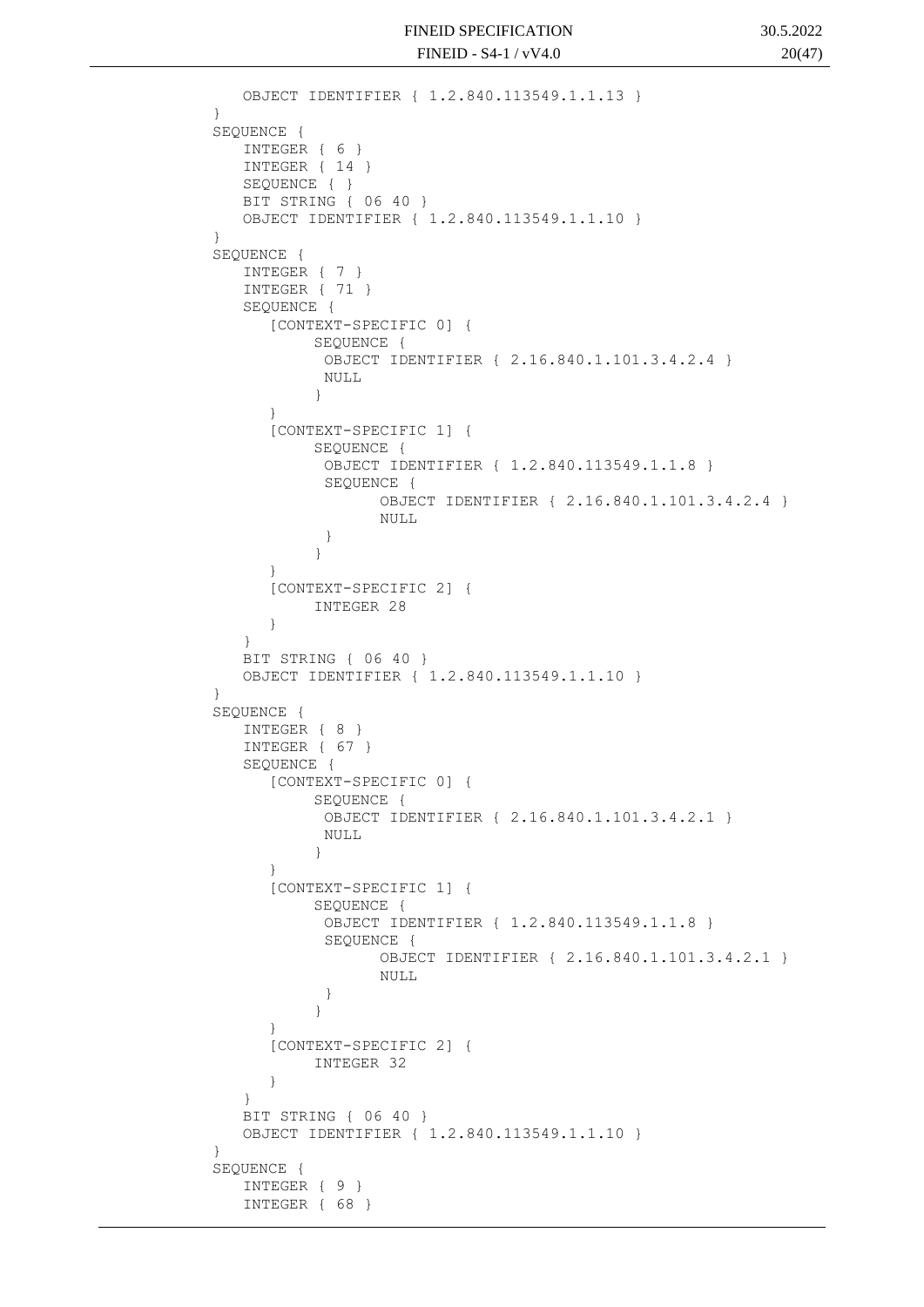```
      OBJECT IDENTIFIER { 1.2.840.113549.1.1.13 }
   }
   SEQUENCE {
      INTEGER { 6 }
      INTEGER { 14 }
      SEQUENCE { }
      BIT STRING { 06 40 }
      OBJECT IDENTIFIER { 1.2.840.113549.1.1.10 }
   }
   SEQUENCE {
      INTEGER { 7 }
      INTEGER { 71 }
      SEQUENCE {
         [CONTEXT-SPECIFIC 0] {
              SEQUENCE {
               OBJECT IDENTIFIER { 2.16.840.1.101.3.4.2.4 }
               NULL
              }
         }
         [CONTEXT-SPECIFIC 1] {
              SEQUENCE {
               OBJECT IDENTIFIER { 1.2.840.113549.1.1.8 }
               SEQUENCE {
                     OBJECT IDENTIFIER { 2.16.840.1.101.3.4.2.4 }
                     NULL
               }
              }
         }
         [CONTEXT-SPECIFIC 2] {
              INTEGER 28
         }
      }
      BIT STRING { 06 40 }
      OBJECT IDENTIFIER { 1.2.840.113549.1.1.10 }
   }
   SEQUENCE {
      INTEGER { 8 }
      INTEGER { 67 }
      SEQUENCE {
         [CONTEXT-SPECIFIC 0] {
              SEQUENCE {
               OBJECT IDENTIFIER { 2.16.840.1.101.3.4.2.1 }
               NULL
              }
         }
         [CONTEXT-SPECIFIC 1] {
              SEQUENCE {
               OBJECT IDENTIFIER { 1.2.840.113549.1.1.8 }
               SEQUENCE {
                     OBJECT IDENTIFIER { 2.16.840.1.101.3.4.2.1 }
                     NULL
               }
              }
         }
         [CONTEXT-SPECIFIC 2] {
              INTEGER 32
         }
      }
      BIT STRING { 06 40 }
      OBJECT IDENTIFIER { 1.2.840.113549.1.1.10 }
   }
   SEQUENCE {
      INTEGER { 9 }
      INTEGER { 68 }
```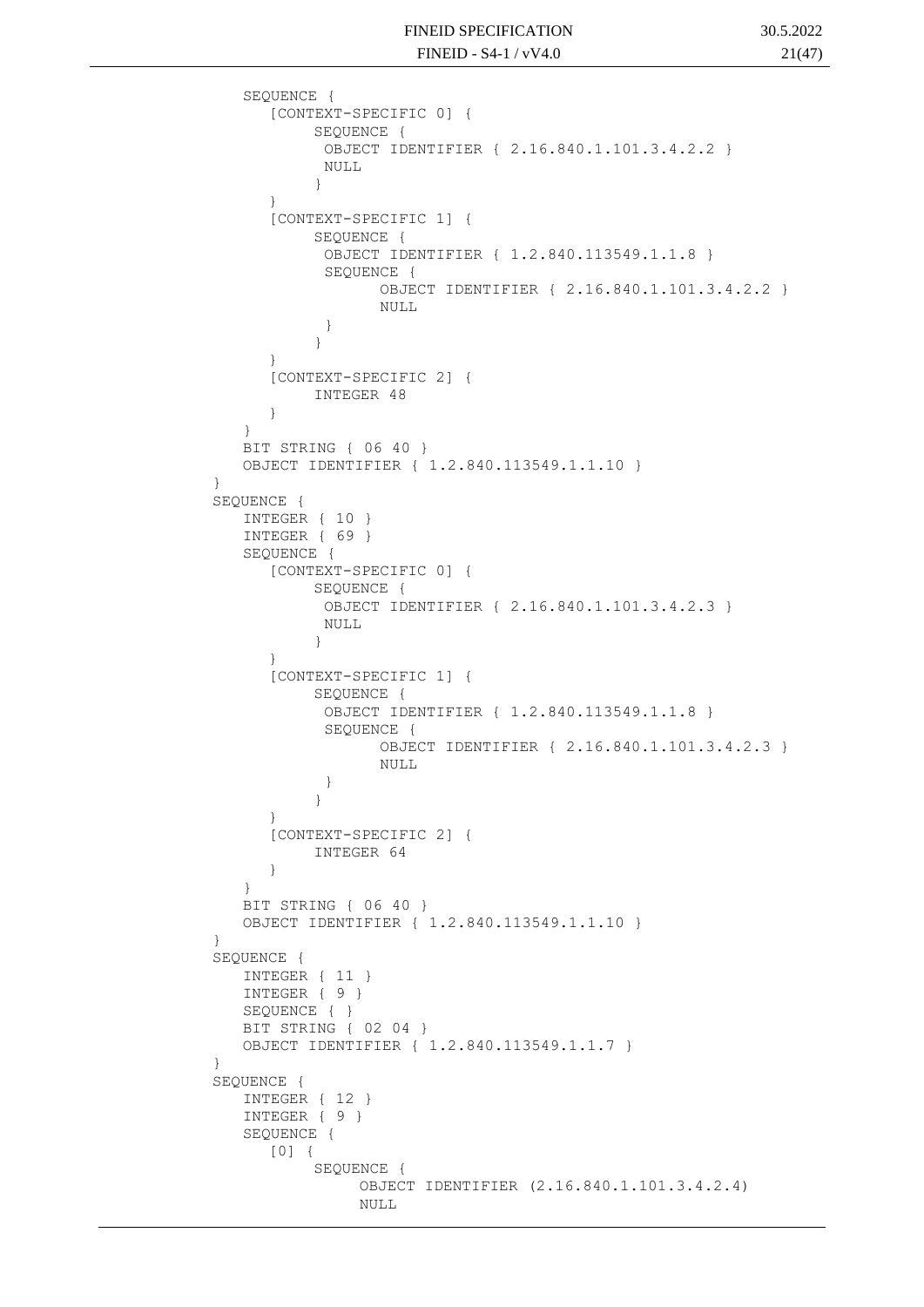```
      SEQUENCE {
         [CONTEXT-SPECIFIC 0] {
              SEQUENCE {
               OBJECT IDENTIFIER { 2.16.840.1.101.3.4.2.2 }
               NULL
              }
         }
         [CONTEXT-SPECIFIC 1] {
              SEQUENCE {
               OBJECT IDENTIFIER { 1.2.840.113549.1.1.8 }
               SEQUENCE {
                    OBJECT IDENTIFIER { 2.16.840.1.101.3.4.2.2 }
                    NULL
               }
              }
         }
         [CONTEXT-SPECIFIC 2] {
              INTEGER 48
         }
      }
      BIT STRING { 06 40 }
      OBJECT IDENTIFIER { 1.2.840.113549.1.1.10 }
   }
   SEQUENCE {
      INTEGER { 10 }
      INTEGER { 69 }
      SEQUENCE {
         [CONTEXT-SPECIFIC 0] {
              SEQUENCE {
               OBJECT IDENTIFIER { 2.16.840.1.101.3.4.2.3 }
               NULL
              }
         }
         [CONTEXT-SPECIFIC 1] {
              SEQUENCE {
               OBJECT IDENTIFIER { 1.2.840.113549.1.1.8 }
               SEQUENCE {
                    OBJECT IDENTIFIER { 2.16.840.1.101.3.4.2.3 }
                    NULL
               }
              }
         }
         [CONTEXT-SPECIFIC 2] {
              INTEGER 64
         }
      }
      BIT STRING { 06 40 }
      OBJECT IDENTIFIER { 1.2.840.113549.1.1.10 }
   }
   SEQUENCE {
      INTEGER { 11 }
      INTEGER { 9 }
      SEQUENCE { }
      BIT STRING { 02 04 }
      OBJECT IDENTIFIER { 1.2.840.113549.1.1.7 }
   }
   SEQUENCE {
      INTEGER { 12 }
      INTEGER { 9 }
      SEQUENCE {
         [0] {
              SEQUENCE {
                   OBJECT IDENTIFIER (2.16.840.1.101.3.4.2.4)
                   NULL
```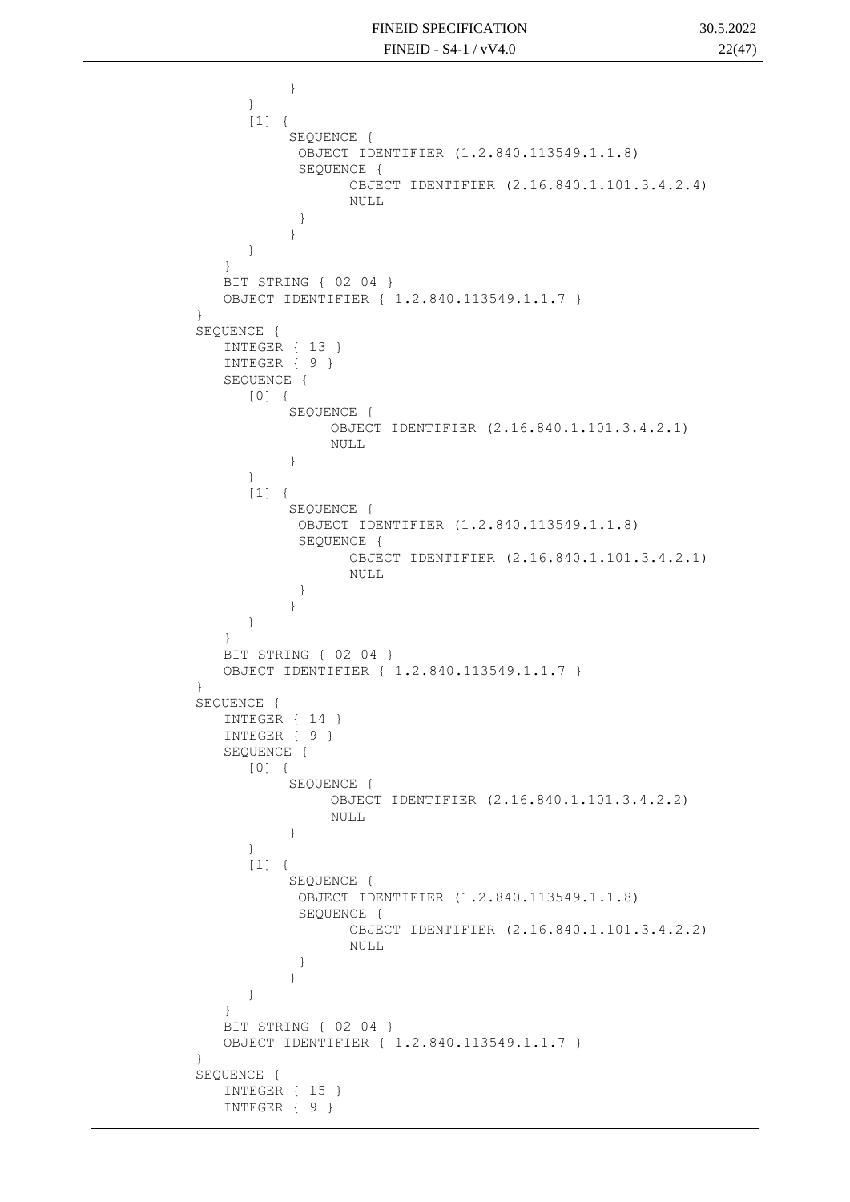```
            }
        }
        [1] {
            SEQUENCE {
             OBJECT IDENTIFIER (1.2.840.113549.1.1.8)
             SEQUENCE {
                   OBJECT IDENTIFIER (2.16.840.1.101.3.4.2.4)
                   NULL
             }
            }
        }
    }
    BIT STRING { 02 04 }
    OBJECT IDENTIFIER { 1.2.840.113549.1.1.7 }
}
SEQUENCE {
    INTEGER { 13 }
    INTEGER { 9 }
    SEQUENCE {
        [0] {
            SEQUENCE {
                 OBJECT IDENTIFIER (2.16.840.1.101.3.4.2.1)
                 NULL
            }
        }
        [1] {
            SEQUENCE {
             OBJECT IDENTIFIER (1.2.840.113549.1.1.8)
             SEQUENCE {
                   OBJECT IDENTIFIER (2.16.840.1.101.3.4.2.1)
                   NULL
             }
            }
        }
    }
    BIT STRING { 02 04 }
    OBJECT IDENTIFIER { 1.2.840.113549.1.1.7 }
}
SEQUENCE {
    INTEGER { 14 }
    INTEGER { 9 }
    SEQUENCE {
        [0] {
            SEQUENCE {
                 OBJECT IDENTIFIER (2.16.840.1.101.3.4.2.2)
                 NULL
            }
        }
        [1] {
            SEQUENCE {
             OBJECT IDENTIFIER (1.2.840.113549.1.1.8)
             SEQUENCE {
                   OBJECT IDENTIFIER (2.16.840.1.101.3.4.2.2)
                   NULL
             }
            }
        }
    }
    BIT STRING { 02 04 }
    OBJECT IDENTIFIER { 1.2.840.113549.1.1.7 }
}
SEQUENCE {
    INTEGER { 15 }
    INTEGER { 9 }
```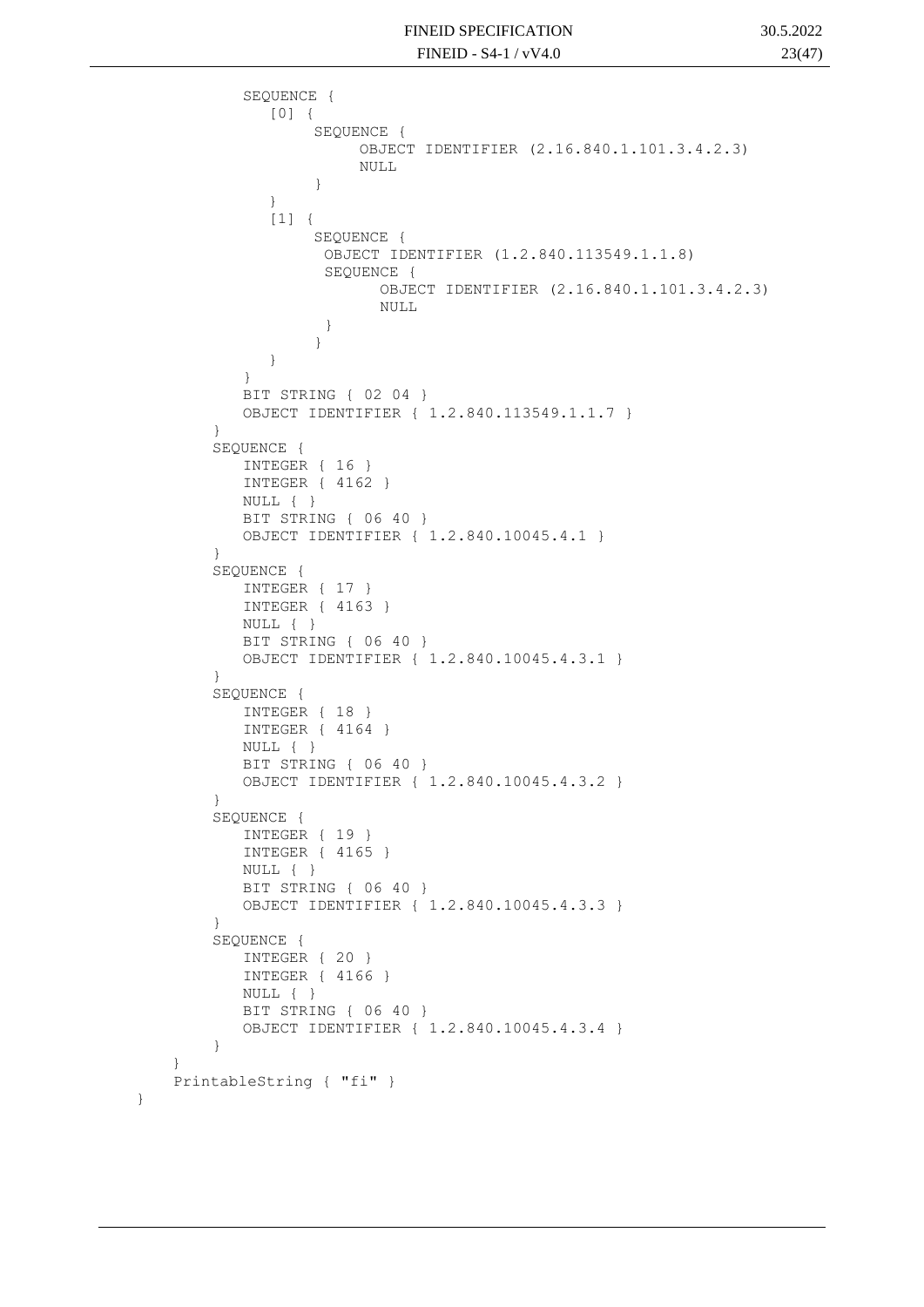```
            SEQUENCE {
               [0] {
                     SEQUENCE {
                          OBJECT IDENTIFIER (2.16.840.1.101.3.4.2.3)
                          NULL
                     }
               }
               [1] {
                     SEQUENCE {
                      OBJECT IDENTIFIER (1.2.840.113549.1.1.8)
                      SEQUENCE {
                            OBJECT IDENTIFIER (2.16.840.1.101.3.4.2.3)
                            NULL
                      }
                     }
               }
            }
            BIT STRING { 02 04 }
            OBJECT IDENTIFIER { 1.2.840.113549.1.1.7 }
         }
         SEQUENCE {
            INTEGER { 16 }
            INTEGER { 4162 }
            NULL { }
            BIT STRING { 06 40 }
            OBJECT IDENTIFIER { 1.2.840.10045.4.1 }
         }
         SEQUENCE {
            INTEGER { 17 }
            INTEGER { 4163 }
            NULL { }
            BIT STRING { 06 40 }
            OBJECT IDENTIFIER { 1.2.840.10045.4.3.1 }
         }
         SEQUENCE {
            INTEGER { 18 }
            INTEGER { 4164 }
            NULL { }
            BIT STRING { 06 40 }
            OBJECT IDENTIFIER { 1.2.840.10045.4.3.2 }
         }
         SEQUENCE {
            INTEGER { 19 }
            INTEGER { 4165 }
            NULL { }
            BIT STRING { 06 40 }
            OBJECT IDENTIFIER { 1.2.840.10045.4.3.3 }
         }
         SEQUENCE {
            INTEGER { 20 }
            INTEGER { 4166 }
            NULL { }
            BIT STRING { 06 40 }
            OBJECT IDENTIFIER { 1.2.840.10045.4.3.4 }
         }
     }
     PrintableString { "fi" }
}
```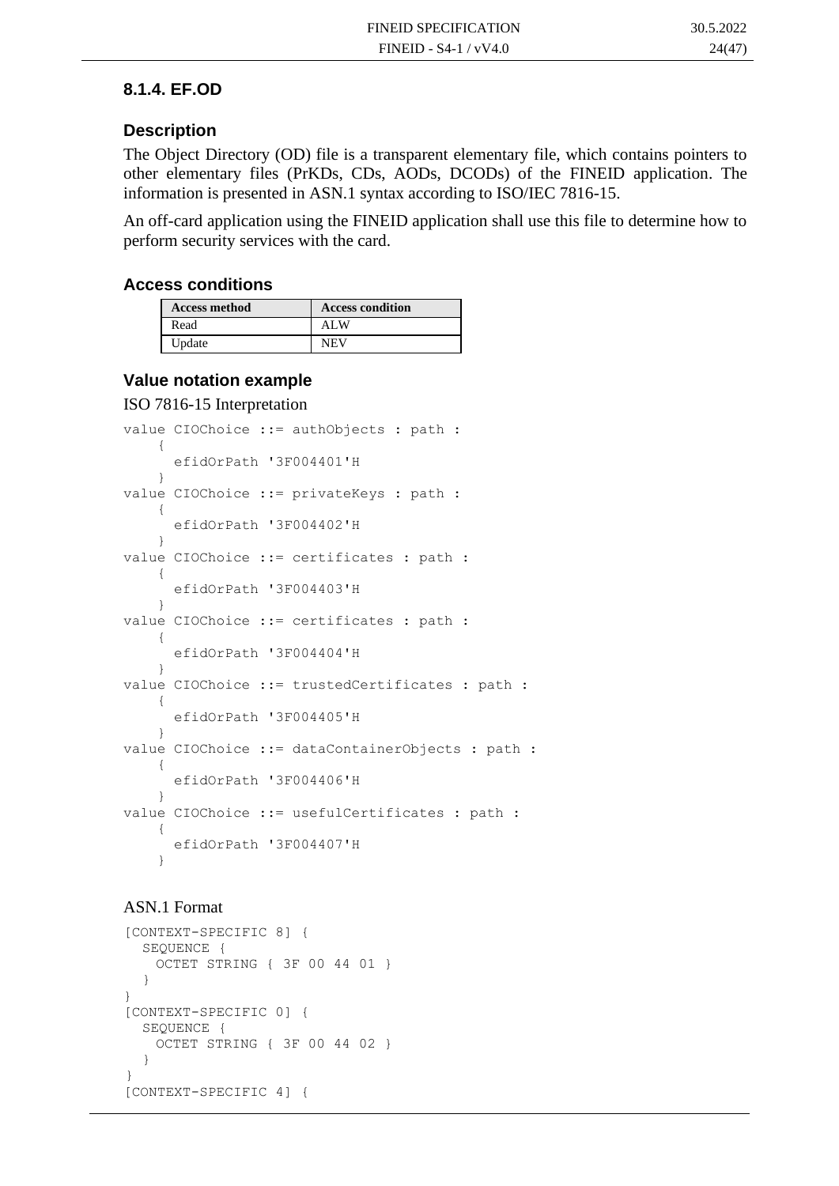### 8.1.4. EF.OD

#### Description

The Object Directory (OD) file is a transparent elementary file, which contains pointers to other elementary files (PrKDs, CDs, AODs, DCODs) of the FINEID application. The information is presented in ASN.1 syntax according to ISO/IEC 7816-15.

An off-card application using the FINEID application shall use this file to determine how to perform security services with the card.

#### Access conditions

| Access method | Access condition |
|---|---|
| Read | ALW |
| Update | NEV |

#### Value notation example

ISO 7816-15 Interpretation

```
value CIOChoice ::= authObjects : path :
    {
      efidOrPath '3F004401'H
    }
value CIOChoice ::= privateKeys : path :
    {
      efidOrPath '3F004402'H
    }
value CIOChoice ::= certificates : path :
    {
      efidOrPath '3F004403'H
    }
value CIOChoice ::= certificates : path :
    {
      efidOrPath '3F004404'H
    }
value CIOChoice ::= trustedCertificates : path :
    {
      efidOrPath '3F004405'H
    }
value CIOChoice ::= dataContainerObjects : path :
    {
      efidOrPath '3F004406'H
    }
value CIOChoice ::= usefulCertificates : path :
    {
      efidOrPath '3F004407'H
    }
```

ASN.1 Format

```
[CONTEXT-SPECIFIC 8] {
  SEQUENCE {
    OCTET STRING { 3F 00 44 01 }
  }
}
[CONTEXT-SPECIFIC 0] {
  SEQUENCE {
    OCTET STRING { 3F 00 44 02 }
  }
}
[CONTEXT-SPECIFIC 4] {
```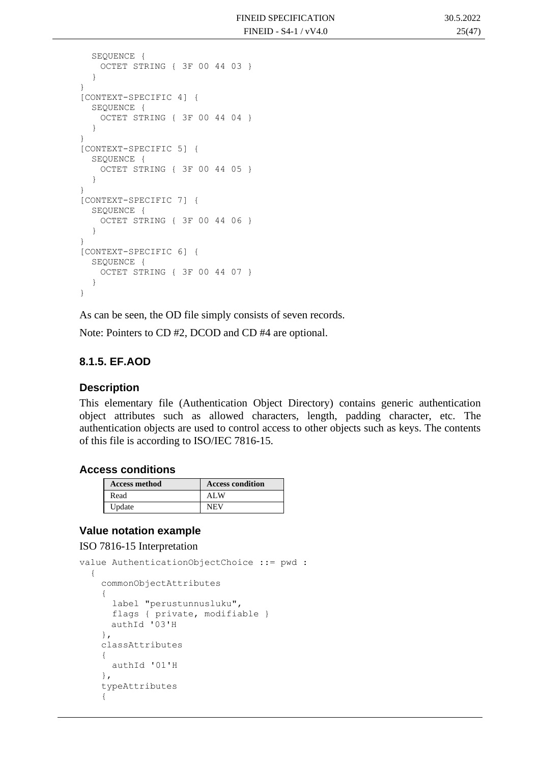```
  SEQUENCE {
    OCTET STRING { 3F 00 44 03 }
  }
}
[CONTEXT-SPECIFIC 4] {
  SEQUENCE {
    OCTET STRING { 3F 00 44 04 }
  }
}
[CONTEXT-SPECIFIC 5] {
  SEQUENCE {
    OCTET STRING { 3F 00 44 05 }
  }
}
[CONTEXT-SPECIFIC 7] {
  SEQUENCE {
    OCTET STRING { 3F 00 44 06 }
  }
}
[CONTEXT-SPECIFIC 6] {
  SEQUENCE {
    OCTET STRING { 3F 00 44 07 }
  }
}
```

As can be seen, the OD file simply consists of seven records.

Note: Pointers to CD #2, DCOD and CD #4 are optional.

### 8.1.5. EF.AOD

#### Description

This elementary file (Authentication Object Directory) contains generic authentication object attributes such as allowed characters, length, padding character, etc. The authentication objects are used to control access to other objects such as keys. The contents of this file is according to ISO/IEC 7816-15.

#### Access conditions

| Access method | Access condition |
|---|---|
| Read | ALW |
| Update | NEV |

#### Value notation example

ISO 7816-15 Interpretation

```
value AuthenticationObjectChoice ::= pwd :
  {
    commonObjectAttributes
    {
      label "perustunnusluku",
      flags { private, modifiable }
      authId '03'H
    },
    classAttributes
    {
      authId '01'H
    },
    typeAttributes
    {
```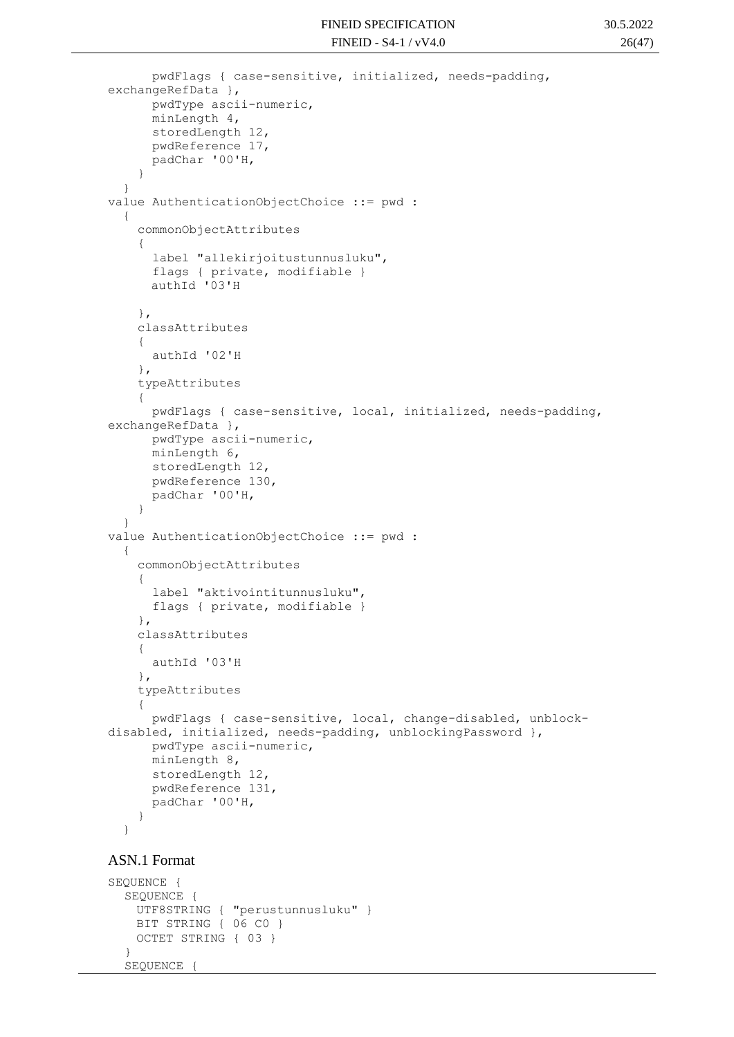```
      pwdFlags { case-sensitive, initialized, needs-padding,
exchangeRefData },
      pwdType ascii-numeric,
      minLength 4,
      storedLength 12,
      pwdReference 17,
      padChar '00'H,
    }
  }
value AuthenticationObjectChoice ::= pwd :
  {
    commonObjectAttributes
    {
      label "allekirjoitustunnusluku",
      flags { private, modifiable }
      authId '03'H

    },
    classAttributes
    {
      authId '02'H
    },
    typeAttributes
    {
      pwdFlags { case-sensitive, local, initialized, needs-padding,
exchangeRefData },
      pwdType ascii-numeric,
      minLength 6,
      storedLength 12,
      pwdReference 130,
      padChar '00'H,
    }
  }
value AuthenticationObjectChoice ::= pwd :
  {
    commonObjectAttributes
    {
      label "aktivointitunnusluku",
      flags { private, modifiable }
    },
    classAttributes
    {
      authId '03'H
    },
    typeAttributes
    {
      pwdFlags { case-sensitive, local, change-disabled, unblock-
disabled, initialized, needs-padding, unblockingPassword },
      pwdType ascii-numeric,
      minLength 8,
      storedLength 12,
      pwdReference 131,
      padChar '00'H,
    }
  }
```

### ASN.1 Format

```
SEQUENCE {
  SEQUENCE {
    UTF8STRING { "perustunnusluku" }
    BIT STRING { 06 C0 }
    OCTET STRING { 03 }
  }
  SEQUENCE {
```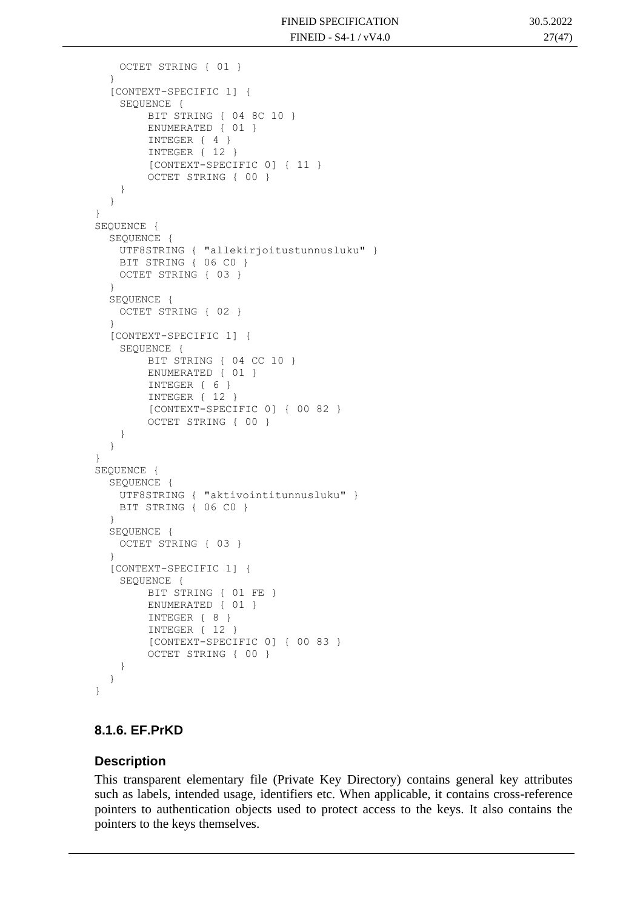```
      OCTET STRING { 01 }
    }
    [CONTEXT-SPECIFIC 1] {
      SEQUENCE {
           BIT STRING { 04 8C 10 }
           ENUMERATED { 01 }
           INTEGER { 4 }
           INTEGER { 12 }
           [CONTEXT-SPECIFIC 0] { 11 }
           OCTET STRING { 00 }
      }
    }
}
SEQUENCE {
    SEQUENCE {
      UTF8STRING { "allekirjoitustunnusluku" }
      BIT STRING { 06 C0 }
      OCTET STRING { 03 }
    }
    SEQUENCE {
      OCTET STRING { 02 }
    }
    [CONTEXT-SPECIFIC 1] {
      SEQUENCE {
           BIT STRING { 04 CC 10 }
           ENUMERATED { 01 }
           INTEGER { 6 }
           INTEGER { 12 }
           [CONTEXT-SPECIFIC 0] { 00 82 }
           OCTET STRING { 00 }
      }
    }
}
SEQUENCE {
    SEQUENCE {
      UTF8STRING { "aktivointitunnusluku" }
      BIT STRING { 06 C0 }
    }
    SEQUENCE {
      OCTET STRING { 03 }
    }
    [CONTEXT-SPECIFIC 1] {
      SEQUENCE {
           BIT STRING { 01 FE }
           ENUMERATED { 01 }
           INTEGER { 8 }
           INTEGER { 12 }
           [CONTEXT-SPECIFIC 0] { 00 83 }
           OCTET STRING { 00 }
      }
    }
}
```

### 8.1.6. EF.PrKD

#### Description

This transparent elementary file (Private Key Directory) contains general key attributes such as labels, intended usage, identifiers etc. When applicable, it contains cross-reference pointers to authentication objects used to protect access to the keys. It also contains the pointers to the keys themselves.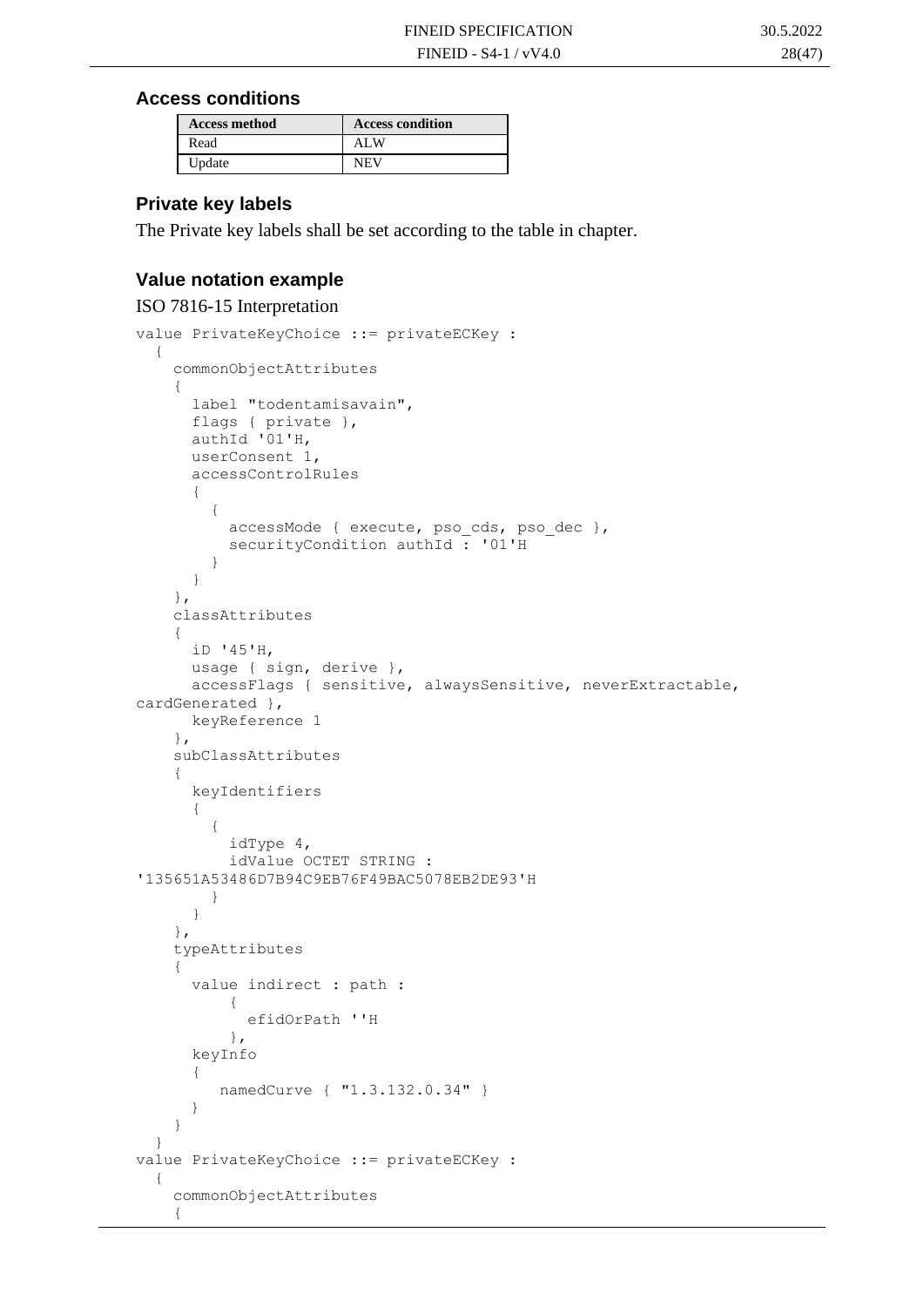### Access conditions

| Access method | Access condition |
|---|---|
| Read | ALW |
| Update | NEV |

### Private key labels

The Private key labels shall be set according to the table in chapter.

### Value notation example

ISO 7816-15 Interpretation

```
value PrivateKeyChoice ::= privateECKey :
  {
    commonObjectAttributes
    {
      label "todentamisavain",
      flags { private },
      authId '01'H,
      userConsent 1,
      accessControlRules
      {
        {
          accessMode { execute, pso_cds, pso_dec },
          securityCondition authId : '01'H
        }
      }
    },
    classAttributes
    {
      iD '45'H,
      usage { sign, derive },
      accessFlags { sensitive, alwaysSensitive, neverExtractable,
cardGenerated },
      keyReference 1
    },
    subClassAttributes
    {
      keyIdentifiers
      {
        {
          idType 4,
          idValue OCTET STRING :
'135651A53486D7B94C9EB76F49BAC5078EB2DE93'H
        }
      }
    },
    typeAttributes
    {
      value indirect : path :
          {
            efidOrPath ''H
          },
      keyInfo
      {
         namedCurve { "1.3.132.0.34" }
      }
    }
  }
value PrivateKeyChoice ::= privateECKey :
  {
    commonObjectAttributes
    {
```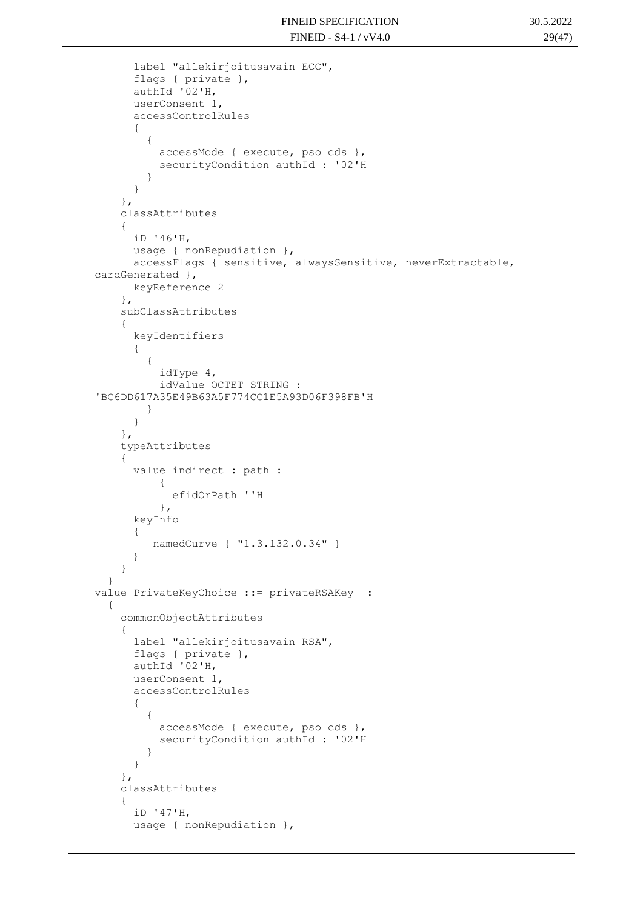```
      label "allekirjoitusavain ECC",
      flags { private },
      authId '02'H,
      userConsent 1,
      accessControlRules
      {
        {
          accessMode { execute, pso_cds },
          securityCondition authId : '02'H
        }
      }
    },
    classAttributes
    {
      iD '46'H,
      usage { nonRepudiation },
      accessFlags { sensitive, alwaysSensitive, neverExtractable,
cardGenerated },
      keyReference 2
    },
    subClassAttributes
    {
      keyIdentifiers
      {
        {
          idType 4,
          idValue OCTET STRING :
'BC6DD617A35E49B63A5F774CC1E5A93D06F398FB'H
        }
      }
    },
    typeAttributes
    {
      value indirect : path :
          {
            efidOrPath ''H
          },
      keyInfo
      {
         namedCurve { "1.3.132.0.34" }
      }
    }
  }
value PrivateKeyChoice ::= privateRSAKey  :
  {
    commonObjectAttributes
    {
      label "allekirjoitusavain RSA",
      flags { private },
      authId '02'H,
      userConsent 1,
      accessControlRules
      {
        {
          accessMode { execute, pso_cds },
          securityCondition authId : '02'H
        }
      }
    },
    classAttributes
    {
      iD '47'H,
      usage { nonRepudiation },
```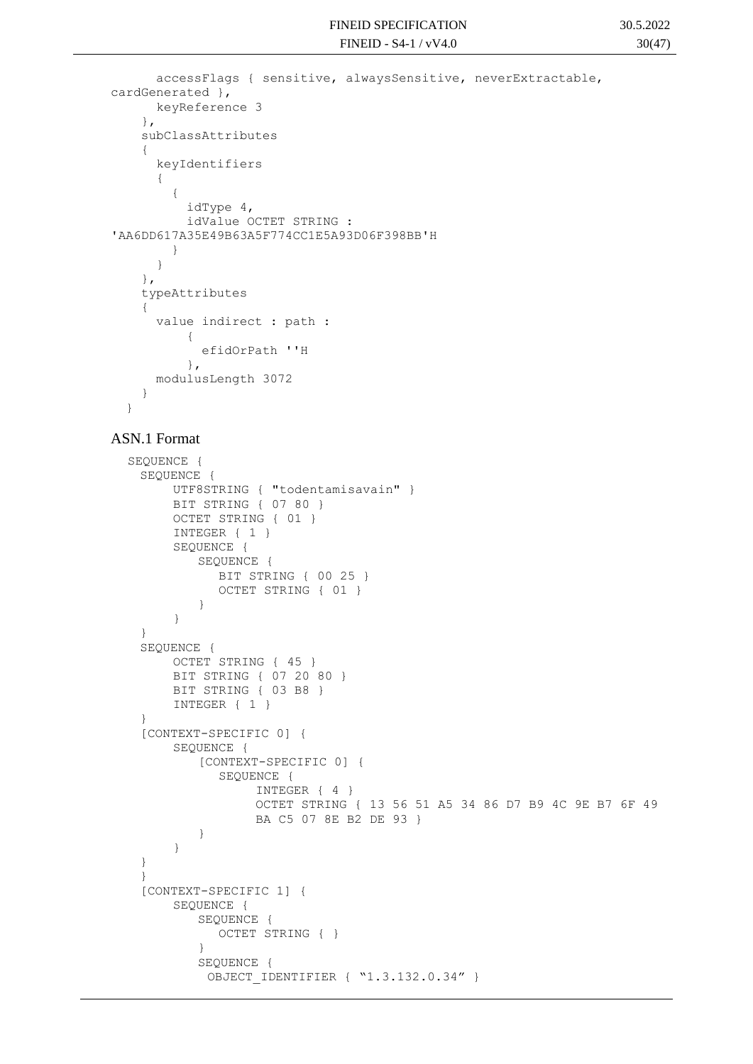```
      accessFlags { sensitive, alwaysSensitive, neverExtractable,
cardGenerated },
      keyReference 3
    },
    subClassAttributes
    {
      keyIdentifiers
      {
        {
          idType 4,
          idValue OCTET STRING :
'AA6DD617A35E49B63A5F774CC1E5A93D06F398BB'H
        }
      }
    },
    typeAttributes
    {
      value indirect : path :
          {
            efidOrPath ''H
          },
      modulusLength 3072
    }
  }
```

## ASN.1 Format

```
  SEQUENCE {
    SEQUENCE {
        UTF8STRING { "todentamisavain" }
        BIT STRING { 07 80 }
        OCTET STRING { 01 }
        INTEGER { 1 }
        SEQUENCE {
           SEQUENCE {
              BIT STRING { 00 25 }
              OCTET STRING { 01 }
           }
        }
    }
    SEQUENCE {
        OCTET STRING { 45 }
        BIT STRING { 07 20 80 }
        BIT STRING { 03 B8 }
        INTEGER { 1 }
    }
    [CONTEXT-SPECIFIC 0] {
        SEQUENCE {
            [CONTEXT-SPECIFIC 0] {
              SEQUENCE {
                   INTEGER { 4 }
                   OCTET STRING { 13 56 51 A5 34 86 D7 B9 4C 9E B7 6F 49
                   BA C5 07 8E B2 DE 93 }
            }
        }
    }
    }
    [CONTEXT-SPECIFIC 1] {
        SEQUENCE {
           SEQUENCE {
              OCTET STRING { }
           }
           SEQUENCE {
            OBJECT_IDENTIFIER { "1.3.132.0.34" }
```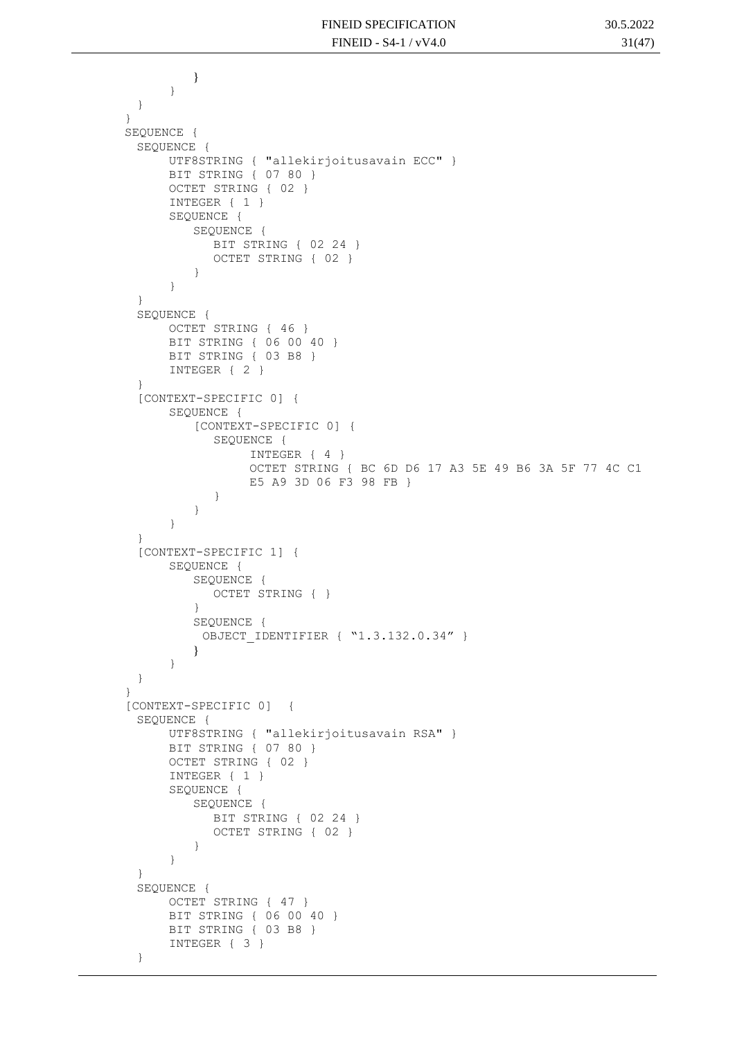```
            }
         }
      }
   }
   SEQUENCE {
     SEQUENCE {
         UTF8STRING { "allekirjoitusavain ECC" }
         BIT STRING { 07 80 }
         OCTET STRING { 02 }
         INTEGER { 1 }
         SEQUENCE {
            SEQUENCE {
               BIT STRING { 02 24 }
               OCTET STRING { 02 }
            }
         }
     }
     SEQUENCE {
         OCTET STRING { 46 }
         BIT STRING { 06 00 40 }
         BIT STRING { 03 B8 }
         INTEGER { 2 }
     }
     [CONTEXT-SPECIFIC 0] {
         SEQUENCE {
            [CONTEXT-SPECIFIC 0] {
               SEQUENCE {
                   INTEGER { 4 }
                   OCTET STRING { BC 6D D6 17 A3 5E 49 B6 3A 5F 77 4C C1
                   E5 A9 3D 06 F3 98 FB }
               }
            }
         }
     }
     [CONTEXT-SPECIFIC 1] {
         SEQUENCE {
            SEQUENCE {
               OCTET STRING { }
            }
            SEQUENCE {
             OBJECT_IDENTIFIER { "1.3.132.0.34" }
            }
         }
     }
   }
   [CONTEXT-SPECIFIC 0]  {
     SEQUENCE {
         UTF8STRING { "allekirjoitusavain RSA" }
         BIT STRING { 07 80 }
         OCTET STRING { 02 }
         INTEGER { 1 }
         SEQUENCE {
            SEQUENCE {
               BIT STRING { 02 24 }
               OCTET STRING { 02 }
            }
         }
     }
     SEQUENCE {
         OCTET STRING { 47 }
         BIT STRING { 06 00 40 }
         BIT STRING { 03 B8 }
         INTEGER { 3 }
     }
```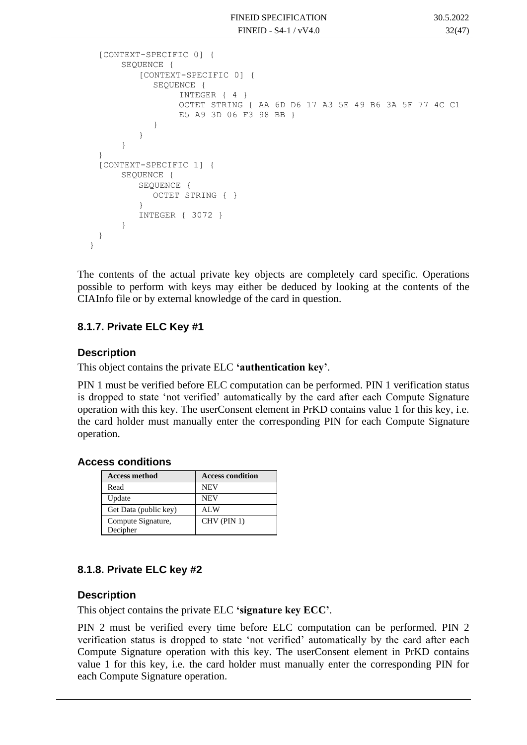```
  [CONTEXT-SPECIFIC 0] {
       SEQUENCE {
          [CONTEXT-SPECIFIC 0] {
             SEQUENCE {
                INTEGER { 4 }
                OCTET STRING { AA 6D D6 17 A3 5E 49 B6 3A 5F 77 4C C1
                E5 A9 3D 06 F3 98 BB }
             }
          }
       }
  }
  [CONTEXT-SPECIFIC 1] {
       SEQUENCE {
          SEQUENCE {
             OCTET STRING { }
          }
          INTEGER { 3072 }
       }
  }
}
```

The contents of the actual private key objects are completely card specific. Operations possible to perform with keys may either be deduced by looking at the contents of the CIAInfo file or by external knowledge of the card in question.

### 8.1.7. Private ELC Key #1

#### Description

This object contains the private ELC **'authentication key'**.

PIN 1 must be verified before ELC computation can be performed. PIN 1 verification status is dropped to state 'not verified' automatically by the card after each Compute Signature operation with this key. The userConsent element in PrKD contains value 1 for this key, i.e. the card holder must manually enter the corresponding PIN for each Compute Signature operation.

#### Access conditions

| Access method | Access condition |
|---|---|
| Read | NEV |
| Update | NEV |
| Get Data (public key) | ALW |
| Compute Signature, Decipher | CHV (PIN 1) |

### 8.1.8. Private ELC key #2

#### Description

This object contains the private ELC **'signature key ECC'**.

PIN 2 must be verified every time before ELC computation can be performed. PIN 2 verification status is dropped to state 'not verified' automatically by the card after each Compute Signature operation with this key. The userConsent element in PrKD contains value 1 for this key, i.e. the card holder must manually enter the corresponding PIN for each Compute Signature operation.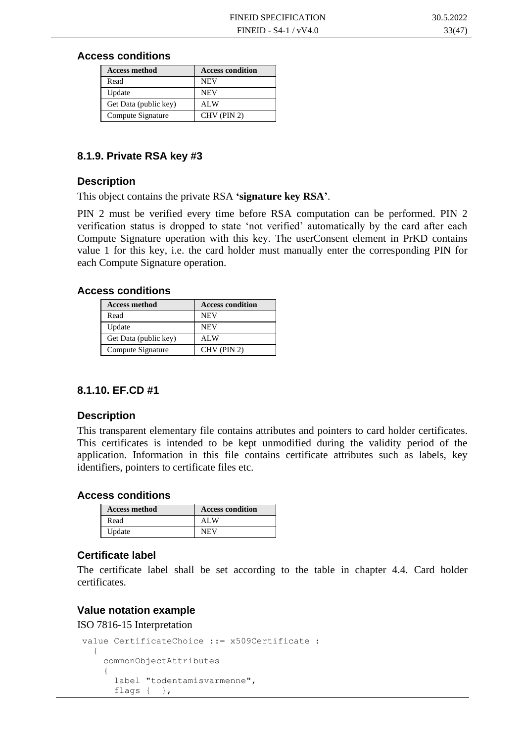### Access conditions

| Access method | Access condition |
|---|---|
| Read | NEV |
| Update | NEV |
| Get Data (public key) | ALW |
| Compute Signature | CHV (PIN 2) |

## 8.1.9. Private RSA key #3

### Description

This object contains the private RSA **'signature key RSA'**.

PIN 2 must be verified every time before RSA computation can be performed. PIN 2 verification status is dropped to state 'not verified' automatically by the card after each Compute Signature operation with this key. The userConsent element in PrKD contains value 1 for this key, i.e. the card holder must manually enter the corresponding PIN for each Compute Signature operation.

### Access conditions

| Access method | Access condition |
|---|---|
| Read | NEV |
| Update | NEV |
| Get Data (public key) | ALW |
| Compute Signature | CHV (PIN 2) |

## 8.1.10. EF.CD #1

### Description

This transparent elementary file contains attributes and pointers to card holder certificates. This certificates is intended to be kept unmodified during the validity period of the application. Information in this file contains certificate attributes such as labels, key identifiers, pointers to certificate files etc.

### Access conditions

| Access method | Access condition |
|---|---|
| Read | ALW |
| Update | NEV |

### Certificate label

The certificate label shall be set according to the table in chapter 4.4. Card holder certificates.

### Value notation example

ISO 7816-15 Interpretation

```
value CertificateChoice ::= x509Certificate :
  {
    commonObjectAttributes
    {
      label "todentamisvarmenne",
      flags {  },
```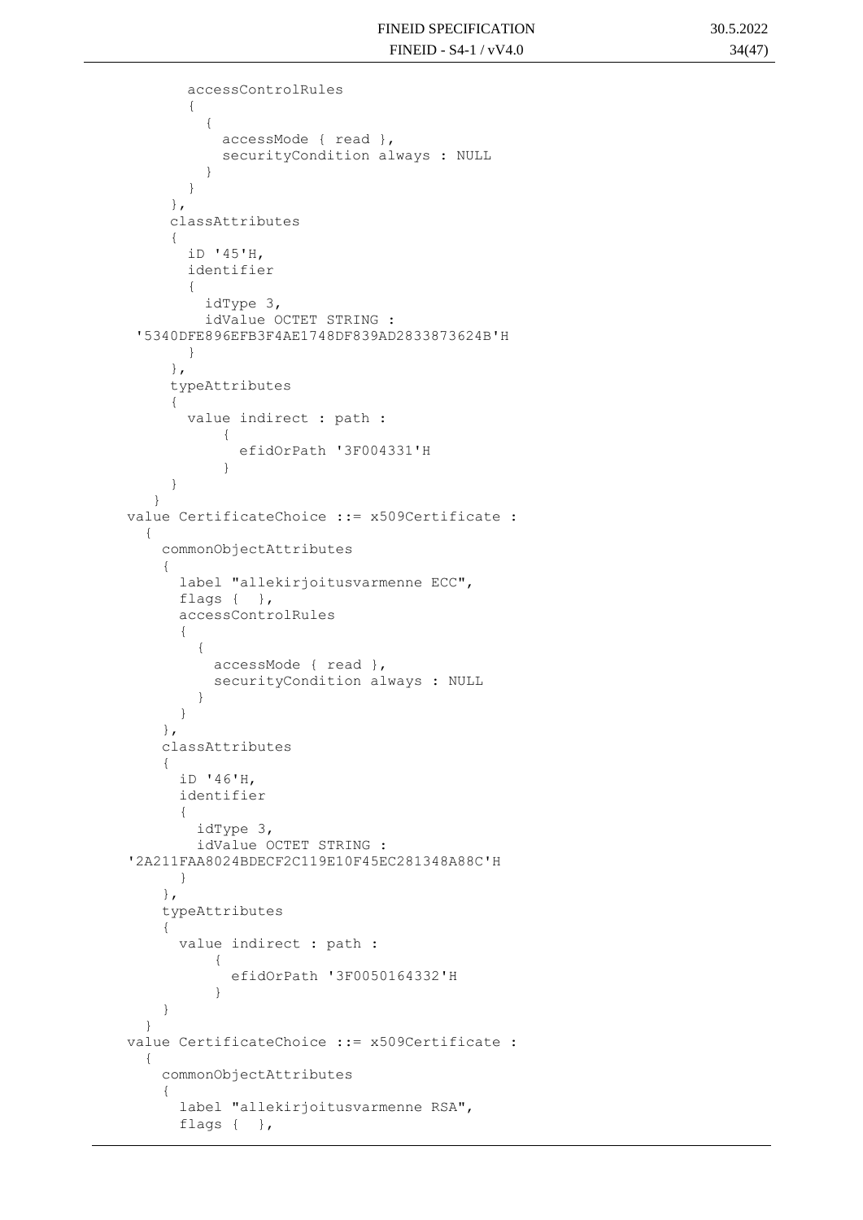```
        accessControlRules
        {
          {
            accessMode { read },
            securityCondition always : NULL
          }
        }
      },
      classAttributes
      {
        iD '45'H,
        identifier
        {
          idType 3,
          idValue OCTET STRING :
 '5340DFE896EFB3F4AE1748DF839AD2833873624B'H
        }
      },
      typeAttributes
      {
        value indirect : path :
            {
              efidOrPath '3F004331'H
            }
      }
    }
  value CertificateChoice ::= x509Certificate :
    {
      commonObjectAttributes
      {
        label "allekirjoitusvarmenne ECC",
        flags {  },
        accessControlRules
        {
          {
            accessMode { read },
            securityCondition always : NULL
          }
        }
      },
      classAttributes
      {
        iD '46'H,
        identifier
        {
          idType 3,
          idValue OCTET STRING :
 '2A211FAA8024BDECF2C119E10F45EC281348A88C'H
        }
      },
      typeAttributes
      {
        value indirect : path :
            {
              efidOrPath '3F0050164332'H
            }
      }
    }
  value CertificateChoice ::= x509Certificate :
    {
      commonObjectAttributes
      {
        label "allekirjoitusvarmenne RSA",
        flags {  },
```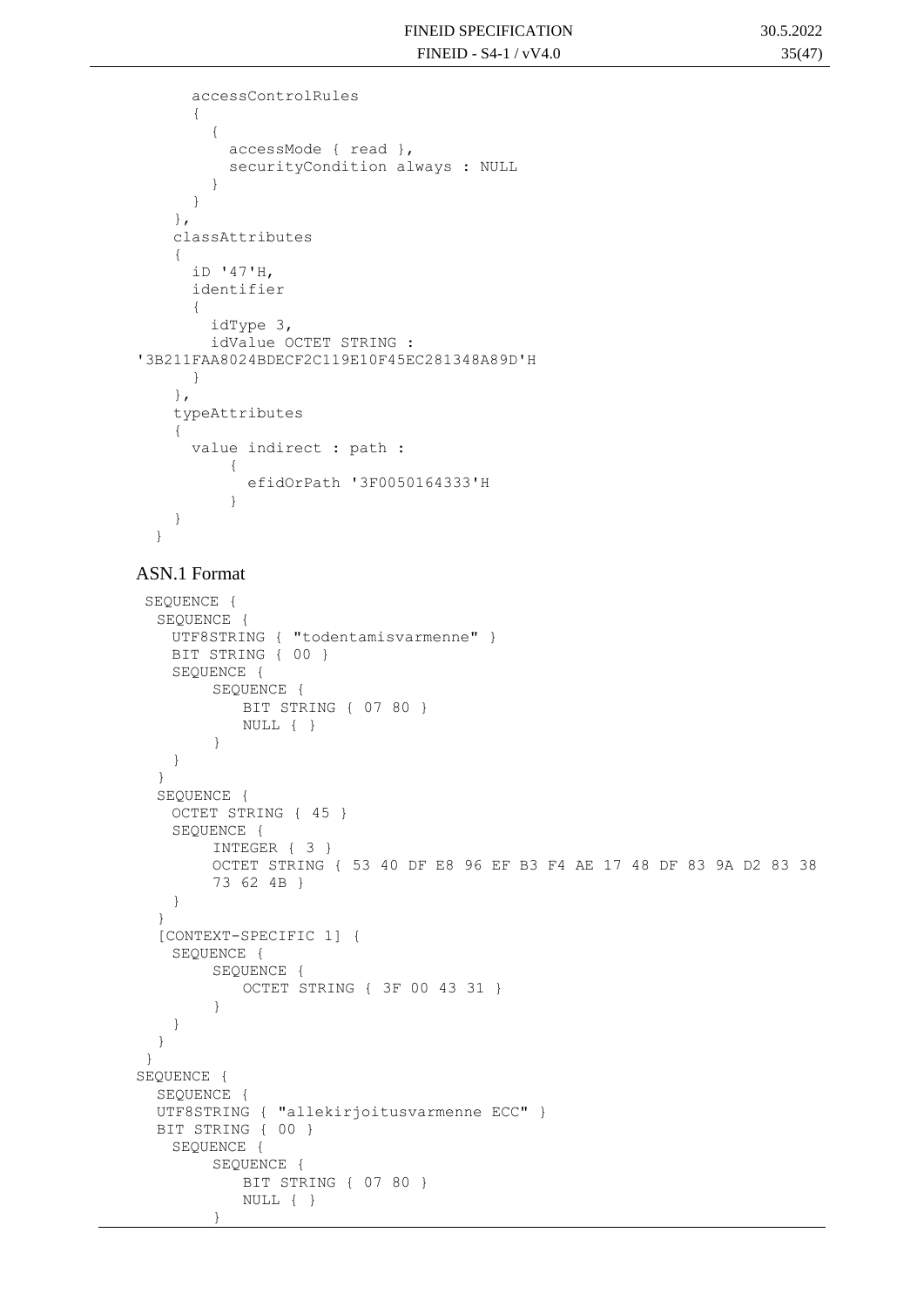```
      accessControlRules
      {
        {
          accessMode { read },
          securityCondition always : NULL
        }
      }
    },
    classAttributes
    {
      iD '47'H,
      identifier
      {
        idType 3,
        idValue OCTET STRING :
'3B211FAA8024BDECF2C119E10F45EC281348A89D'H
      }
    },
    typeAttributes
    {
      value indirect : path :
          {
            efidOrPath '3F0050164333'H
          }
    }
  }
```

ASN.1 Format

```
 SEQUENCE {
  SEQUENCE {
    UTF8STRING { "todentamisvarmenne" }
    BIT STRING { 00 }
    SEQUENCE {
         SEQUENCE {
             BIT STRING { 07 80 }
             NULL { }
         }
    }
  }
  SEQUENCE {
    OCTET STRING { 45 }
    SEQUENCE {
         INTEGER { 3 }
         OCTET STRING { 53 40 DF E8 96 EF B3 F4 AE 17 48 DF 83 9A D2 83 38
         73 62 4B }
    }
  }
  [CONTEXT-SPECIFIC 1] {
    SEQUENCE {
         SEQUENCE {
             OCTET STRING { 3F 00 43 31 }
         }
    }
  }
 }
SEQUENCE {
  SEQUENCE {
  UTF8STRING { "allekirjoitusvarmenne ECC" }
  BIT STRING { 00 }
    SEQUENCE {
         SEQUENCE {
             BIT STRING { 07 80 }
             NULL { }
         }
```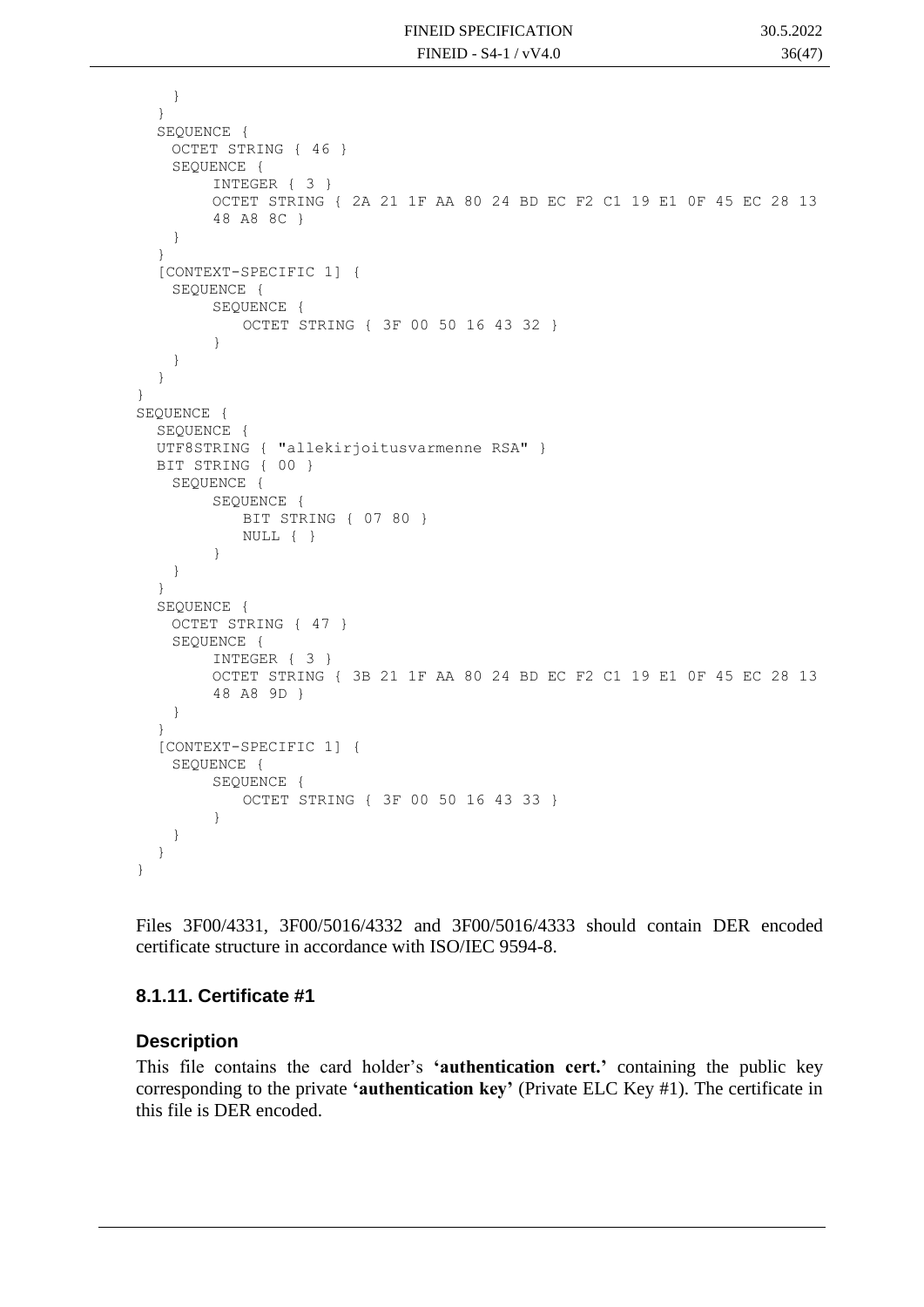```
    }
  }
  SEQUENCE {
    OCTET STRING { 46 }
    SEQUENCE {
         INTEGER { 3 }
         OCTET STRING { 2A 21 1F AA 80 24 BD EC F2 C1 19 E1 0F 45 EC 28 13
         48 A8 8C }
    }
  }
  [CONTEXT-SPECIFIC 1] {
    SEQUENCE {
         SEQUENCE {
             OCTET STRING { 3F 00 50 16 43 32 }
         }
    }
  }
}
SEQUENCE {
  SEQUENCE {
  UTF8STRING { "allekirjoitusvarmenne RSA" }
  BIT STRING { 00 }
    SEQUENCE {
         SEQUENCE {
             BIT STRING { 07 80 }
             NULL { }
         }
    }
  }
  SEQUENCE {
    OCTET STRING { 47 }
    SEQUENCE {
         INTEGER { 3 }
         OCTET STRING { 3B 21 1F AA 80 24 BD EC F2 C1 19 E1 0F 45 EC 28 13
         48 A8 9D }
    }
  }
  [CONTEXT-SPECIFIC 1] {
    SEQUENCE {
         SEQUENCE {
             OCTET STRING { 3F 00 50 16 43 33 }
         }
    }
  }
}
```

Files 3F00/4331, 3F00/5016/4332 and 3F00/5016/4333 should contain DER encoded certificate structure in accordance with ISO/IEC 9594-8.

### 8.1.11. Certificate #1

#### Description

This file contains the card holder's **'authentication cert.'** containing the public key corresponding to the private **'authentication key'** (Private ELC Key #1). The certificate in this file is DER encoded.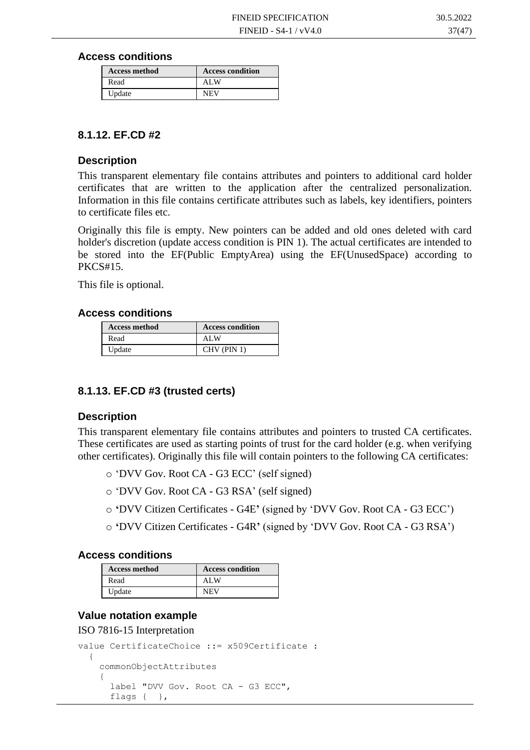### Access conditions

| Access method | Access condition |
|---|---|
| Read | ALW |
| Update | NEV |

## 8.1.12. EF.CD #2

### Description

This transparent elementary file contains attributes and pointers to additional card holder certificates that are written to the application after the centralized personalization. Information in this file contains certificate attributes such as labels, key identifiers, pointers to certificate files etc.

Originally this file is empty. New pointers can be added and old ones deleted with card holder's discretion (update access condition is PIN 1). The actual certificates are intended to be stored into the EF(Public EmptyArea) using the EF(UnusedSpace) according to PKCS#15.

This file is optional.

### Access conditions

| Access method | Access condition |
|---|---|
| Read | ALW |
| Update | CHV (PIN 1) |

## 8.1.13. EF.CD #3 (trusted certs)

### Description

This transparent elementary file contains attributes and pointers to trusted CA certificates. These certificates are used as starting points of trust for the card holder (e.g. when verifying other certificates). Originally this file will contain pointers to the following CA certificates:

- 'DVV Gov. Root CA - G3 ECC' (self signed)
- 'DVV Gov. Root CA - G3 RSA' (self signed)
- 'DVV Citizen Certificates - G4E' (signed by 'DVV Gov. Root CA - G3 ECC')
- 'DVV Citizen Certificates - G4R' (signed by 'DVV Gov. Root CA - G3 RSA')

### Access conditions

| Access method | Access condition |
|---|---|
| Read | ALW |
| Update | NEV |

### Value notation example

ISO 7816-15 Interpretation

```
value CertificateChoice ::= x509Certificate :
  {
    commonObjectAttributes
    {
      label "DVV Gov. Root CA - G3 ECC",
      flags {  },
```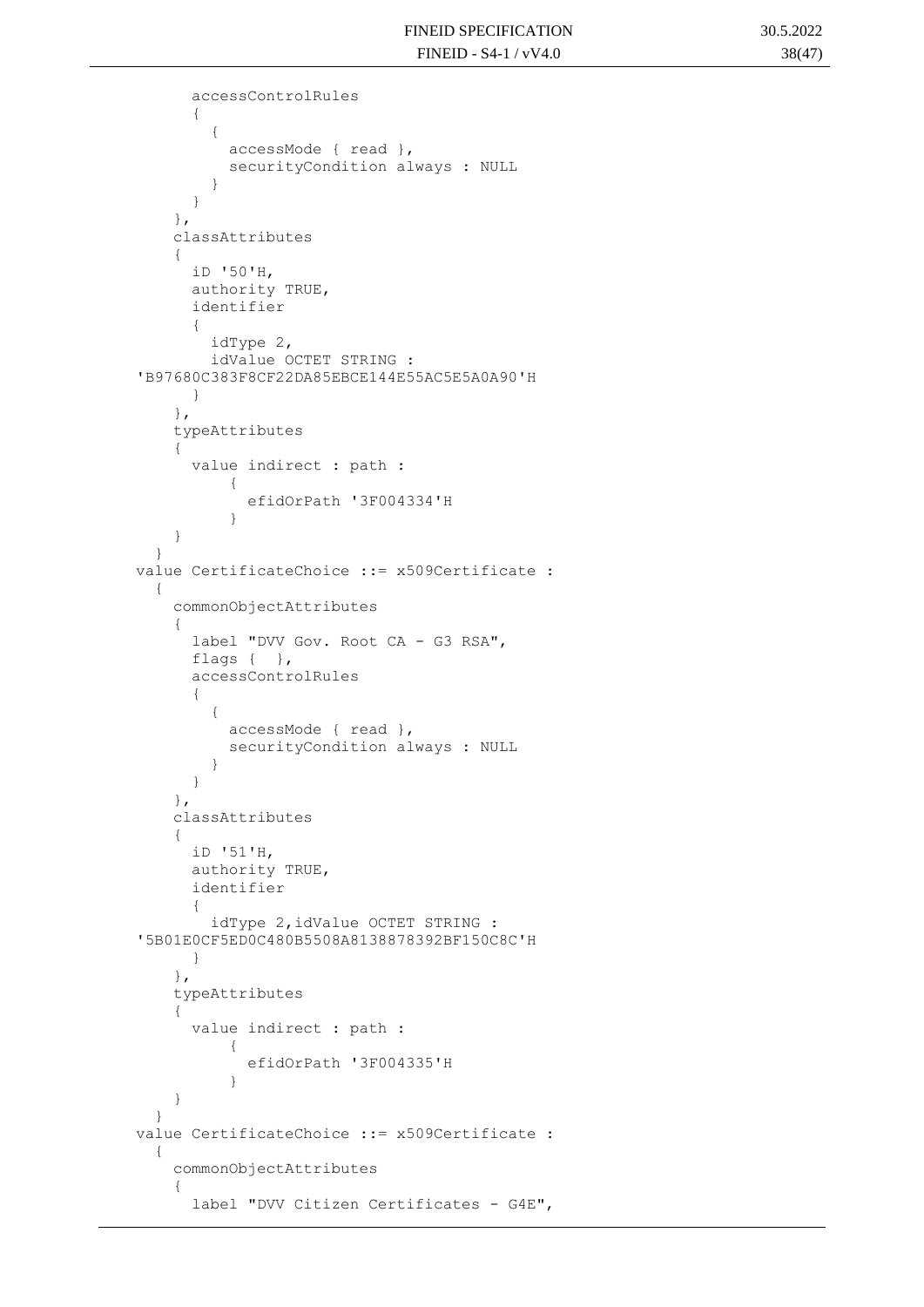```
      accessControlRules
      {
        {
          accessMode { read },
          securityCondition always : NULL
        }
      }
    },
    classAttributes
    {
      iD '50'H,
      authority TRUE,
      identifier
      {
        idType 2,
        idValue OCTET STRING :
'B97680C383F8CF22DA85EBCE144E55AC5E5A0A90'H
      }
    },
    typeAttributes
    {
      value indirect : path :
          {
            efidOrPath '3F004334'H
          }
    }
  }
value CertificateChoice ::= x509Certificate :
  {
    commonObjectAttributes
    {
      label "DVV Gov. Root CA - G3 RSA",
      flags {  },
      accessControlRules
      {
        {
          accessMode { read },
          securityCondition always : NULL
        }
      }
    },
    classAttributes
    {
      iD '51'H,
      authority TRUE,
      identifier
      {
        idType 2,idValue OCTET STRING :
'5B01E0CF5ED0C480B5508A8138878392BF150C8C'H
      }
    },
    typeAttributes
    {
      value indirect : path :
          {
            efidOrPath '3F004335'H
          }
    }
  }
value CertificateChoice ::= x509Certificate :
  {
    commonObjectAttributes
    {
      label "DVV Citizen Certificates - G4E",
```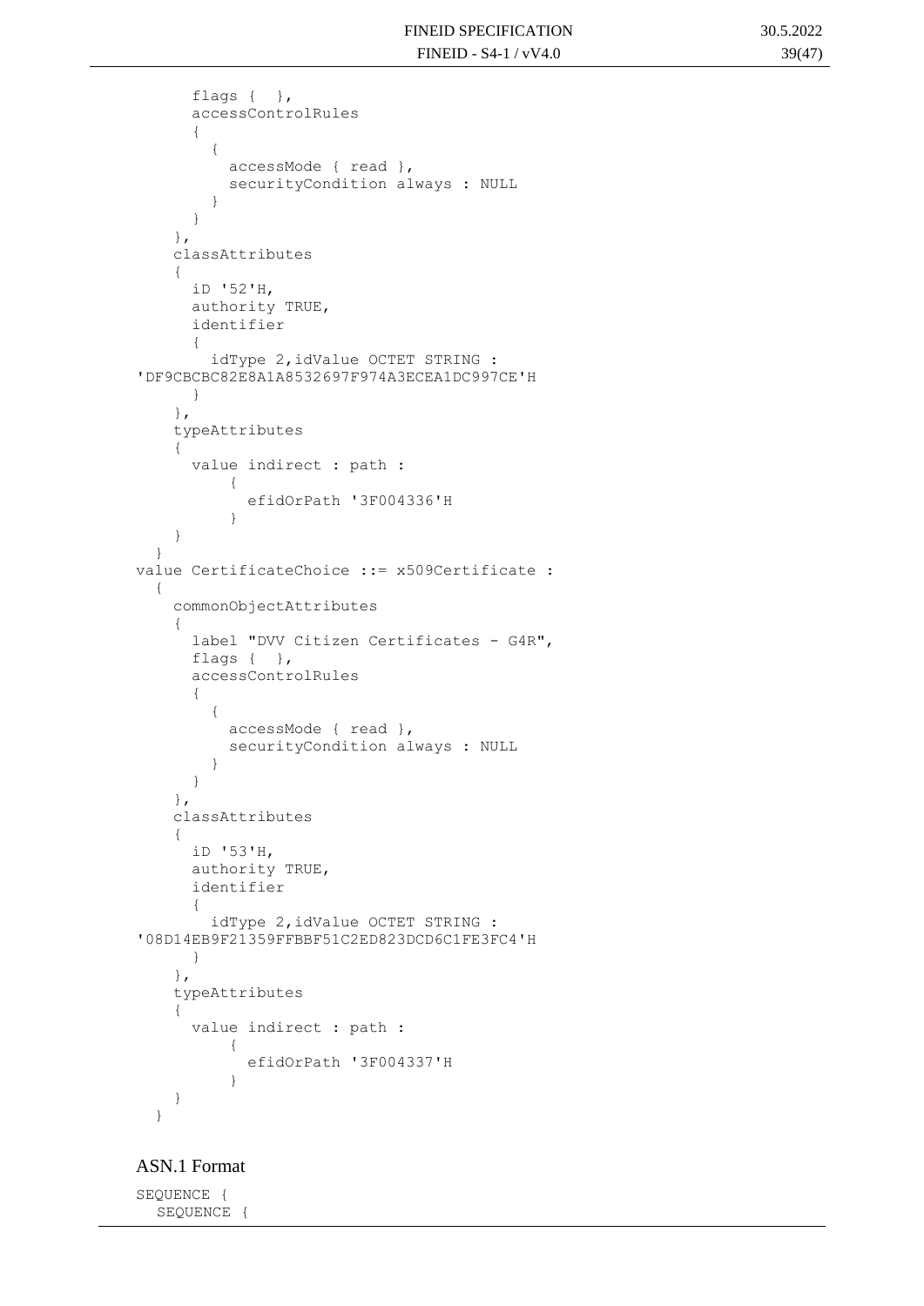```
      flags {  },
      accessControlRules
      {
        {
          accessMode { read },
          securityCondition always : NULL
        }
      }
    },
    classAttributes
    {
      iD '52'H,
      authority TRUE,
      identifier
      {
        idType 2,idValue OCTET STRING :
'DF9CBCBC82E8A1A8532697F974A3ECEA1DC997CE'H
      }
    },
    typeAttributes
    {
      value indirect : path :
          {
            efidOrPath '3F004336'H
          }
    }
  }
value CertificateChoice ::= x509Certificate :
  {
    commonObjectAttributes
    {
      label "DVV Citizen Certificates - G4R",
      flags {  },
      accessControlRules
      {
        {
          accessMode { read },
          securityCondition always : NULL
        }
      }
    },
    classAttributes
    {
      iD '53'H,
      authority TRUE,
      identifier
      {
        idType 2,idValue OCTET STRING :
'08D14EB9F21359FFBBF51C2ED823DCD6C1FE3FC4'H
      }
    },
    typeAttributes
    {
      value indirect : path :
          {
            efidOrPath '3F004337'H
          }
    }
  }
```

## ASN.1 Format

```
SEQUENCE {
  SEQUENCE {
```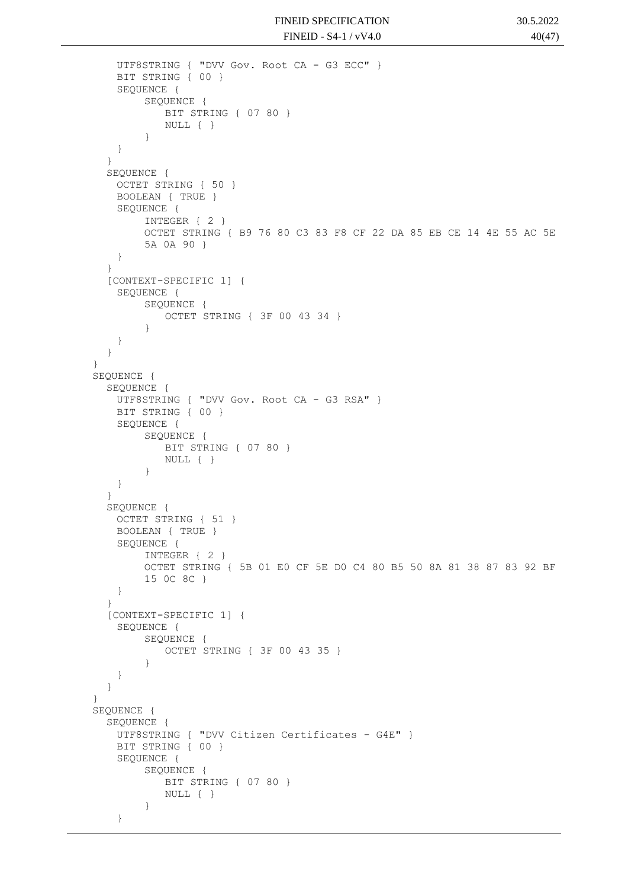```
      UTF8STRING { "DVV Gov. Root CA - G3 ECC" }
      BIT STRING { 00 }
      SEQUENCE {
           SEQUENCE {
               BIT STRING { 07 80 }
               NULL { }
           }
      }
    }
    SEQUENCE {
      OCTET STRING { 50 }
      BOOLEAN { TRUE }
      SEQUENCE {
           INTEGER { 2 }
           OCTET STRING { B9 76 80 C3 83 F8 CF 22 DA 85 EB CE 14 4E 55 AC 5E
           5A 0A 90 }
      }
    }
    [CONTEXT-SPECIFIC 1] {
      SEQUENCE {
           SEQUENCE {
               OCTET STRING { 3F 00 43 34 }
           }
      }
    }
  }
  SEQUENCE {
    SEQUENCE {
      UTF8STRING { "DVV Gov. Root CA - G3 RSA" }
      BIT STRING { 00 }
      SEQUENCE {
           SEQUENCE {
               BIT STRING { 07 80 }
               NULL { }
           }
      }
    }
    SEQUENCE {
      OCTET STRING { 51 }
      BOOLEAN { TRUE }
      SEQUENCE {
           INTEGER { 2 }
           OCTET STRING { 5B 01 E0 CF 5E D0 C4 80 B5 50 8A 81 38 87 83 92 BF
           15 0C 8C }
      }
    }
    [CONTEXT-SPECIFIC 1] {
      SEQUENCE {
           SEQUENCE {
               OCTET STRING { 3F 00 43 35 }
           }
      }
    }
  }
  SEQUENCE {
    SEQUENCE {
      UTF8STRING { "DVV Citizen Certificates - G4E" }
      BIT STRING { 00 }
      SEQUENCE {
           SEQUENCE {
               BIT STRING { 07 80 }
               NULL { }
           }
      }
```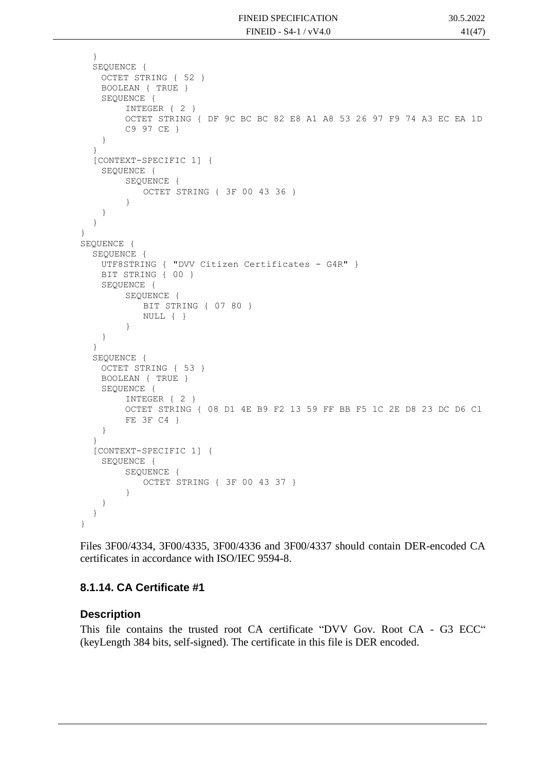```
  }
  SEQUENCE {
    OCTET STRING { 52 }
    BOOLEAN { TRUE }
    SEQUENCE {
         INTEGER { 2 }
         OCTET STRING { DF 9C BC BC 82 E8 A1 A8 53 26 97 F9 74 A3 EC EA 1D
         C9 97 CE }
    }
  }
  [CONTEXT-SPECIFIC 1] {
    SEQUENCE {
         SEQUENCE {
            OCTET STRING { 3F 00 43 36 }
         }
    }
  }
}
SEQUENCE {
  SEQUENCE {
    UTF8STRING { "DVV Citizen Certificates - G4R" }
    BIT STRING { 00 }
    SEQUENCE {
         SEQUENCE {
            BIT STRING { 07 80 }
            NULL { }
         }
    }
  }
  SEQUENCE {
    OCTET STRING { 53 }
    BOOLEAN { TRUE }
    SEQUENCE {
         INTEGER { 2 }
         OCTET STRING { 08 D1 4E B9 F2 13 59 FF BB F5 1C 2E D8 23 DC D6 C1
         FE 3F C4 }
    }
  }
  [CONTEXT-SPECIFIC 1] {
    SEQUENCE {
         SEQUENCE {
            OCTET STRING { 3F 00 43 37 }
         }
    }
  }
}
```

Files 3F00/4334, 3F00/4335, 3F00/4336 and 3F00/4337 should contain DER-encoded CA certificates in accordance with ISO/IEC 9594-8.

### 8.1.14. CA Certificate #1

#### Description

This file contains the trusted root CA certificate "DVV Gov. Root CA - G3 ECC" (keyLength 384 bits, self-signed). The certificate in this file is DER encoded.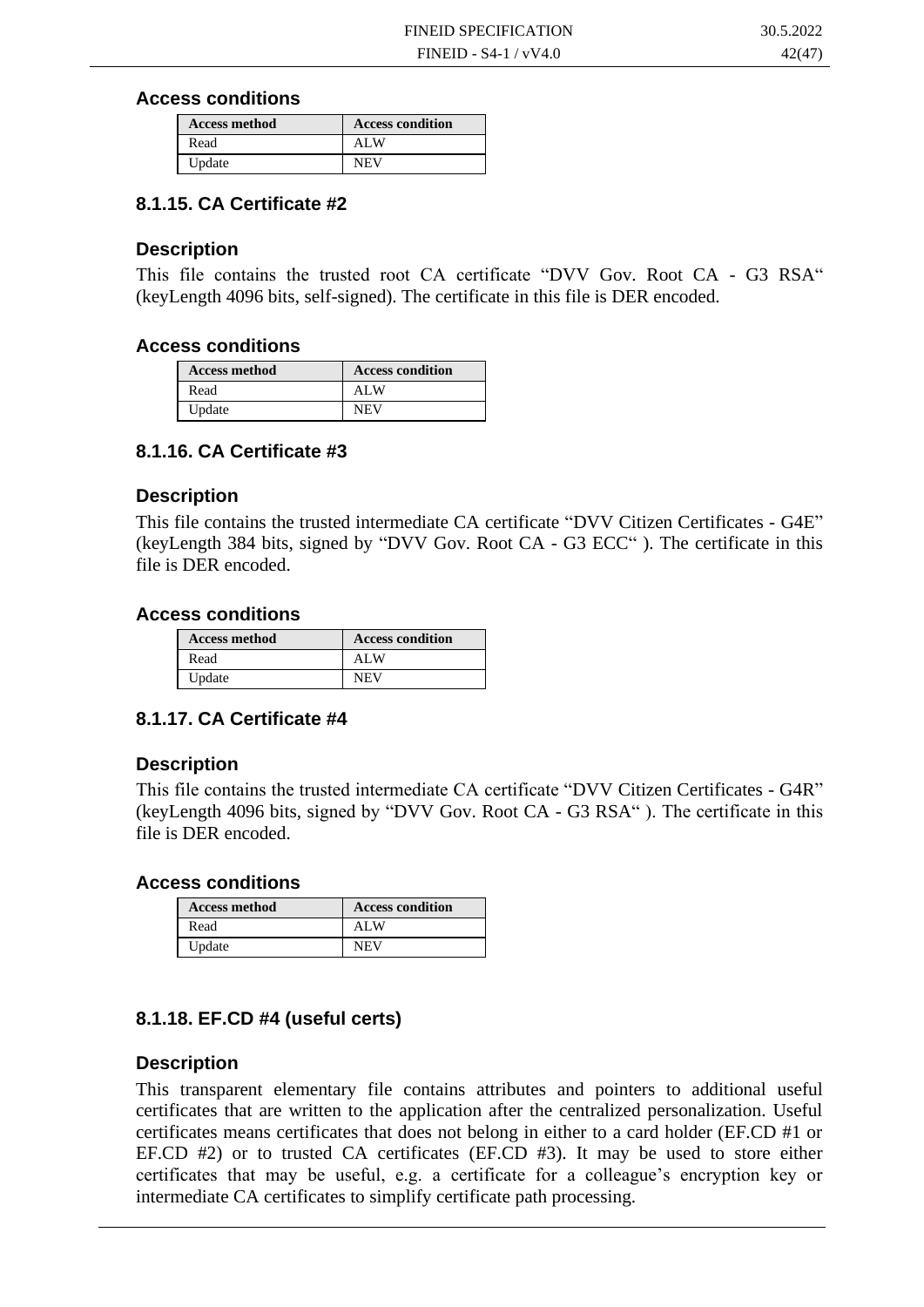### Access conditions

| Access method | Access condition |
|---|---|
| Read | ALW |
| Update | NEV |

## 8.1.15. CA Certificate #2

### Description

This file contains the trusted root CA certificate "DVV Gov. Root CA - G3 RSA" (keyLength 4096 bits, self-signed). The certificate in this file is DER encoded.

### Access conditions

| Access method | Access condition |
|---|---|
| Read | ALW |
| Update | NEV |

## 8.1.16. CA Certificate #3

### Description

This file contains the trusted intermediate CA certificate "DVV Citizen Certificates - G4E" (keyLength 384 bits, signed by "DVV Gov. Root CA - G3 ECC" ). The certificate in this file is DER encoded.

### Access conditions

| Access method | Access condition |
|---|---|
| Read | ALW |
| Update | NEV |

## 8.1.17. CA Certificate #4

### Description

This file contains the trusted intermediate CA certificate "DVV Citizen Certificates - G4R" (keyLength 4096 bits, signed by "DVV Gov. Root CA - G3 RSA" ). The certificate in this file is DER encoded.

### Access conditions

| Access method | Access condition |
|---|---|
| Read | ALW |
| Update | NEV |

## 8.1.18. EF.CD #4 (useful certs)

### Description

This transparent elementary file contains attributes and pointers to additional useful certificates that are written to the application after the centralized personalization. Useful certificates means certificates that does not belong in either to a card holder (EF.CD #1 or EF.CD #2) or to trusted CA certificates (EF.CD #3). It may be used to store either certificates that may be useful, e.g. a certificate for a colleague's encryption key or intermediate CA certificates to simplify certificate path processing.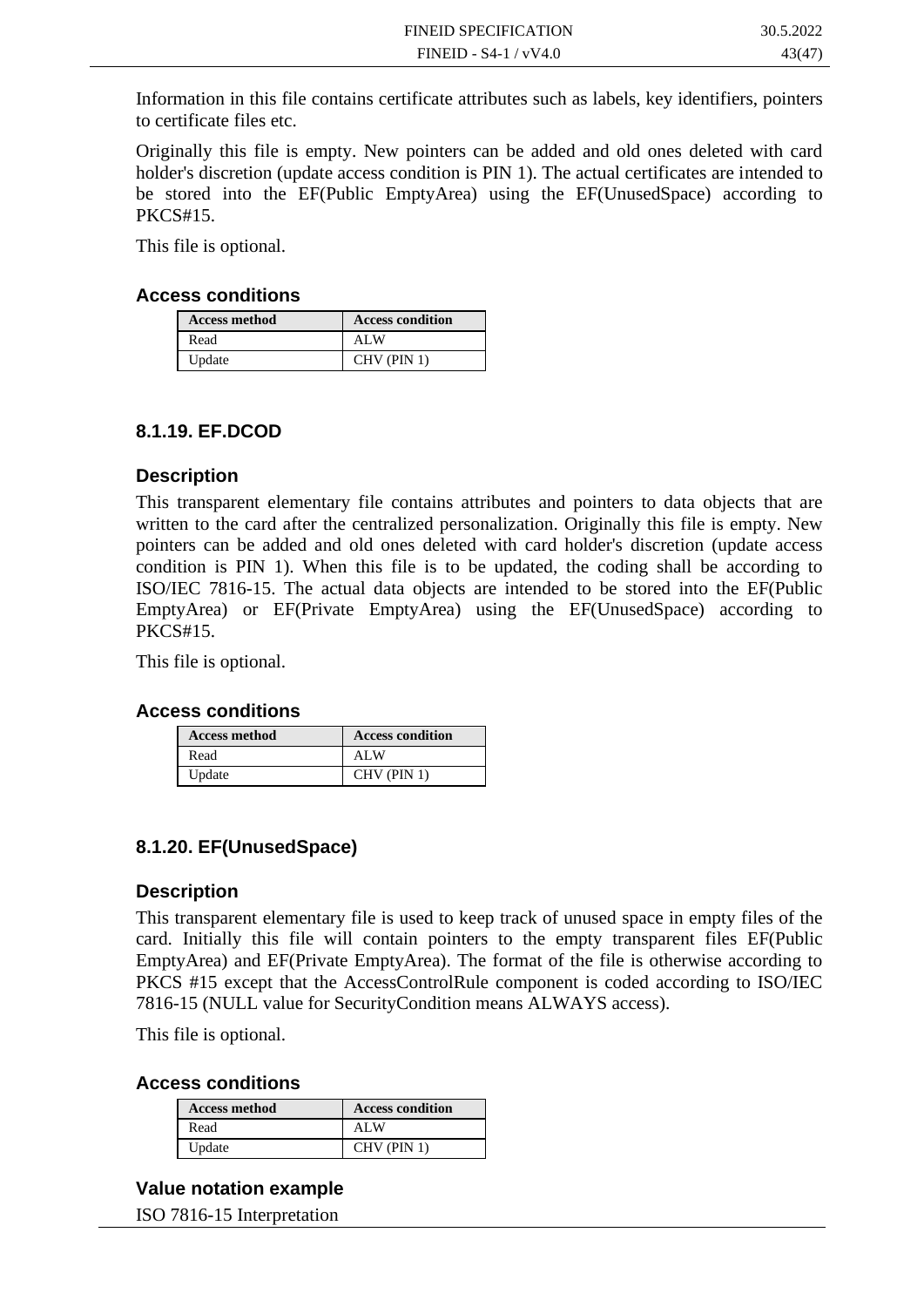Information in this file contains certificate attributes such as labels, key identifiers, pointers to certificate files etc.

Originally this file is empty. New pointers can be added and old ones deleted with card holder's discretion (update access condition is PIN 1). The actual certificates are intended to be stored into the EF(Public EmptyArea) using the EF(UnusedSpace) according to PKCS#15.

This file is optional.

### Access conditions

| Access method | Access condition |
|---|---|
| Read | ALW |
| Update | CHV (PIN 1) |

## 8.1.19. EF.DCOD

### Description

This transparent elementary file contains attributes and pointers to data objects that are written to the card after the centralized personalization. Originally this file is empty. New pointers can be added and old ones deleted with card holder's discretion (update access condition is PIN 1). When this file is to be updated, the coding shall be according to ISO/IEC 7816-15. The actual data objects are intended to be stored into the EF(Public EmptyArea) or EF(Private EmptyArea) using the EF(UnusedSpace) according to PKCS#15.

This file is optional.

### Access conditions

| Access method | Access condition |
|---|---|
| Read | ALW |
| Update | CHV (PIN 1) |

## 8.1.20. EF(UnusedSpace)

### Description

This transparent elementary file is used to keep track of unused space in empty files of the card. Initially this file will contain pointers to the empty transparent files EF(Public EmptyArea) and EF(Private EmptyArea). The format of the file is otherwise according to PKCS #15 except that the AccessControlRule component is coded according to ISO/IEC 7816-15 (NULL value for SecurityCondition means ALWAYS access).

This file is optional.

### Access conditions

| Access method | Access condition |
|---|---|
| Read | ALW |
| Update | CHV (PIN 1) |

### Value notation example

ISO 7816-15 Interpretation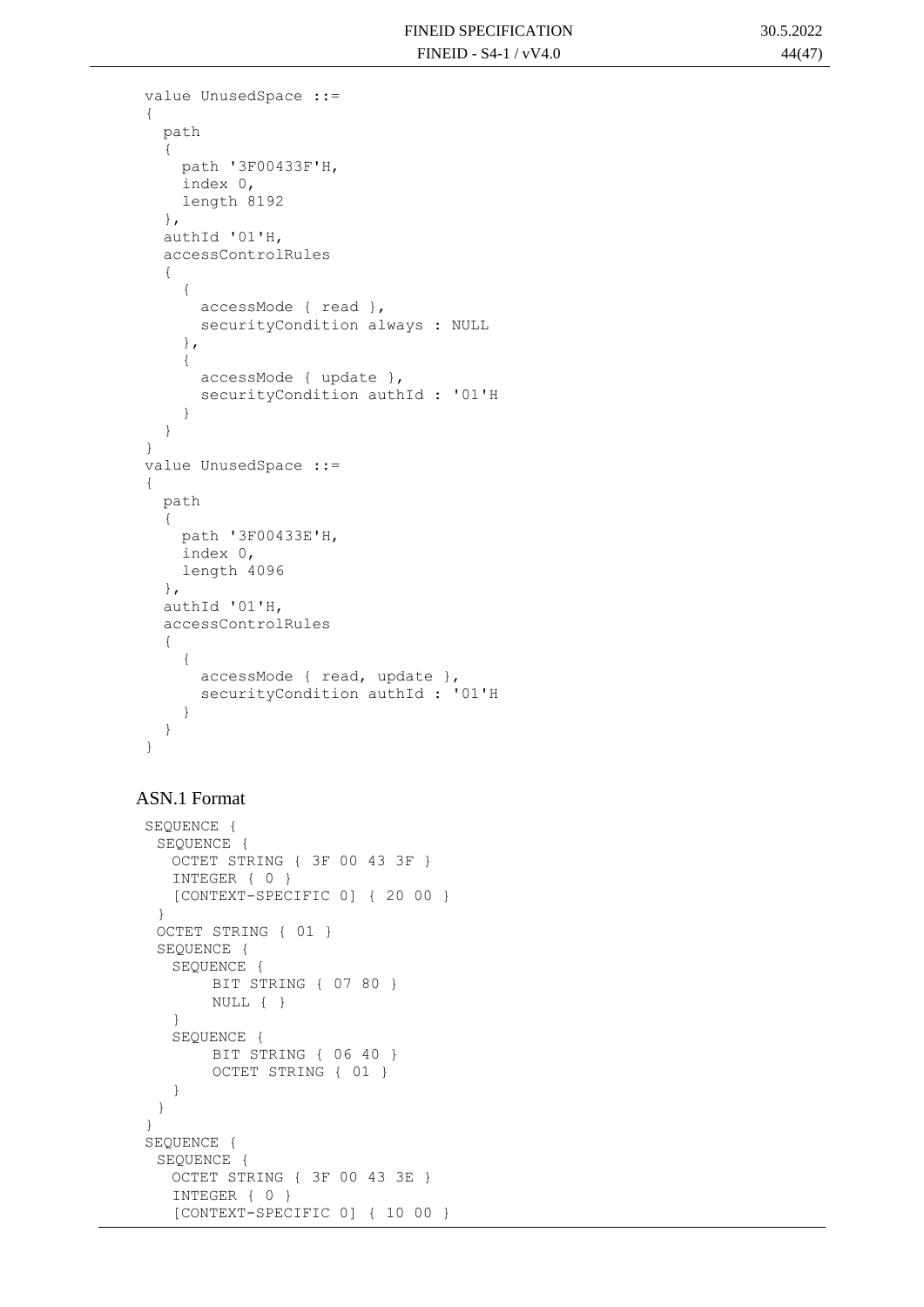```
value UnusedSpace ::=
{
  path
  {
    path '3F00433F'H,
    index 0,
    length 8192
  },
  authId '01'H,
  accessControlRules
  {
    {
      accessMode { read },
      securityCondition always : NULL
    },
    {
      accessMode { update },
      securityCondition authId : '01'H
    }
  }
}
value UnusedSpace ::=
{
  path
  {
    path '3F00433E'H,
    index 0,
    length 4096
  },
  authId '01'H,
  accessControlRules
  {
    {
      accessMode { read, update },
      securityCondition authId : '01'H
    }
  }
}
```

## ASN.1 Format

```
SEQUENCE {
 SEQUENCE {
   OCTET STRING { 3F 00 43 3F }
   INTEGER { 0 }
   [CONTEXT-SPECIFIC 0] { 20 00 }
 }
 OCTET STRING { 01 }
 SEQUENCE {
   SEQUENCE {
       BIT STRING { 07 80 }
       NULL { }
   }
   SEQUENCE {
       BIT STRING { 06 40 }
       OCTET STRING { 01 }
   }
 }
}
SEQUENCE {
 SEQUENCE {
   OCTET STRING { 3F 00 43 3E }
   INTEGER { 0 }
   [CONTEXT-SPECIFIC 0] { 10 00 }
```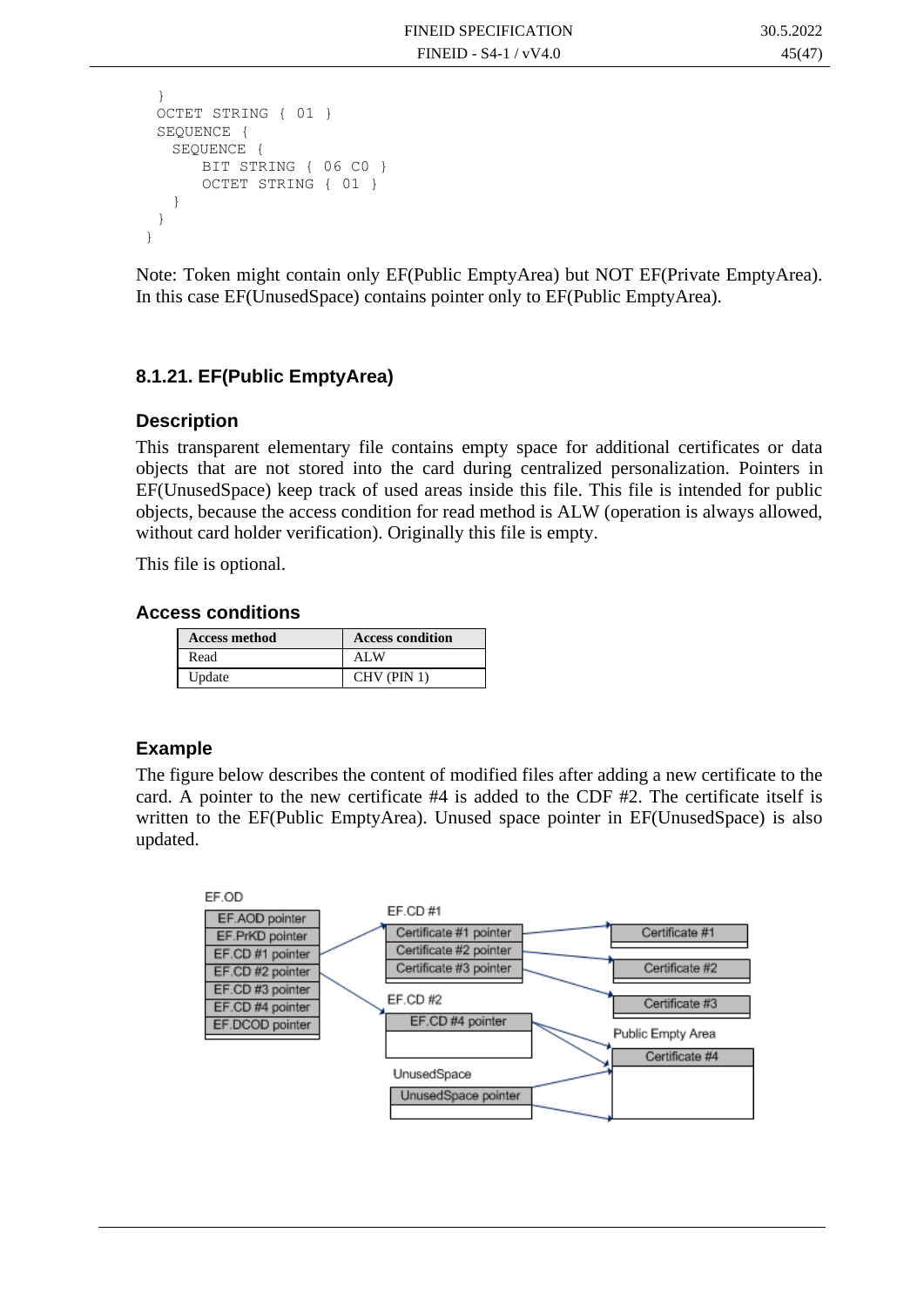```
  }
  OCTET STRING { 01 }
  SEQUENCE {
    SEQUENCE {
        BIT STRING { 06 C0 }
        OCTET STRING { 01 }
    }
  }
}
```

Note: Token might contain only EF(Public EmptyArea) but NOT EF(Private EmptyArea). In this case EF(UnusedSpace) contains pointer only to EF(Public EmptyArea).

### 8.1.21. EF(Public EmptyArea)

#### Description

This transparent elementary file contains empty space for additional certificates or data objects that are not stored into the card during centralized personalization. Pointers in EF(UnusedSpace) keep track of used areas inside this file. This file is intended for public objects, because the access condition for read method is ALW (operation is always allowed, without card holder verification). Originally this file is empty.

This file is optional.

#### Access conditions

| Access method | Access condition |
|---|---|
| Read | ALW |
| Update | CHV (PIN 1) |

#### Example

The figure below describes the content of modified files after adding a new certificate to the card. A pointer to the new certificate #4 is added to the CDF #2. The certificate itself is written to the EF(Public EmptyArea). Unused space pointer in EF(UnusedSpace) is also updated.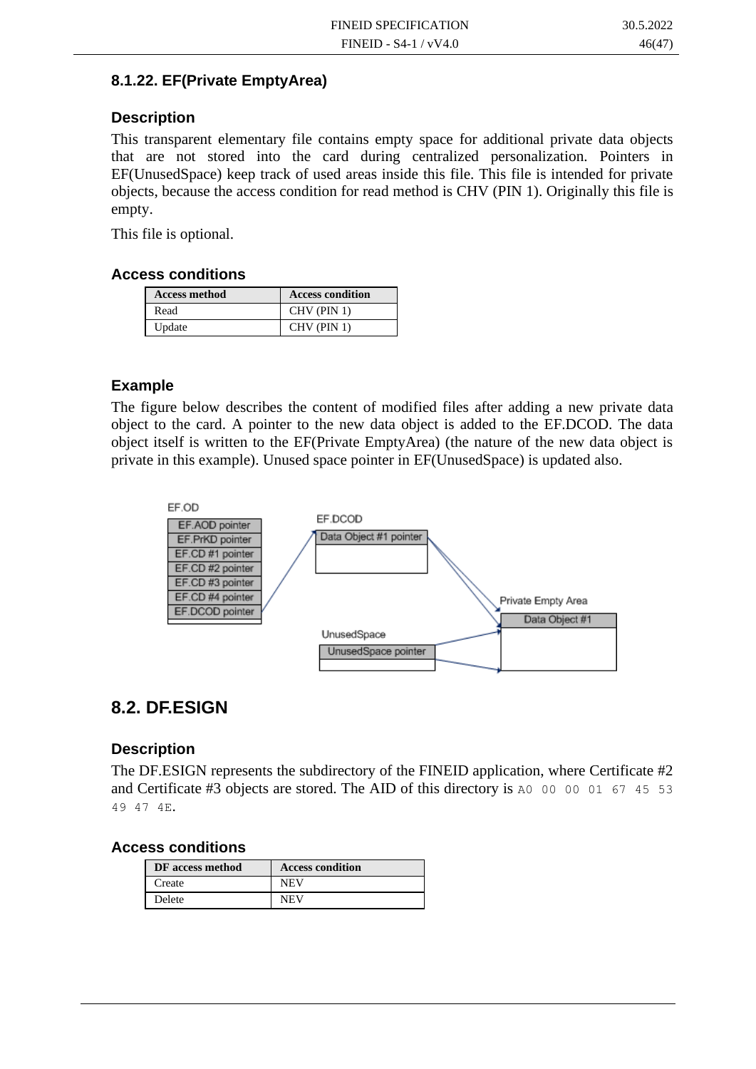### 8.1.22. EF(Private EmptyArea)

#### Description

This transparent elementary file contains empty space for additional private data objects that are not stored into the card during centralized personalization. Pointers in EF(UnusedSpace) keep track of used areas inside this file. This file is intended for private objects, because the access condition for read method is CHV (PIN 1). Originally this file is empty.

This file is optional.

#### Access conditions

| Access method | Access condition |
|---|---|
| Read | CHV (PIN 1) |
| Update | CHV (PIN 1) |

#### Example

The figure below describes the content of modified files after adding a new private data object to the card. A pointer to the new data object is added to the EF.DCOD. The data object itself is written to the EF(Private EmptyArea) (the nature of the new data object is private in this example). Unused space pointer in EF(UnusedSpace) is updated also.

EF.OD

EF.AOD pointer
EF.PrKD pointer
EF.CD #1 pointer
EF.CD #2 pointer
EF.CD #3 pointer
EF.CD #4 pointer
EF.DCOD pointer

EF.DCOD

Data Object #1 pointer

Private Empty Area

Data Object #1

UnusedSpace

UnusedSpace pointer

## 8.2. DF.ESIGN

#### Description

The DF.ESIGN represents the subdirectory of the FINEID application, where Certificate #2 and Certificate #3 objects are stored. The AID of this directory is `A0 00 00 01 67 45 53 49 47 4E`.

#### Access conditions

| DF access method | Access condition |
|---|---|
| Create | NEV |
| Delete | NEV |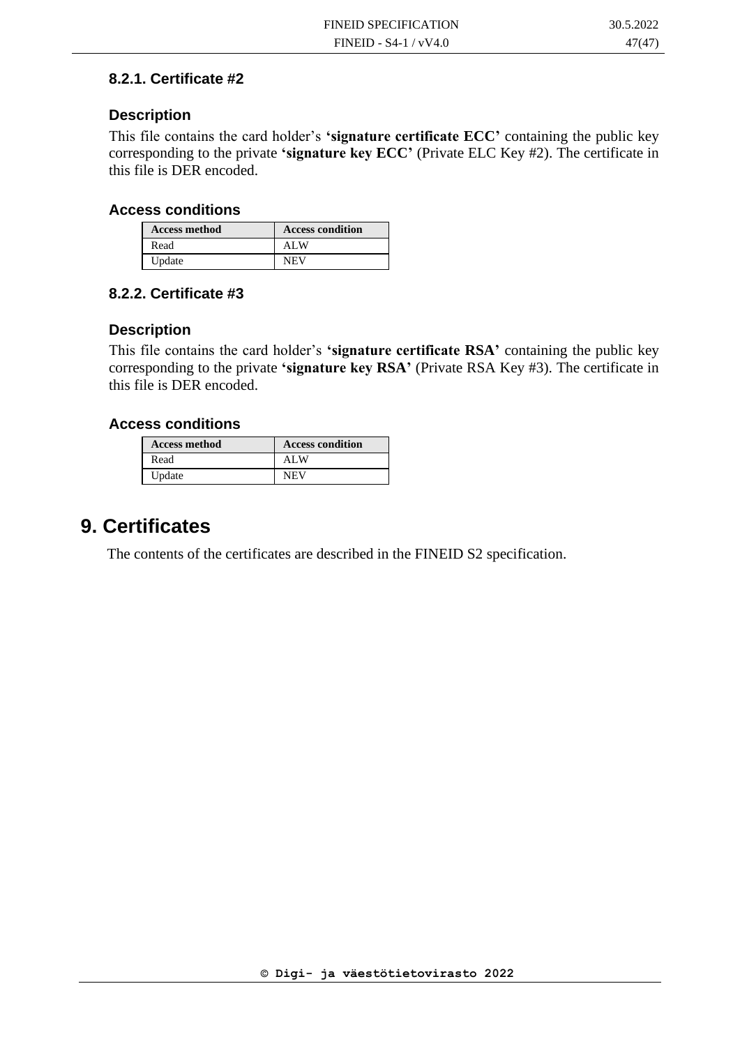### 8.2.1. Certificate #2

#### Description

This file contains the card holder's **'signature certificate ECC'** containing the public key corresponding to the private **'signature key ECC'** (Private ELC Key #2). The certificate in this file is DER encoded.

#### Access conditions

| Access method | Access condition |
|---|---|
| Read | ALW |
| Update | NEV |

### 8.2.2. Certificate #3

#### Description

This file contains the card holder's **'signature certificate RSA'** containing the public key corresponding to the private **'signature key RSA'** (Private RSA Key #3). The certificate in this file is DER encoded.

#### Access conditions

| Access method | Access condition |
|---|---|
| Read | ALW |
| Update | NEV |

# 9. Certificates

The contents of the certificates are described in the FINEID S2 specification.

© Digi- ja väestötietovirasto 2022